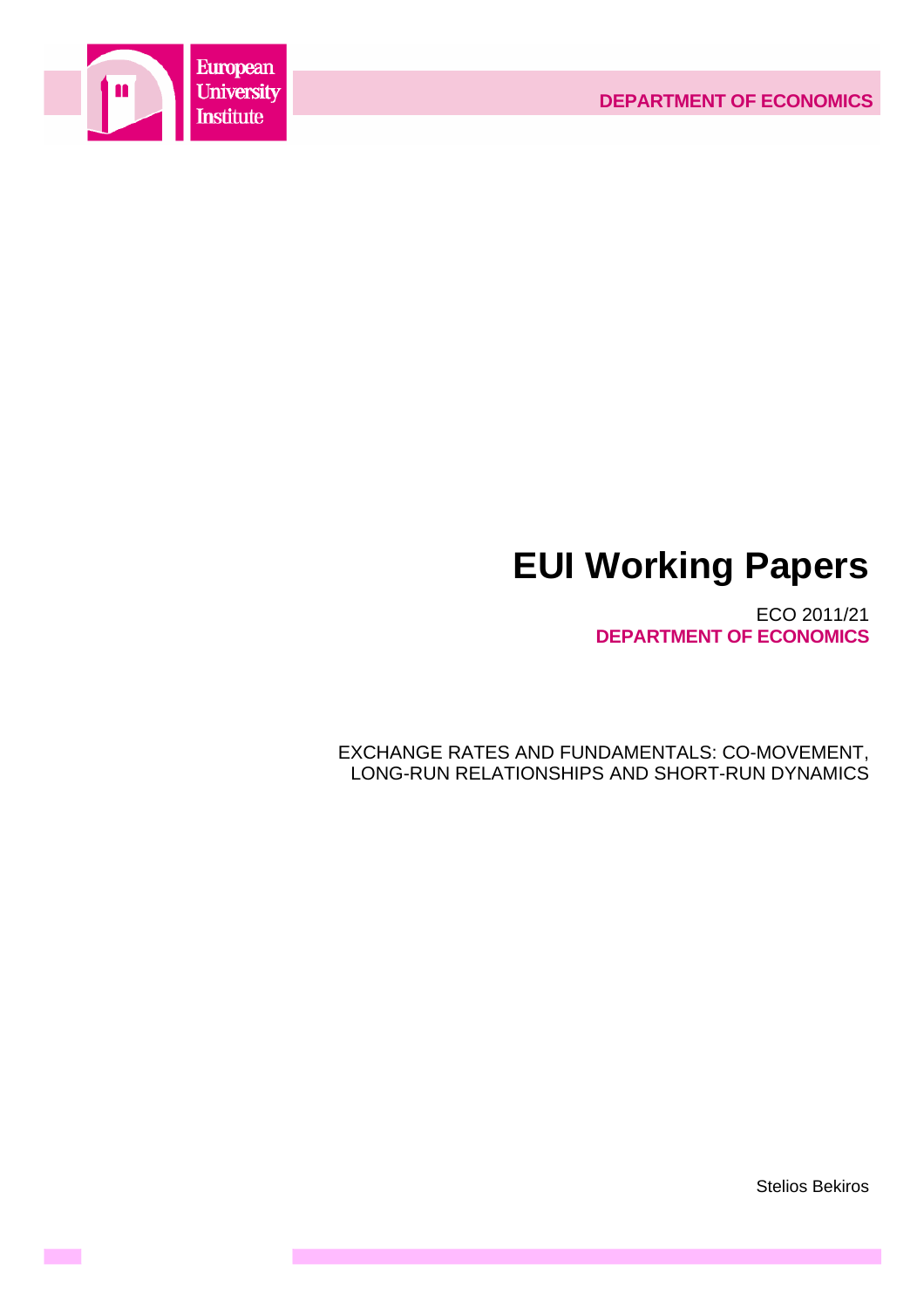European University Institute

DEPARTMENT OF ECONOMICS

# EUI Working Papers

ECO 2011/21
**DEPARTMENT OF ECONOMICS**

EXCHANGE RATES AND FUNDAMENTALS: CO-MOVEMENT, LONG-RUN RELATIONSHIPS AND SHORT-RUN DYNAMICS

Stelios Bekiros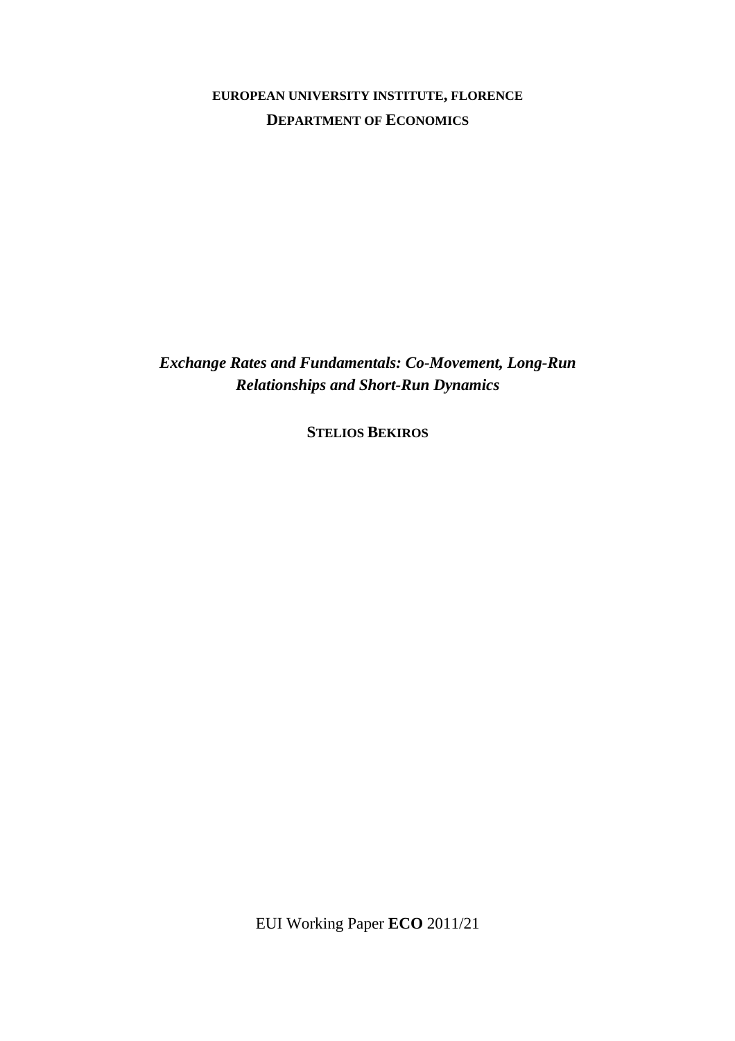**EUROPEAN UNIVERSITY INSTITUTE, FLORENCE**

**DEPARTMENT OF ECONOMICS**

***Exchange Rates and Fundamentals: Co-Movement, Long-Run Relationships and Short-Run Dynamics***

**STELIOS BEKIROS**

EUI Working Paper **ECO** 2011/21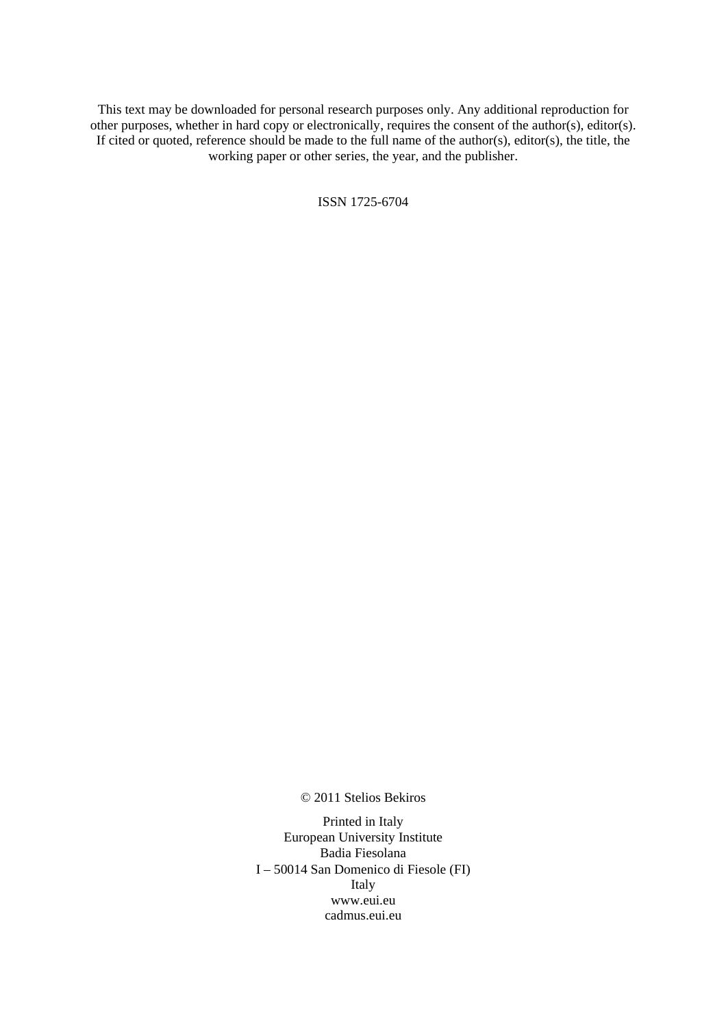This text may be downloaded for personal research purposes only. Any additional reproduction for other purposes, whether in hard copy or electronically, requires the consent of the author(s), editor(s). If cited or quoted, reference should be made to the full name of the author(s), editor(s), the title, the working paper or other series, the year, and the publisher.

ISSN 1725-6704

© 2011 Stelios Bekiros

Printed in Italy  
European University Institute  
Badia Fiesolana  
I – 50014 San Domenico di Fiesole (FI)  
Italy  
www.eui.eu  
cadmus.eui.eu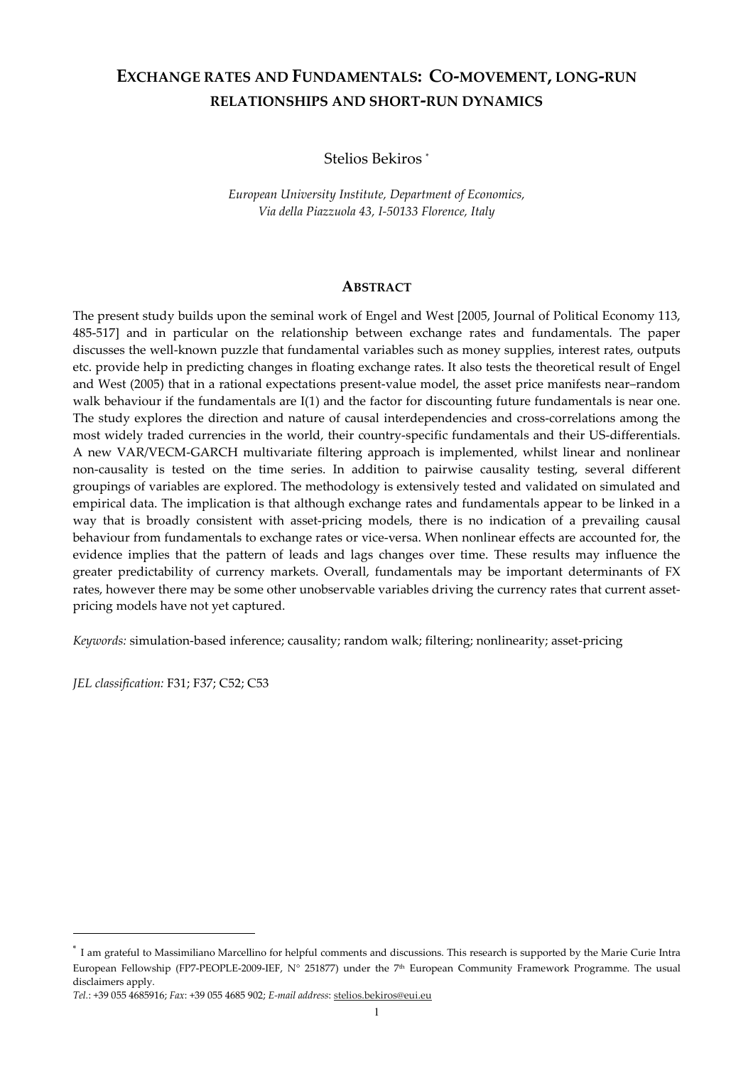# EXCHANGE RATES AND FUNDAMENTALS: CO-MOVEMENT, LONG-RUN RELATIONSHIPS AND SHORT-RUN DYNAMICS

Stelios Bekiros [*]

*European University Institute, Department of Economics,*
*Via della Piazzuola 43, I-50133 Florence, Italy*

## ABSTRACT

The present study builds upon the seminal work of Engel and West [2005, Journal of Political Economy 113, 485-517] and in particular on the relationship between exchange rates and fundamentals. The paper discusses the well-known puzzle that fundamental variables such as money supplies, interest rates, outputs etc. provide help in predicting changes in floating exchange rates. It also tests the theoretical result of Engel and West (2005) that in a rational expectations present-value model, the asset price manifests near–random walk behaviour if the fundamentals are I(1) and the factor for discounting future fundamentals is near one. The study explores the direction and nature of causal interdependencies and cross-correlations among the most widely traded currencies in the world, their country-specific fundamentals and their US-differentials. A new VAR/VECM-GARCH multivariate filtering approach is implemented, whilst linear and nonlinear non-causality is tested on the time series. In addition to pairwise causality testing, several different groupings of variables are explored. The methodology is extensively tested and validated on simulated and empirical data. The implication is that although exchange rates and fundamentals appear to be linked in a way that is broadly consistent with asset-pricing models, there is no indication of a prevailing causal behaviour from fundamentals to exchange rates or vice-versa. When nonlinear effects are accounted for, the evidence implies that the pattern of leads and lags changes over time. These results may influence the greater predictability of currency markets. Overall, fundamentals may be important determinants of FX rates, however there may be some other unobservable variables driving the currency rates that current asset-pricing models have not yet captured.

*Keywords:* simulation-based inference; causality; random walk; filtering; nonlinearity; asset-pricing

*JEL classification:* F31; F37; C52; C53

---

[*] I am grateful to Massimiliano Marcellino for helpful comments and discussions. This research is supported by the Marie Curie Intra European Fellowship (FP7-PEOPLE-2009-IEF, N° 251877) under the 7th European Community Framework Programme. The usual disclaimers apply.

*Tel.*: +39 055 4685916; *Fax*: +39 055 4685 902; *E-mail address*: stelios.bekiros@eui.eu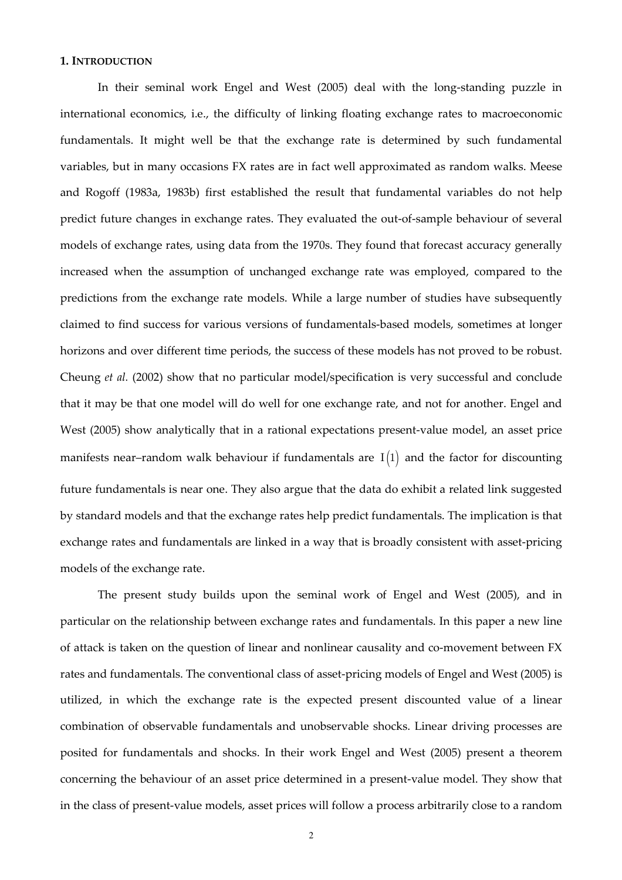## 1. Introduction

In their seminal work Engel and West (2005) deal with the long-standing puzzle in international economics, i.e., the difficulty of linking floating exchange rates to macroeconomic fundamentals. It might well be that the exchange rate is determined by such fundamental variables, but in many occasions FX rates are in fact well approximated as random walks. Meese and Rogoff (1983a, 1983b) first established the result that fundamental variables do not help predict future changes in exchange rates. They evaluated the out-of-sample behaviour of several models of exchange rates, using data from the 1970s. They found that forecast accuracy generally increased when the assumption of unchanged exchange rate was employed, compared to the predictions from the exchange rate models. While a large number of studies have subsequently claimed to find success for various versions of fundamentals-based models, sometimes at longer horizons and over different time periods, the success of these models has not proved to be robust. Cheung *et al.* (2002) show that no particular model/specification is very successful and conclude that it may be that one model will do well for one exchange rate, and not for another. Engel and West (2005) show analytically that in a rational expectations present-value model, an asset price manifests near–random walk behaviour if fundamentals are $I(1)$ and the factor for discounting future fundamentals is near one. They also argue that the data do exhibit a related link suggested by standard models and that the exchange rates help predict fundamentals. The implication is that exchange rates and fundamentals are linked in a way that is broadly consistent with asset-pricing models of the exchange rate.

The present study builds upon the seminal work of Engel and West (2005), and in particular on the relationship between exchange rates and fundamentals. In this paper a new line of attack is taken on the question of linear and nonlinear causality and co-movement between FX rates and fundamentals. The conventional class of asset-pricing models of Engel and West (2005) is utilized, in which the exchange rate is the expected present discounted value of a linear combination of observable fundamentals and unobservable shocks. Linear driving processes are posited for fundamentals and shocks. In their work Engel and West (2005) present a theorem concerning the behaviour of an asset price determined in a present-value model. They show that in the class of present-value models, asset prices will follow a process arbitrarily close to a random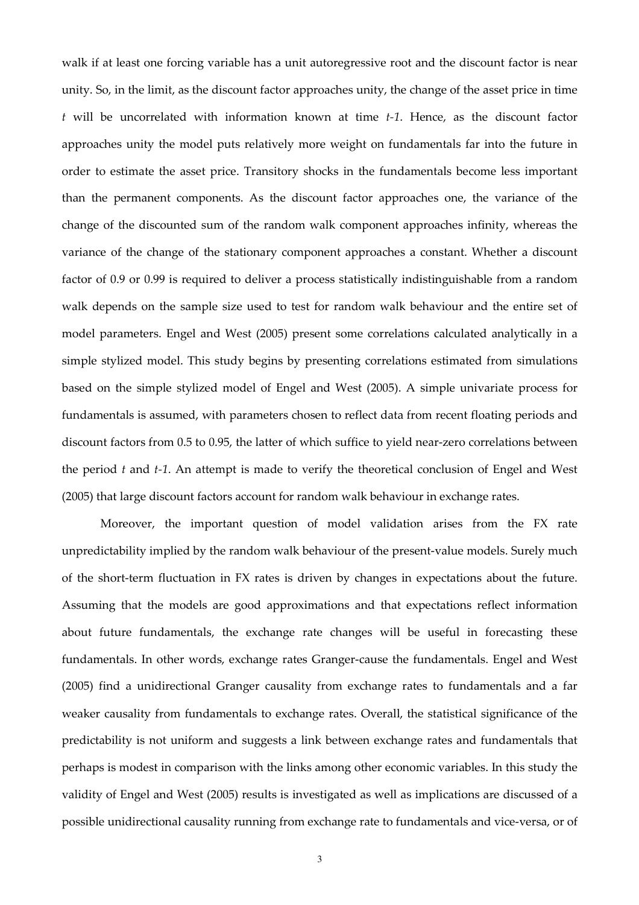walk if at least one forcing variable has a unit autoregressive root and the discount factor is near unity. So, in the limit, as the discount factor approaches unity, the change of the asset price in time $t$ will be uncorrelated with information known at time $t$-1. Hence, as the discount factor approaches unity the model puts relatively more weight on fundamentals far into the future in order to estimate the asset price. Transitory shocks in the fundamentals become less important than the permanent components. As the discount factor approaches one, the variance of the change of the discounted sum of the random walk component approaches infinity, whereas the variance of the change of the stationary component approaches a constant. Whether a discount factor of 0.9 or 0.99 is required to deliver a process statistically indistinguishable from a random walk depends on the sample size used to test for random walk behaviour and the entire set of model parameters. Engel and West (2005) present some correlations calculated analytically in a simple stylized model. This study begins by presenting correlations estimated from simulations based on the simple stylized model of Engel and West (2005). A simple univariate process for fundamentals is assumed, with parameters chosen to reflect data from recent floating periods and discount factors from 0.5 to 0.95, the latter of which suffice to yield near-zero correlations between the period $t$ and $t$-1. An attempt is made to verify the theoretical conclusion of Engel and West (2005) that large discount factors account for random walk behaviour in exchange rates.

Moreover, the important question of model validation arises from the FX rate unpredictability implied by the random walk behaviour of the present-value models. Surely much of the short-term fluctuation in FX rates is driven by changes in expectations about the future. Assuming that the models are good approximations and that expectations reflect information about future fundamentals, the exchange rate changes will be useful in forecasting these fundamentals. In other words, exchange rates Granger-cause the fundamentals. Engel and West (2005) find a unidirectional Granger causality from exchange rates to fundamentals and a far weaker causality from fundamentals to exchange rates. Overall, the statistical significance of the predictability is not uniform and suggests a link between exchange rates and fundamentals that perhaps is modest in comparison with the links among other economic variables. In this study the validity of Engel and West (2005) results is investigated as well as implications are discussed of a possible unidirectional causality running from exchange rate to fundamentals and vice-versa, or of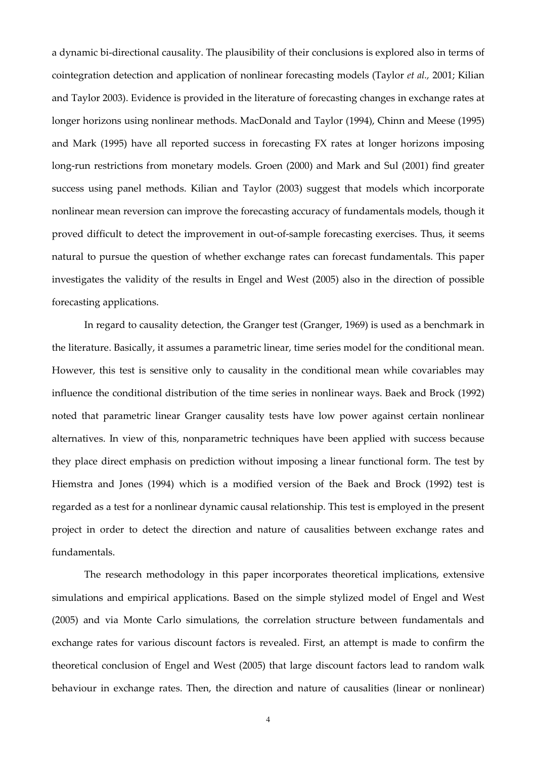a dynamic bi-directional causality. The plausibility of their conclusions is explored also in terms of cointegration detection and application of nonlinear forecasting models (Taylor *et al.,* 2001; Kilian and Taylor 2003). Evidence is provided in the literature of forecasting changes in exchange rates at longer horizons using nonlinear methods. MacDonald and Taylor (1994), Chinn and Meese (1995) and Mark (1995) have all reported success in forecasting FX rates at longer horizons imposing long-run restrictions from monetary models. Groen (2000) and Mark and Sul (2001) find greater success using panel methods. Kilian and Taylor (2003) suggest that models which incorporate nonlinear mean reversion can improve the forecasting accuracy of fundamentals models, though it proved difficult to detect the improvement in out-of-sample forecasting exercises. Thus, it seems natural to pursue the question of whether exchange rates can forecast fundamentals. This paper investigates the validity of the results in Engel and West (2005) also in the direction of possible forecasting applications.

In regard to causality detection, the Granger test (Granger, 1969) is used as a benchmark in the literature. Basically, it assumes a parametric linear, time series model for the conditional mean. However, this test is sensitive only to causality in the conditional mean while covariables may influence the conditional distribution of the time series in nonlinear ways. Baek and Brock (1992) noted that parametric linear Granger causality tests have low power against certain nonlinear alternatives. In view of this, nonparametric techniques have been applied with success because they place direct emphasis on prediction without imposing a linear functional form. The test by Hiemstra and Jones (1994) which is a modified version of the Baek and Brock (1992) test is regarded as a test for a nonlinear dynamic causal relationship. This test is employed in the present project in order to detect the direction and nature of causalities between exchange rates and fundamentals.

The research methodology in this paper incorporates theoretical implications, extensive simulations and empirical applications. Based on the simple stylized model of Engel and West (2005) and via Monte Carlo simulations, the correlation structure between fundamentals and exchange rates for various discount factors is revealed. First, an attempt is made to confirm the theoretical conclusion of Engel and West (2005) that large discount factors lead to random walk behaviour in exchange rates. Then, the direction and nature of causalities (linear or nonlinear)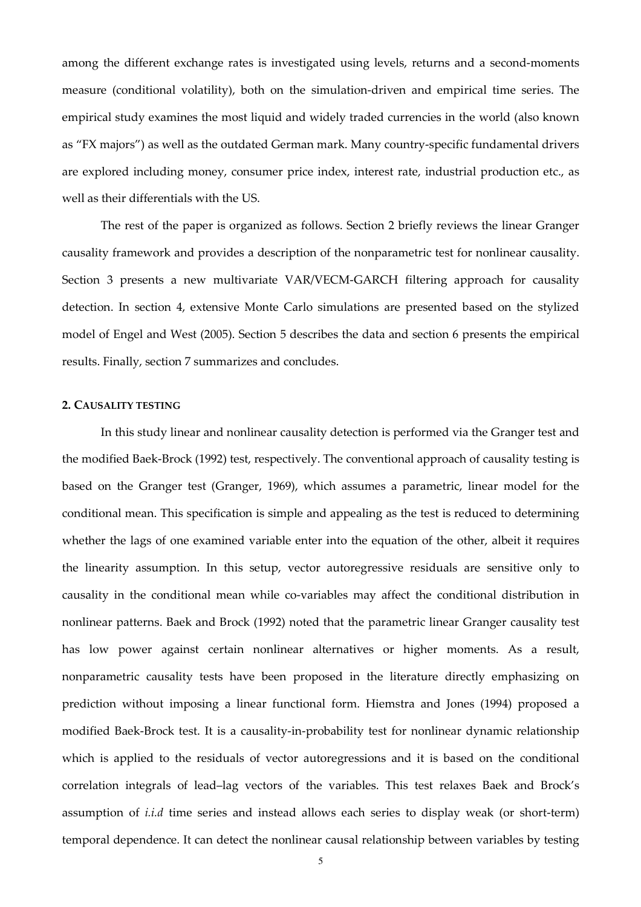among the different exchange rates is investigated using levels, returns and a second-moments measure (conditional volatility), both on the simulation-driven and empirical time series. The empirical study examines the most liquid and widely traded currencies in the world (also known as "FX majors") as well as the outdated German mark. Many country-specific fundamental drivers are explored including money, consumer price index, interest rate, industrial production etc., as well as their differentials with the US.

The rest of the paper is organized as follows. Section 2 briefly reviews the linear Granger causality framework and provides a description of the nonparametric test for nonlinear causality. Section 3 presents a new multivariate VAR/VECM-GARCH filtering approach for causality detection. In section 4, extensive Monte Carlo simulations are presented based on the stylized model of Engel and West (2005). Section 5 describes the data and section 6 presents the empirical results. Finally, section 7 summarizes and concludes.

## 2. CAUSALITY TESTING

In this study linear and nonlinear causality detection is performed via the Granger test and the modified Baek-Brock (1992) test, respectively. The conventional approach of causality testing is based on the Granger test (Granger, 1969), which assumes a parametric, linear model for the conditional mean. This specification is simple and appealing as the test is reduced to determining whether the lags of one examined variable enter into the equation of the other, albeit it requires the linearity assumption. In this setup, vector autoregressive residuals are sensitive only to causality in the conditional mean while co-variables may affect the conditional distribution in nonlinear patterns. Baek and Brock (1992) noted that the parametric linear Granger causality test has low power against certain nonlinear alternatives or higher moments. As a result, nonparametric causality tests have been proposed in the literature directly emphasizing on prediction without imposing a linear functional form. Hiemstra and Jones (1994) proposed a modified Baek-Brock test. It is a causality-in-probability test for nonlinear dynamic relationship which is applied to the residuals of vector autoregressions and it is based on the conditional correlation integrals of lead–lag vectors of the variables. This test relaxes Baek and Brock's assumption of *i.i.d* time series and instead allows each series to display weak (or short-term) temporal dependence. It can detect the nonlinear causal relationship between variables by testing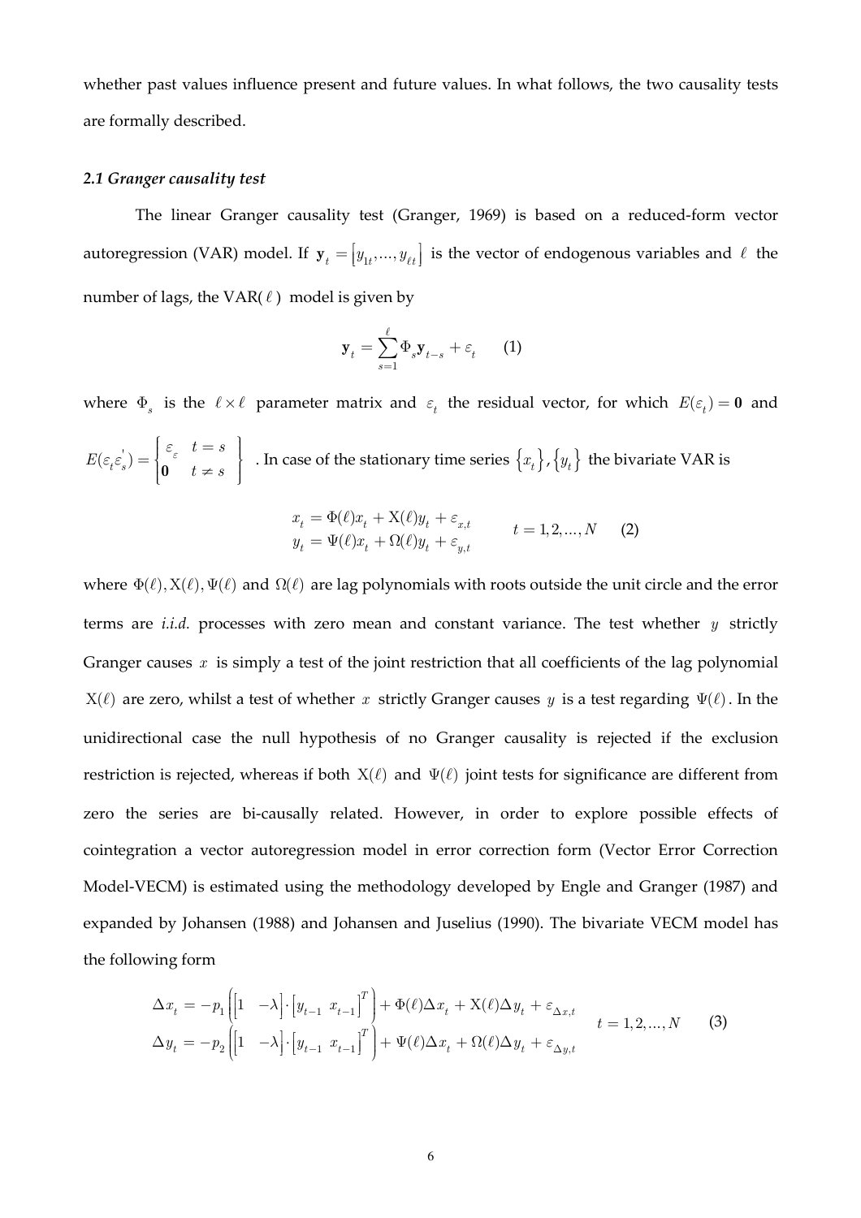whether past values influence present and future values. In what follows, the two causality tests are formally described.

### *2.1 Granger causality test*

The linear Granger causality test (Granger, 1969) is based on a reduced-form vector autoregression (VAR) model. If $\mathbf{y}_t = \left[y_{1t},...,y_{\ell t}\right]$ is the vector of endogenous variables and $\ell$ the number of lags, the VAR( $\ell$ ) model is given by

$$\mathbf{y}_t = \sum_{s=1}^{\ell} \Phi_s \mathbf{y}_{t-s} + \varepsilon_t \qquad (1)$$

where $\Phi_s$ is the $\ell \times \ell$ parameter matrix and $\varepsilon_t$ the residual vector, for which $E(\varepsilon_t) = \mathbf{0}$ and $E(\varepsilon_t \varepsilon_s^{'}) = \begin{cases} \varepsilon_{\varepsilon} & t = s \\ \mathbf{0} & t \neq s \end{cases}$ . In case of the stationary time series $\left\{x_t\right\}, \left\{y_t\right\}$ the bivariate VAR is

$$\begin{aligned} x_t &= \Phi(\ell) x_t + \mathrm{X}(\ell) y_t + \varepsilon_{x,t} \\ y_t &= \Psi(\ell) x_t + \Omega(\ell) y_t + \varepsilon_{y,t} \end{aligned} \qquad t = 1,2,...,N \qquad (2)$$

where $\Phi(\ell), \mathrm{X}(\ell), \Psi(\ell)$ and $\Omega(\ell)$ are lag polynomials with roots outside the unit circle and the error terms are *i.i.d.* processes with zero mean and constant variance. The test whether $y$ strictly Granger causes $x$ is simply a test of the joint restriction that all coefficients of the lag polynomial $\mathrm{X}(\ell)$ are zero, whilst a test of whether $x$ strictly Granger causes $y$ is a test regarding $\Psi(\ell)$. In the unidirectional case the null hypothesis of no Granger causality is rejected if the exclusion restriction is rejected, whereas if both $\mathrm{X}(\ell)$ and $\Psi(\ell)$ joint tests for significance are different from zero the series are bi-causally related. However, in order to explore possible effects of cointegration a vector autoregression model in error correction form (Vector Error Correction Model-VECM) is estimated using the methodology developed by Engle and Granger (1987) and expanded by Johansen (1988) and Johansen and Juselius (1990). The bivariate VECM model has the following form

$$\begin{aligned} \Delta x_t &= -p_1 \left( \begin{bmatrix} 1 & -\lambda \end{bmatrix} \cdot \begin{bmatrix} y_{t-1} & x_{t-1} \end{bmatrix}^T \right) + \Phi(\ell) \Delta x_t + \mathrm{X}(\ell) \Delta y_t + \varepsilon_{\Delta x,t} \\ \Delta y_t &= -p_2 \left( \begin{bmatrix} 1 & -\lambda \end{bmatrix} \cdot \begin{bmatrix} y_{t-1} & x_{t-1} \end{bmatrix}^T \right) + \Psi(\ell) \Delta x_t + \Omega(\ell) \Delta y_t + \varepsilon_{\Delta y,t} \end{aligned} \qquad t = 1,2,...,N \qquad (3)$$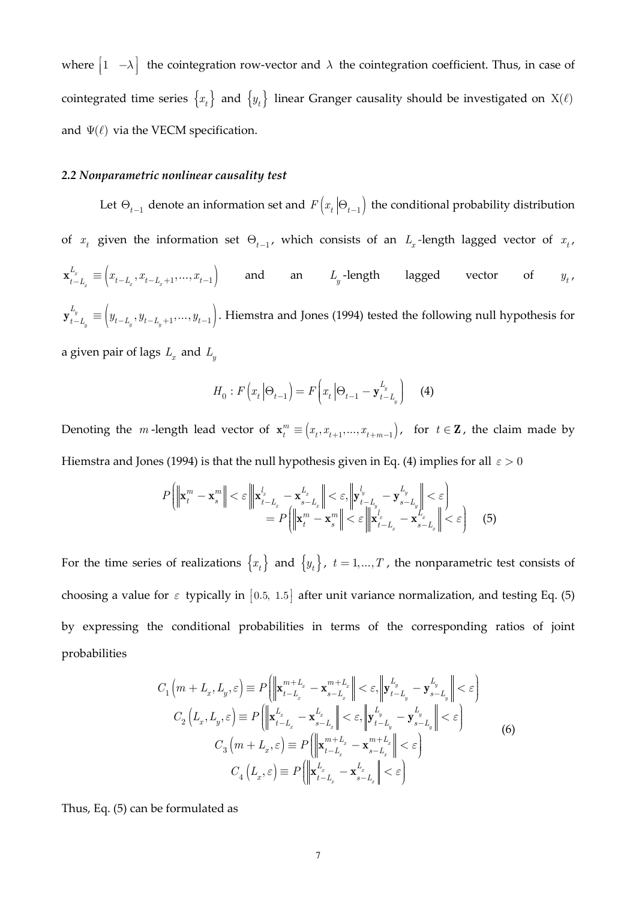where $\begin{bmatrix} 1 & -\lambda \end{bmatrix}$ the cointegration row-vector and $\lambda$ the cointegration coefficient. Thus, in case of cointegrated time series $\{x_t\}$ and $\{y_t\}$ linear Granger causality should be investigated on $\mathrm{X}(\ell)$ and $\Psi(\ell)$ via the VECM specification.

### *2.2 Nonparametric nonlinear causality test*

Let $\Theta_{t-1}$ denote an information set and $F\left(x_t \left|\Theta_{t-1}\right.\right)$ the conditional probability distribution of $x_t$ given the information set $\Theta_{t-1}$, which consists of an $L_x$-length lagged vector of $x_t$, $\mathbf{x}_{t-L_x}^{L_x} \equiv \left(x_{t-L_x}, x_{t-L_x+1}, \ldots, x_{t-1}\right)$ and an $L_y$-length lagged vector of $y_t$, $\mathbf{y}_{t-L_y}^{L_y} \equiv \left(y_{t-L_y}, y_{t-L_y+1}, \ldots, y_{t-1}\right)$. Hiemstra and Jones (1994) tested the following null hypothesis for a given pair of lags $L_x$ and $L_y$

$$H_0 : F\left(x_t \left|\Theta_{t-1}\right.\right) = F\left(x_t \left|\Theta_{t-1} - \mathbf{y}_{t-L_y}^{L_y}\right.\right) \qquad (4)$$

Denoting the $m$-length lead vector of $\mathbf{x}_t^m \equiv \left(x_t, x_{t+1}, \ldots, x_{t+m-1}\right)$, for $t \in \mathbf{Z}$, the claim made by Hiemstra and Jones (1994) is that the null hypothesis given in Eq. (4) implies for all $\varepsilon > 0$

$$\begin{aligned} P\left(\left\|\mathbf{x}_t^m - \mathbf{x}_s^m\right\| < \varepsilon \left\| \mathbf{x}_{t-L_x}^{l_x} - \mathbf{x}_{s-L_x}^{L_x} \right\| < \varepsilon, \left\| \mathbf{y}_{t-L_y}^{l_y} - \mathbf{y}_{s-L_y}^{L_y} \right\| < \varepsilon \right) \\ = P\left(\left\|\mathbf{x}_t^m - \mathbf{x}_s^m\right\| < \varepsilon \left\| \mathbf{x}_{t-L_x}^{l_x} - \mathbf{x}_{s-L_x}^{L_x} \right\| < \varepsilon \right) \end{aligned} \qquad (5)$$

For the time series of realizations $\{x_t\}$ and $\{y_t\}$, $t = 1, \ldots, T$, the nonparametric test consists of choosing a value for $\varepsilon$ typically in $[0.5,\ 1.5]$ after unit variance normalization, and testing Eq. (5) by expressing the conditional probabilities in terms of the corresponding ratios of joint probabilities

$$\begin{aligned} C_1\left(m+L_x, L_y, \varepsilon\right) &\equiv P\left(\left\|\mathbf{x}_{t-L_x}^{m+L_x} - \mathbf{x}_{s-L_x}^{m+L_x}\right\| < \varepsilon, \left\|\mathbf{y}_{t-L_y}^{L_y} - \mathbf{y}_{s-L_y}^{L_y}\right\| < \varepsilon\right) \\ C_2\left(L_x, L_y, \varepsilon\right) &\equiv P\left(\left\|\mathbf{x}_{t-L_x}^{L_x} - \mathbf{x}_{s-L_x}^{L_x}\right\| < \varepsilon, \left\|\mathbf{y}_{t-L_y}^{L_y} - \mathbf{y}_{s-L_y}^{L_y}\right\| < \varepsilon\right) \\ C_3\left(m+L_x, \varepsilon\right) &\equiv P\left(\left\|\mathbf{x}_{t-L_x}^{m+L_x} - \mathbf{x}_{s-L_x}^{m+L_x}\right\| < \varepsilon\right) \\ C_4\left(L_x, \varepsilon\right) &\equiv P\left(\left\|\mathbf{x}_{t-L_x}^{L_x} - \mathbf{x}_{s-L_x}^{L_x}\right\| < \varepsilon\right) \end{aligned} \qquad (6)$$

Thus, Eq. (5) can be formulated as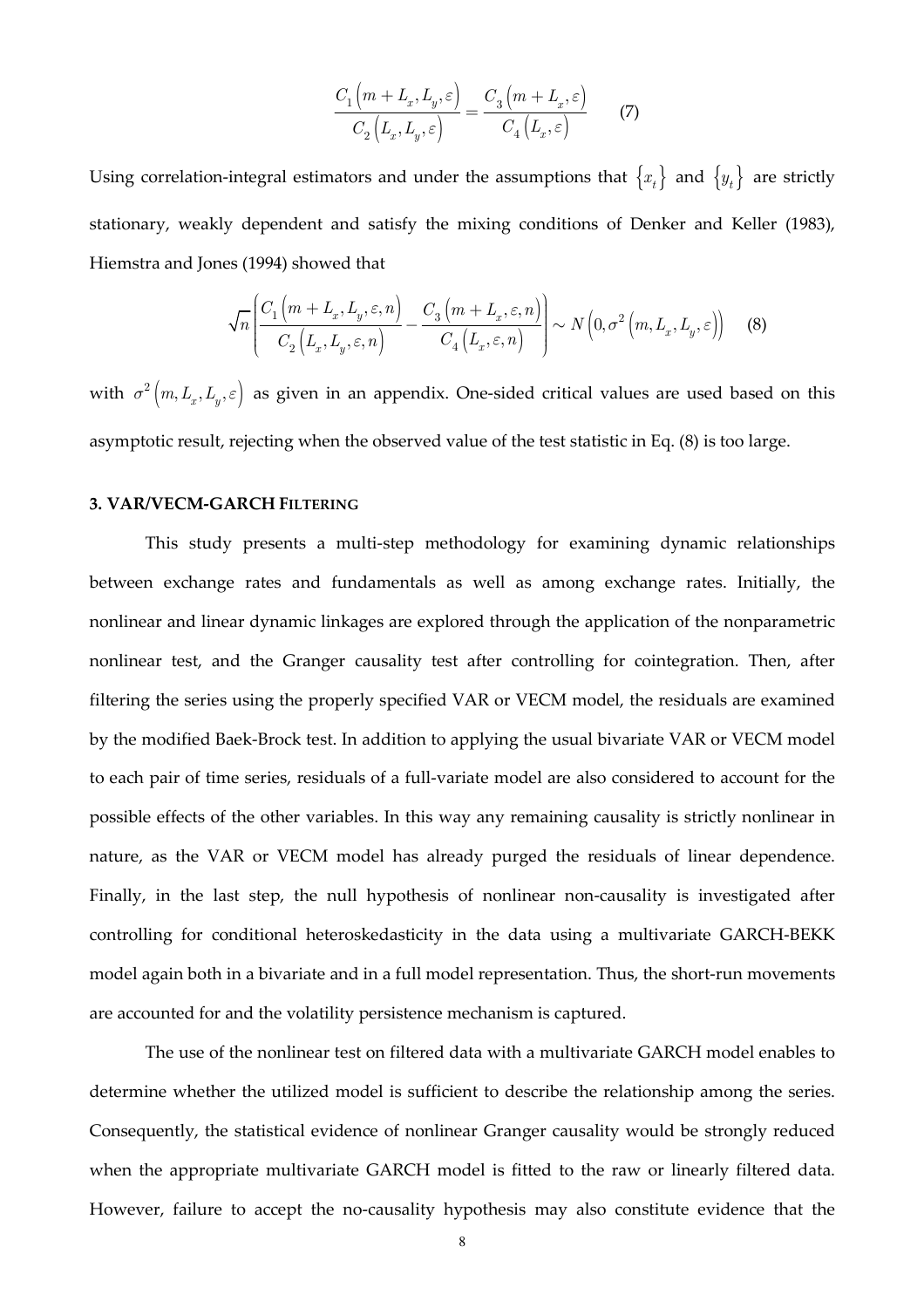$$\frac{C_1\left(m+L_x, L_y, \varepsilon\right)}{C_2\left(L_x, L_y, \varepsilon\right)} = \frac{C_3\left(m+L_x, \varepsilon\right)}{C_4\left(L_x, \varepsilon\right)} \qquad (7)$$

Using correlation-integral estimators and under the assumptions that $\{x_t\}$ and $\{y_t\}$ are strictly stationary, weakly dependent and satisfy the mixing conditions of Denker and Keller (1983), Hiemstra and Jones (1994) showed that

$$\sqrt{n}\left(\frac{C_1\left(m+L_x, L_y, \varepsilon, n\right)}{C_2\left(L_x, L_y, \varepsilon, n\right)} - \frac{C_3\left(m+L_x, \varepsilon, n\right)}{C_4\left(L_x, \varepsilon, n\right)}\right) \sim N\left(0, \sigma^2\left(m, L_x, L_y, \varepsilon\right)\right) \qquad (8)$$

with $\sigma^2\left(m, L_x, L_y, \varepsilon\right)$ as given in an appendix. One-sided critical values are used based on this asymptotic result, rejecting when the observed value of the test statistic in Eq. (8) is too large.

### 3. VAR/VECM-GARCH FILTERING

This study presents a multi-step methodology for examining dynamic relationships between exchange rates and fundamentals as well as among exchange rates. Initially, the nonlinear and linear dynamic linkages are explored through the application of the nonparametric nonlinear test, and the Granger causality test after controlling for cointegration. Then, after filtering the series using the properly specified VAR or VECM model, the residuals are examined by the modified Baek-Brock test. In addition to applying the usual bivariate VAR or VECM model to each pair of time series, residuals of a full-variate model are also considered to account for the possible effects of the other variables. In this way any remaining causality is strictly nonlinear in nature, as the VAR or VECM model has already purged the residuals of linear dependence. Finally, in the last step, the null hypothesis of nonlinear non-causality is investigated after controlling for conditional heteroskedasticity in the data using a multivariate GARCH-BEKK model again both in a bivariate and in a full model representation. Thus, the short-run movements are accounted for and the volatility persistence mechanism is captured.

The use of the nonlinear test on filtered data with a multivariate GARCH model enables to determine whether the utilized model is sufficient to describe the relationship among the series. Consequently, the statistical evidence of nonlinear Granger causality would be strongly reduced when the appropriate multivariate GARCH model is fitted to the raw or linearly filtered data. However, failure to accept the no-causality hypothesis may also constitute evidence that the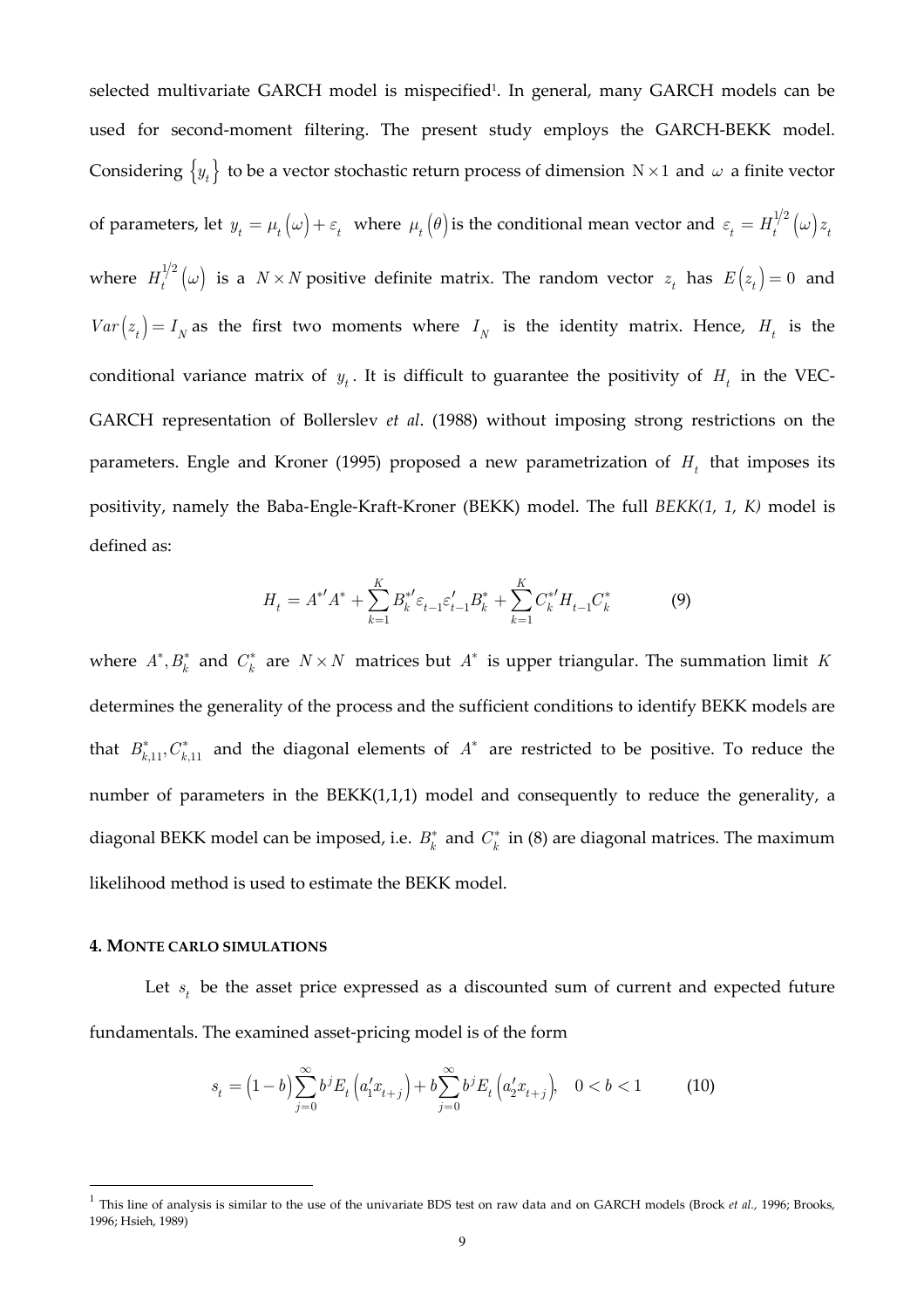selected multivariate GARCH model is mispecified[1]. In general, many GARCH models can be used for second-moment filtering. The present study employs the GARCH-BEKK model. Considering $\{y_t\}$ to be a vector stochastic return process of dimension $\mathrm{N} \times 1$ and $\omega$ a finite vector of parameters, let $y_t = \mu_t(\omega) + \varepsilon_t$ where $\mu_t(\theta)$ is the conditional mean vector and $\varepsilon_t = H_t^{1/2}(\omega) z_t$ where $H_t^{1/2}(\omega)$ is a $N \times N$ positive definite matrix. The random vector $z_t$ has $E(z_t) = 0$ and $Var(z_t) = I_N$ as the first two moments where $I_N$ is the identity matrix. Hence, $H_t$ is the conditional variance matrix of $y_t$. It is difficult to guarantee the positivity of $H_t$ in the VEC-GARCH representation of Bollerslev *et al*. (1988) without imposing strong restrictions on the parameters. Engle and Kroner (1995) proposed a new parametrization of $H_t$ that imposes its positivity, namely the Baba-Engle-Kraft-Kroner (BEKK) model. The full *BEKK(1, 1, K)* model is defined as:

$$H_t = A^{*\prime} A^* + \sum_{k=1}^{K} B_k^{*\prime} \varepsilon_{t-1} \varepsilon_{t-1}' B_k^* + \sum_{k=1}^{K} C_k^{*\prime} H_{t-1} C_k^* \qquad (9)$$

where $A^*, B_k^*$ and $C_k^*$ are $N \times N$ matrices but $A^*$ is upper triangular. The summation limit $K$ determines the generality of the process and the sufficient conditions to identify BEKK models are that $B_{k,11}^*, C_{k,11}^*$ and the diagonal elements of $A^*$ are restricted to be positive. To reduce the number of parameters in the BEKK(1,1,1) model and consequently to reduce the generality, a diagonal BEKK model can be imposed, i.e. $B_k^*$ and $C_k^*$ in (8) are diagonal matrices. The maximum likelihood method is used to estimate the BEKK model.

#### 4. MONTE CARLO SIMULATIONS

Let $s_t$ be the asset price expressed as a discounted sum of current and expected future fundamentals. The examined asset-pricing model is of the form

$$s_t = (1-b)\sum_{j=0}^{\infty} b^j E_t\left(a_1' x_{t+j}\right) + b\sum_{j=0}^{\infty} b^j E_t\left(a_2' x_{t+j}\right), \quad 0 < b < 1 \qquad (10)$$

---

[1] This line of analysis is similar to the use of the univariate BDS test on raw data and on GARCH models (Brock *et al.*, 1996; Brooks, 1996; Hsieh, 1989)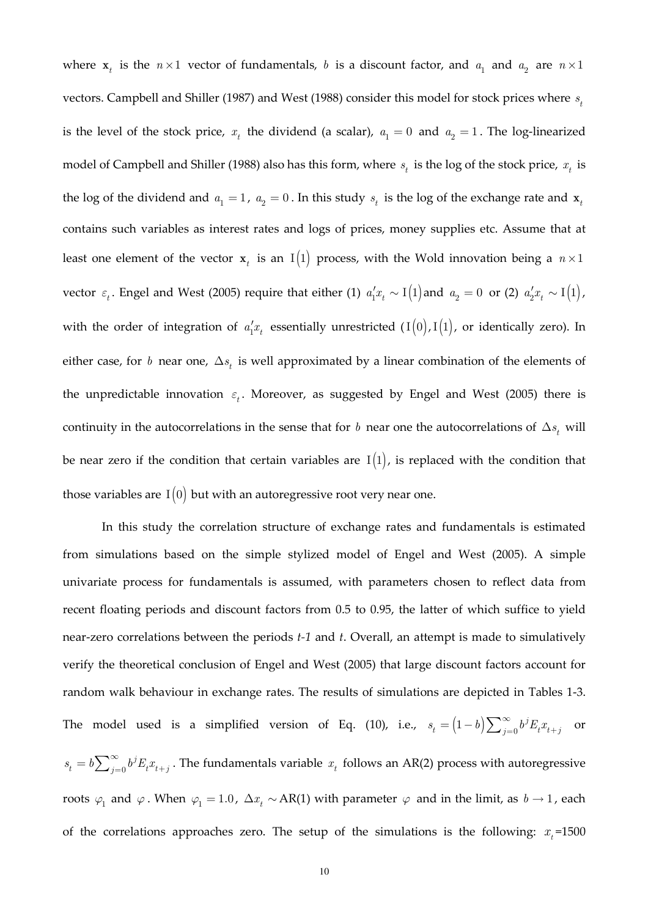where $\mathbf{x}_t$ is the $n \times 1$ vector of fundamentals, $b$ is a discount factor, and $a_1$ and $a_2$ are $n \times 1$ vectors. Campbell and Shiller (1987) and West (1988) consider this model for stock prices where $s_t$ is the level of the stock price, $x_t$ the dividend (a scalar), $a_1 = 0$ and $a_2 = 1$. The log-linearized model of Campbell and Shiller (1988) also has this form, where $s_t$ is the log of the stock price, $x_t$ is the log of the dividend and $a_1 = 1$, $a_2 = 0$. In this study $s_t$ is the log of the exchange rate and $\mathbf{x}_t$ contains such variables as interest rates and logs of prices, money supplies etc. Assume that at least one element of the vector $\mathbf{x}_t$ is an $\mathrm{I}(1)$ process, with the Wold innovation being a $n \times 1$ vector $\varepsilon_t$. Engel and West (2005) require that either (1) $a_1' x_t \sim \mathrm{I}(1)$ and $a_2 = 0$ or (2) $a_2' x_t \sim \mathrm{I}(1)$, with the order of integration of $a_1' x_t$ essentially unrestricted ($\mathrm{I}(0)$, $\mathrm{I}(1)$, or identically zero). In either case, for $b$ near one, $\Delta s_t$ is well approximated by a linear combination of the elements of the unpredictable innovation $\varepsilon_t$. Moreover, as suggested by Engel and West (2005) there is continuity in the autocorrelations in the sense that for $b$ near one the autocorrelations of $\Delta s_t$ will be near zero if the condition that certain variables are $\mathrm{I}(1)$, is replaced with the condition that those variables are $\mathrm{I}(0)$ but with an autoregressive root very near one.

In this study the correlation structure of exchange rates and fundamentals is estimated from simulations based on the simple stylized model of Engel and West (2005). A simple univariate process for fundamentals is assumed, with parameters chosen to reflect data from recent floating periods and discount factors from 0.5 to 0.95, the latter of which suffice to yield near-zero correlations between the periods *t-1* and *t*. Overall, an attempt is made to simulatively verify the theoretical conclusion of Engel and West (2005) that large discount factors account for random walk behaviour in exchange rates. The results of simulations are depicted in Tables 1-3. The model used is a simplified version of Eq. (10), i.e., $s_t = (1-b)\sum_{j=0}^{\infty} b^j E_t x_{t+j}$ or $s_t = b\sum_{j=0}^{\infty} b^j E_t x_{t+j}$. The fundamentals variable $x_t$ follows an AR(2) process with autoregressive roots $\varphi_1$ and $\varphi$. When $\varphi_1 = 1.0$, $\Delta x_t \sim$ AR(1) with parameter $\varphi$ and in the limit, as $b \to 1$, each of the correlations approaches zero. The setup of the simulations is the following: $x_t$=1500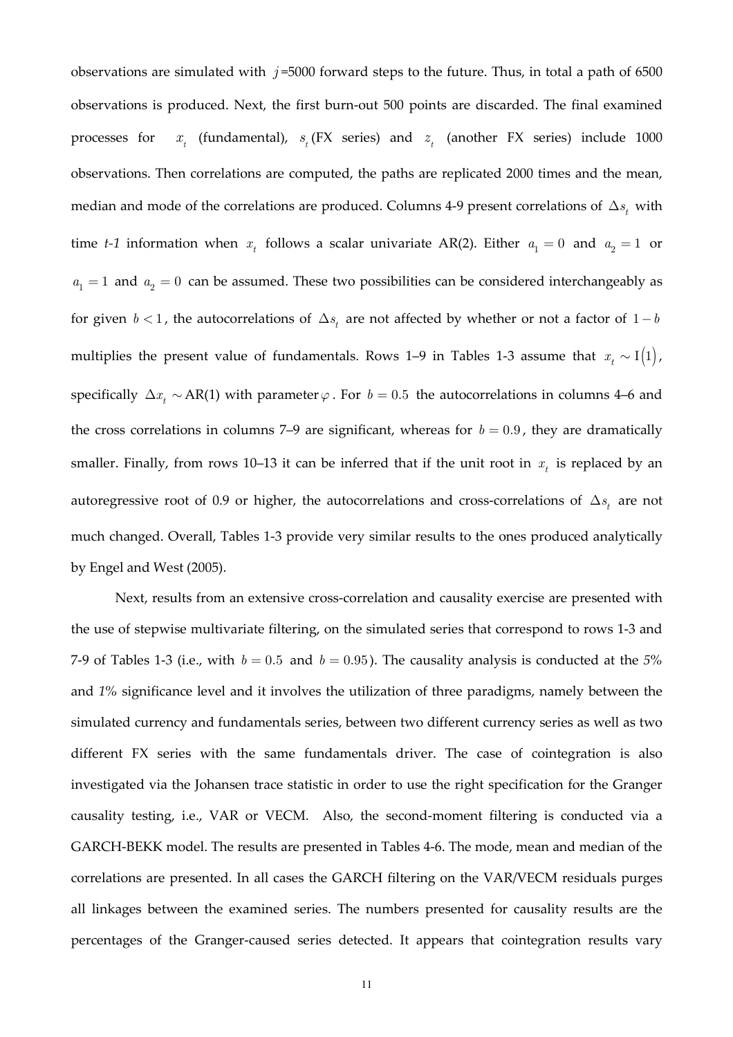observations are simulated with $j$=5000 forward steps to the future. Thus, in total a path of 6500 observations is produced. Next, the first burn-out 500 points are discarded. The final examined processes for $x_t$ (fundamental), $s_t$ (FX series) and $z_t$ (another FX series) include 1000 observations. Then correlations are computed, the paths are replicated 2000 times and the mean, median and mode of the correlations are produced. Columns 4-9 present correlations of $\Delta s_t$ with time *t-1* information when $x_t$ follows a scalar univariate AR(2). Either $a_1 = 0$ and $a_2 = 1$ or $a_1 = 1$ and $a_2 = 0$ can be assumed. These two possibilities can be considered interchangeably as for given $b < 1$, the autocorrelations of $\Delta s_t$ are not affected by whether or not a factor of $1 - b$ multiplies the present value of fundamentals. Rows 1–9 in Tables 1-3 assume that $x_t \sim \mathrm{I}(1)$, specifically $\Delta x_t \sim \mathrm{AR}(1)$ with parameter $\varphi$. For $b = 0.5$ the autocorrelations in columns 4–6 and the cross correlations in columns 7–9 are significant, whereas for $b = 0.9$, they are dramatically smaller. Finally, from rows 10–13 it can be inferred that if the unit root in $x_t$ is replaced by an autoregressive root of 0.9 or higher, the autocorrelations and cross-correlations of $\Delta s_t$ are not much changed. Overall, Tables 1-3 provide very similar results to the ones produced analytically by Engel and West (2005).

Next, results from an extensive cross-correlation and causality exercise are presented with the use of stepwise multivariate filtering, on the simulated series that correspond to rows 1-3 and 7-9 of Tables 1-3 (i.e., with $b = 0.5$ and $b = 0.95$). The causality analysis is conducted at the *5%* and *1%* significance level and it involves the utilization of three paradigms, namely between the simulated currency and fundamentals series, between two different currency series as well as two different FX series with the same fundamentals driver. The case of cointegration is also investigated via the Johansen trace statistic in order to use the right specification for the Granger causality testing, i.e., VAR or VECM. Also, the second-moment filtering is conducted via a GARCH-BEKK model. The results are presented in Tables 4-6. The mode, mean and median of the correlations are presented. In all cases the GARCH filtering on the VAR/VECM residuals purges all linkages between the examined series. The numbers presented for causality results are the percentages of the Granger-caused series detected. It appears that cointegration results vary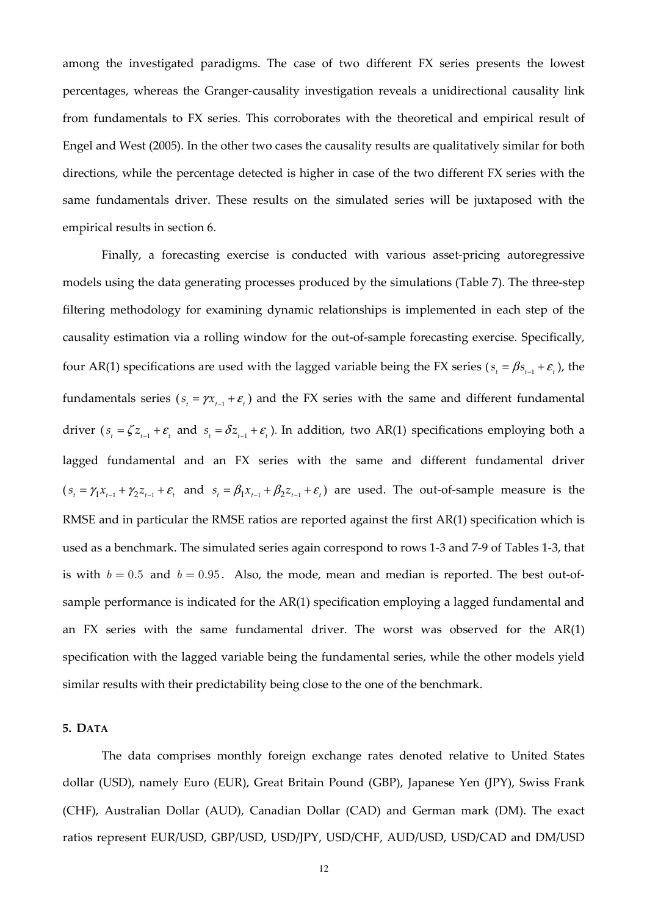among the investigated paradigms. The case of two different FX series presents the lowest percentages, whereas the Granger-causality investigation reveals a unidirectional causality link from fundamentals to FX series. This corroborates with the theoretical and empirical result of Engel and West (2005). In the other two cases the causality results are qualitatively similar for both directions, while the percentage detected is higher in case of the two different FX series with the same fundamentals driver. These results on the simulated series will be juxtaposed with the empirical results in section 6.

Finally, a forecasting exercise is conducted with various asset-pricing autoregressive models using the data generating processes produced by the simulations (Table 7). The three-step filtering methodology for examining dynamic relationships is implemented in each step of the causality estimation via a rolling window for the out-of-sample forecasting exercise. Specifically, four AR(1) specifications are used with the lagged variable being the FX series ($s_t = \beta s_{t-1} + \varepsilon_t$), the fundamentals series ($s_t = \gamma x_{t-1} + \varepsilon_t$) and the FX series with the same and different fundamental driver ($s_t = \zeta z_{t-1} + \varepsilon_t$ and $s_t = \delta z_{t-1} + \varepsilon_t$). In addition, two AR(1) specifications employing both a lagged fundamental and an FX series with the same and different fundamental driver ($s_t = \gamma_1 x_{t-1} + \gamma_2 z_{t-1} + \varepsilon_t$ and $s_t = \beta_1 x_{t-1} + \beta_2 z_{t-1} + \varepsilon_t$) are used. The out-of-sample measure is the RMSE and in particular the RMSE ratios are reported against the first AR(1) specification which is used as a benchmark. The simulated series again correspond to rows 1-3 and 7-9 of Tables 1-3, that is with $b = 0.5$ and $b = 0.95$. Also, the mode, mean and median is reported. The best out-of-sample performance is indicated for the AR(1) specification employing a lagged fundamental and an FX series with the same fundamental driver. The worst was observed for the AR(1) specification with the lagged variable being the fundamental series, while the other models yield similar results with their predictability being close to the one of the benchmark.

## 5. Data

The data comprises monthly foreign exchange rates denoted relative to United States dollar (USD), namely Euro (EUR), Great Britain Pound (GBP), Japanese Yen (JPY), Swiss Frank (CHF), Australian Dollar (AUD), Canadian Dollar (CAD) and German mark (DM). The exact ratios represent EUR/USD, GBP/USD, USD/JPY, USD/CHF, AUD/USD, USD/CAD and DM/USD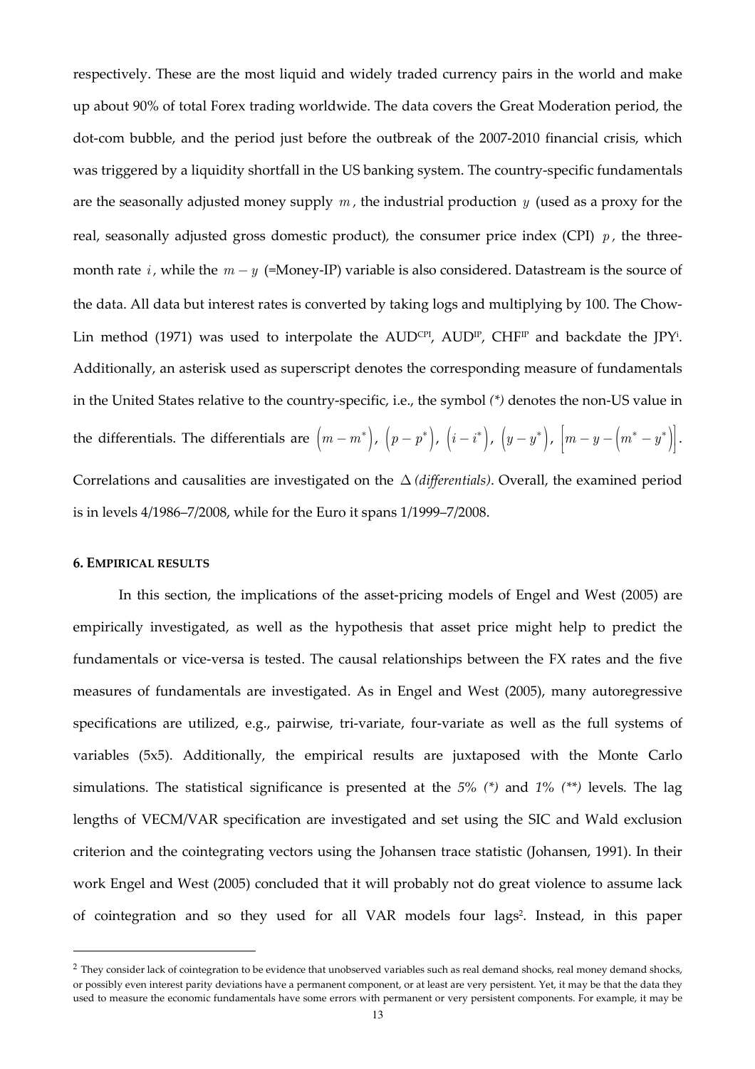respectively. These are the most liquid and widely traded currency pairs in the world and make up about 90% of total Forex trading worldwide. The data covers the Great Moderation period, the dot-com bubble, and the period just before the outbreak of the 2007-2010 financial crisis, which was triggered by a liquidity shortfall in the US banking system. The country-specific fundamentals are the seasonally adjusted money supply $m$, the industrial production $y$ (used as a proxy for the real, seasonally adjusted gross domestic product), the consumer price index (CPI) $p$, the three-month rate $i$, while the $m-y$ (=Money-IP) variable is also considered. Datastream is the source of the data. All data but interest rates is converted by taking logs and multiplying by 100. The Chow-Lin method (1971) was used to interpolate the $AUD^{CPI}$, $AUD^{IP}$, $CHF^{IP}$ and backdate the $JPY^{i}$. Additionally, an asterisk used as superscript denotes the corresponding measure of fundamentals in the United States relative to the country-specific, i.e., the symbol *(\*)* denotes the non-US value in the differentials. The differentials are $\left(m-m^{*}\right)$, $\left(p-p^{*}\right)$, $\left(i-i^{*}\right)$, $\left(y-y^{*}\right)$, $\left[m-y-\left(m^{*}-y^{*}\right)\right]$.

Correlations and causalities are investigated on the $\Delta$ *(differentials)*. Overall, the examined period is in levels 4/1986–7/2008, while for the Euro it spans 1/1999–7/2008.

#### 6. EMPIRICAL RESULTS

In this section, the implications of the asset-pricing models of Engel and West (2005) are empirically investigated, as well as the hypothesis that asset price might help to predict the fundamentals or vice-versa is tested. The causal relationships between the FX rates and the five measures of fundamentals are investigated. As in Engel and West (2005), many autoregressive specifications are utilized, e.g., pairwise, tri-variate, four-variate as well as the full systems of variables (5x5). Additionally, the empirical results are juxtaposed with the Monte Carlo simulations. The statistical significance is presented at the *5% (\*)* and *1% (\*\*)* levels. The lag lengths of VECM/VAR specification are investigated and set using the SIC and Wald exclusion criterion and the cointegrating vectors using the Johansen trace statistic (Johansen, 1991). In their work Engel and West (2005) concluded that it will probably not do great violence to assume lack of cointegration and so they used for all VAR models four lags[2]. Instead, in this paper

[2] They consider lack of cointegration to be evidence that unobserved variables such as real demand shocks, real money demand shocks, or possibly even interest parity deviations have a permanent component, or at least are very persistent. Yet, it may be that the data they used to measure the economic fundamentals have some errors with permanent or very persistent components. For example, it may be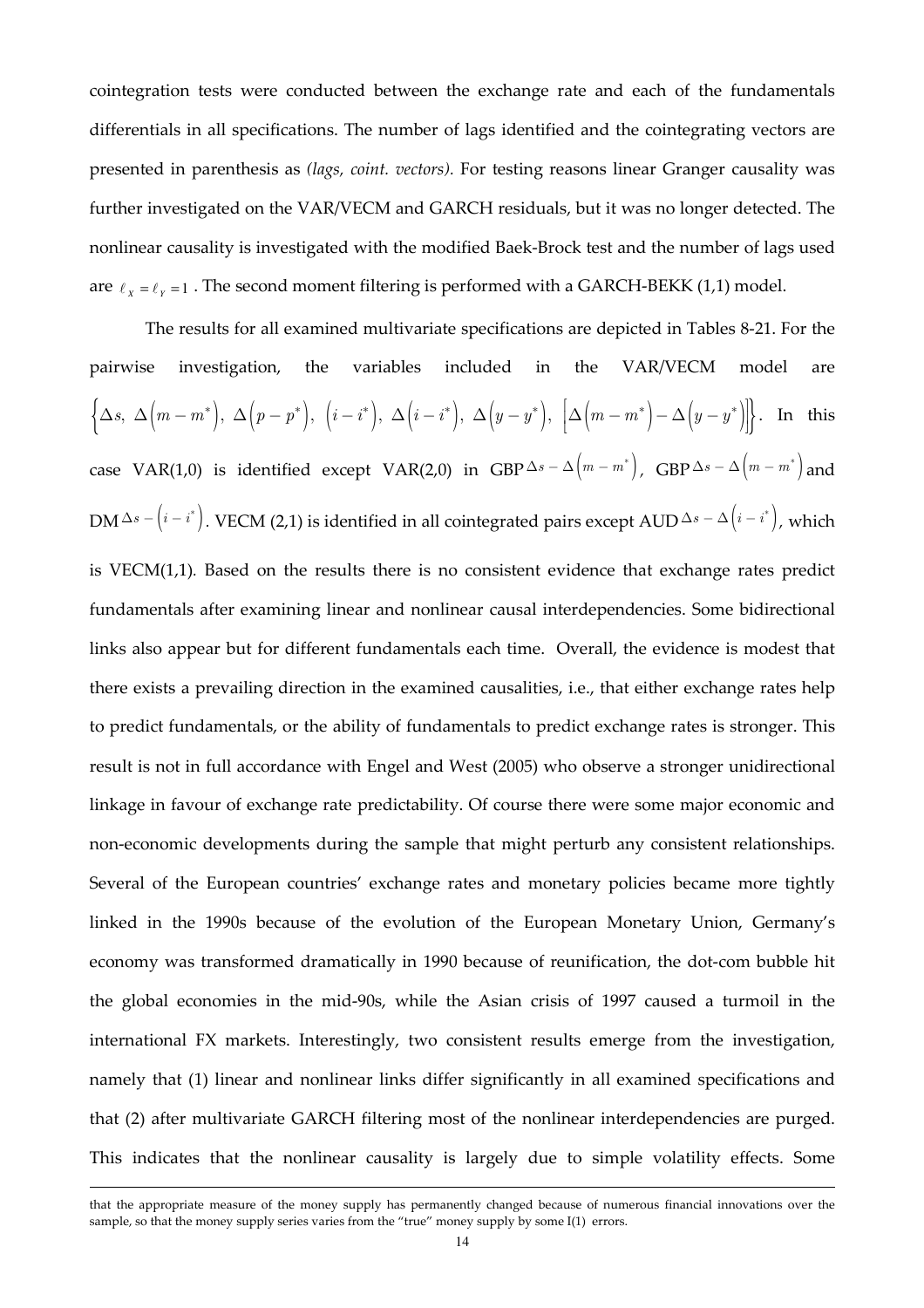cointegration tests were conducted between the exchange rate and each of the fundamentals differentials in all specifications. The number of lags identified and the cointegrating vectors are presented in parenthesis as *(lags, coint. vectors)*. For testing reasons linear Granger causality was further investigated on the VAR/VECM and GARCH residuals, but it was no longer detected. The nonlinear causality is investigated with the modified Baek-Brock test and the number of lags used are $\ell_X = \ell_Y = 1$. The second moment filtering is performed with a GARCH-BEKK (1,1) model.

The results for all examined multivariate specifications are depicted in Tables 8-21. For the pairwise investigation, the variables included in the VAR/VECM model are $\left\{\Delta s,\ \Delta\left(m-m^*\right),\ \Delta\left(p-p^*\right),\ \left(i-i^*\right),\ \Delta\left(i-i^*\right),\ \Delta\left(y-y^*\right),\ \left[\Delta\left(m-m^*\right)-\Delta\left(y-y^*\right)\right]\right\}$. In this case VAR(1,0) is identified except VAR(2,0) in GBP $\Delta s - \Delta\left(m-m^*\right)$, GBP $\Delta s - \Delta\left(m-m^*\right)$ and DM $\Delta s - \left(i-i^*\right)$. VECM (2,1) is identified in all cointegrated pairs except AUD $\Delta s - \Delta\left(i-i^*\right)$, which is VECM(1,1). Based on the results there is no consistent evidence that exchange rates predict fundamentals after examining linear and nonlinear causal interdependencies. Some bidirectional links also appear but for different fundamentals each time. Overall, the evidence is modest that there exists a prevailing direction in the examined causalities, i.e., that either exchange rates help to predict fundamentals, or the ability of fundamentals to predict exchange rates is stronger. This result is not in full accordance with Engel and West (2005) who observe a stronger unidirectional linkage in favour of exchange rate predictability. Of course there were some major economic and non-economic developments during the sample that might perturb any consistent relationships. Several of the European countries' exchange rates and monetary policies became more tightly linked in the 1990s because of the evolution of the European Monetary Union, Germany's economy was transformed dramatically in 1990 because of reunification, the dot-com bubble hit the global economies in the mid-90s, while the Asian crisis of 1997 caused a turmoil in the international FX markets. Interestingly, two consistent results emerge from the investigation, namely that (1) linear and nonlinear links differ significantly in all examined specifications and that (2) after multivariate GARCH filtering most of the nonlinear interdependencies are purged. This indicates that the nonlinear causality is largely due to simple volatility effects. Some

---

that the appropriate measure of the money supply has permanently changed because of numerous financial innovations over the sample, so that the money supply series varies from the "true" money supply by some I(1) errors.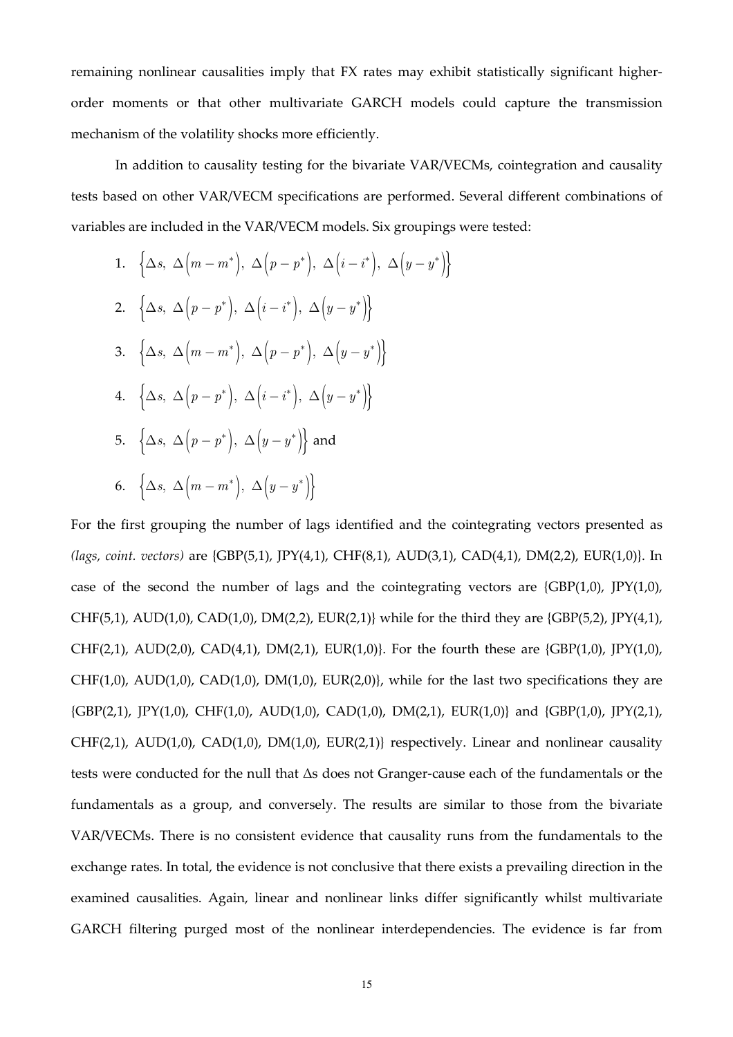remaining nonlinear causalities imply that FX rates may exhibit statistically significant higher-order moments or that other multivariate GARCH models could capture the transmission mechanism of the volatility shocks more efficiently.

In addition to causality testing for the bivariate VAR/VECMs, cointegration and causality tests based on other VAR/VECM specifications are performed. Several different combinations of variables are included in the VAR/VECM models. Six groupings were tested:

1. $\left\{\Delta s,\ \Delta\left(m-m^{*}\right),\ \Delta\left(p-p^{*}\right),\ \Delta\left(i-i^{*}\right),\ \Delta\left(y-y^{*}\right)\right\}$
2. $\left\{\Delta s,\ \Delta\left(p-p^{*}\right),\ \Delta\left(i-i^{*}\right),\ \Delta\left(y-y^{*}\right)\right\}$
3. $\left\{\Delta s,\ \Delta\left(m-m^{*}\right),\ \Delta\left(p-p^{*}\right),\ \Delta\left(y-y^{*}\right)\right\}$
4. $\left\{\Delta s,\ \Delta\left(p-p^{*}\right),\ \Delta\left(i-i^{*}\right),\ \Delta\left(y-y^{*}\right)\right\}$
5. $\left\{\Delta s,\ \Delta\left(p-p^{*}\right),\ \Delta\left(y-y^{*}\right)\right\}$ and
6. $\left\{\Delta s,\ \Delta\left(m-m^{*}\right),\ \Delta\left(y-y^{*}\right)\right\}$

For the first grouping the number of lags identified and the cointegrating vectors presented as *(lags, coint. vectors)* are {GBP(5,1), JPY(4,1), CHF(8,1), AUD(3,1), CAD(4,1), DM(2,2), EUR(1,0)}. In case of the second the number of lags and the cointegrating vectors are {GBP(1,0), JPY(1,0), CHF(5,1), AUD(1,0), CAD(1,0), DM(2,2), EUR(2,1)} while for the third they are {GBP(5,2), JPY(4,1), CHF(2,1), AUD(2,0), CAD(4,1), DM(2,1), EUR(1,0)}. For the fourth these are {GBP(1,0), JPY(1,0), CHF(1,0), AUD(1,0), CAD(1,0), DM(1,0), EUR(2,0)}, while for the last two specifications they are {GBP(2,1), JPY(1,0), CHF(1,0), AUD(1,0), CAD(1,0), DM(2,1), EUR(1,0)} and {GBP(1,0), JPY(2,1), CHF(2,1), AUD(1,0), CAD(1,0), DM(1,0), EUR(2,1)} respectively. Linear and nonlinear causality tests were conducted for the null that $\Delta$s does not Granger-cause each of the fundamentals or the fundamentals as a group, and conversely. The results are similar to those from the bivariate VAR/VECMs. There is no consistent evidence that causality runs from the fundamentals to the exchange rates. In total, the evidence is not conclusive that there exists a prevailing direction in the examined causalities. Again, linear and nonlinear links differ significantly whilst multivariate GARCH filtering purged most of the nonlinear interdependencies. The evidence is far from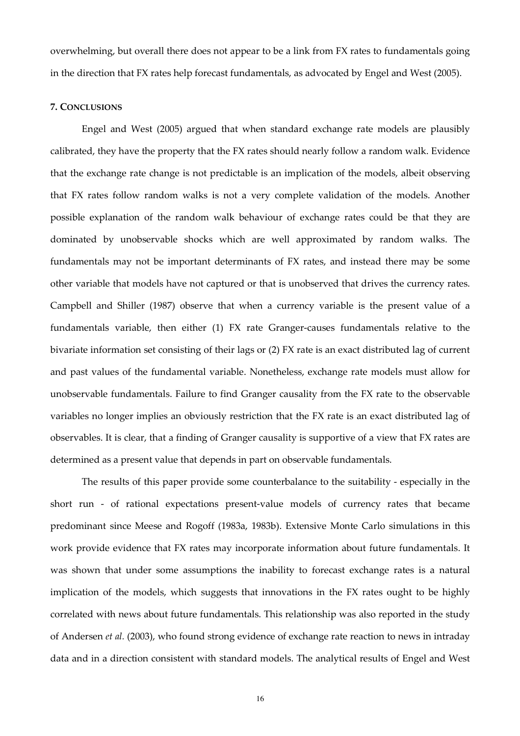overwhelming, but overall there does not appear to be a link from FX rates to fundamentals going in the direction that FX rates help forecast fundamentals, as advocated by Engel and West (2005).

## 7. CONCLUSIONS

Engel and West (2005) argued that when standard exchange rate models are plausibly calibrated, they have the property that the FX rates should nearly follow a random walk. Evidence that the exchange rate change is not predictable is an implication of the models, albeit observing that FX rates follow random walks is not a very complete validation of the models. Another possible explanation of the random walk behaviour of exchange rates could be that they are dominated by unobservable shocks which are well approximated by random walks. The fundamentals may not be important determinants of FX rates, and instead there may be some other variable that models have not captured or that is unobserved that drives the currency rates. Campbell and Shiller (1987) observe that when a currency variable is the present value of a fundamentals variable, then either (1) FX rate Granger-causes fundamentals relative to the bivariate information set consisting of their lags or (2) FX rate is an exact distributed lag of current and past values of the fundamental variable. Nonetheless, exchange rate models must allow for unobservable fundamentals. Failure to find Granger causality from the FX rate to the observable variables no longer implies an obviously restriction that the FX rate is an exact distributed lag of observables. It is clear, that a finding of Granger causality is supportive of a view that FX rates are determined as a present value that depends in part on observable fundamentals.

The results of this paper provide some counterbalance to the suitability - especially in the short run - of rational expectations present-value models of currency rates that became predominant since Meese and Rogoff (1983a, 1983b). Extensive Monte Carlo simulations in this work provide evidence that FX rates may incorporate information about future fundamentals. It was shown that under some assumptions the inability to forecast exchange rates is a natural implication of the models, which suggests that innovations in the FX rates ought to be highly correlated with news about future fundamentals. This relationship was also reported in the study of Andersen *et al.* (2003), who found strong evidence of exchange rate reaction to news in intraday data and in a direction consistent with standard models. The analytical results of Engel and West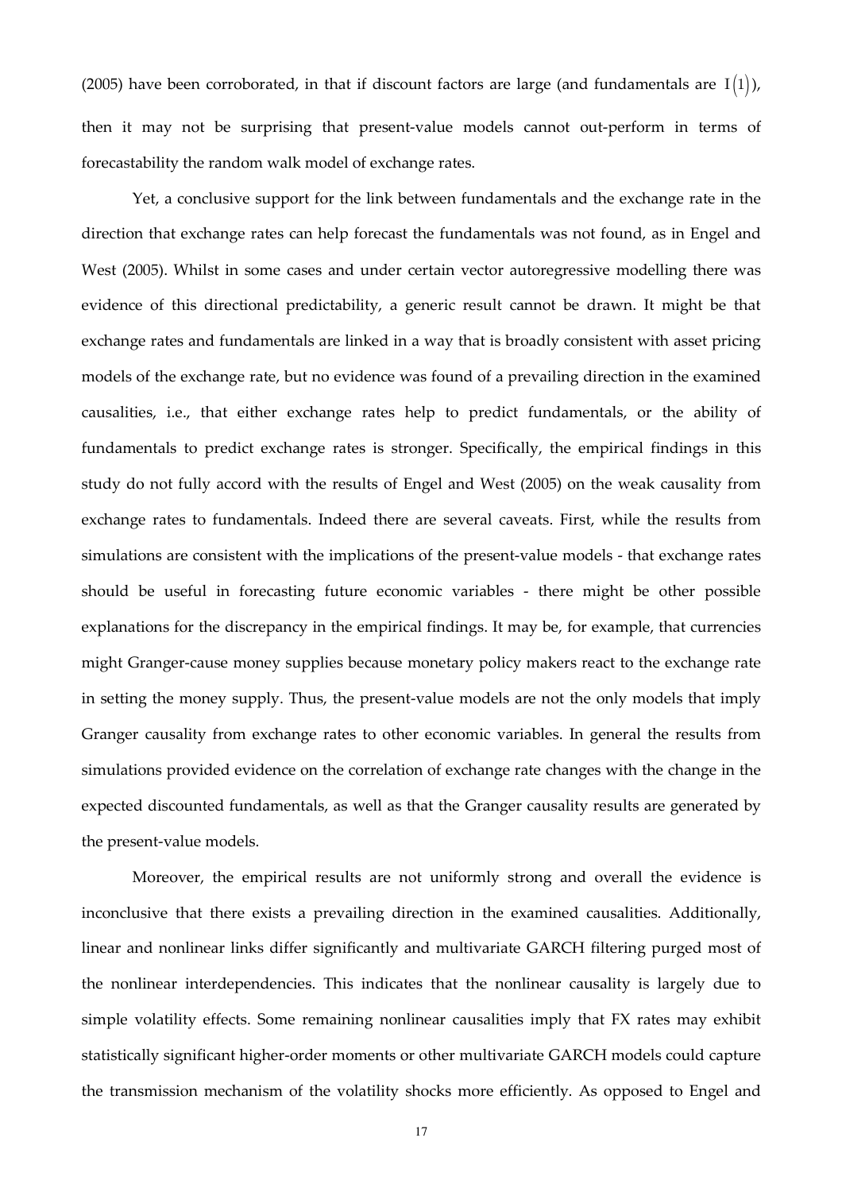(2005) have been corroborated, in that if discount factors are large (and fundamentals are $I(1)$), then it may not be surprising that present-value models cannot out-perform in terms of forecastability the random walk model of exchange rates.

Yet, a conclusive support for the link between fundamentals and the exchange rate in the direction that exchange rates can help forecast the fundamentals was not found, as in Engel and West (2005). Whilst in some cases and under certain vector autoregressive modelling there was evidence of this directional predictability, a generic result cannot be drawn. It might be that exchange rates and fundamentals are linked in a way that is broadly consistent with asset pricing models of the exchange rate, but no evidence was found of a prevailing direction in the examined causalities, i.e., that either exchange rates help to predict fundamentals, or the ability of fundamentals to predict exchange rates is stronger. Specifically, the empirical findings in this study do not fully accord with the results of Engel and West (2005) on the weak causality from exchange rates to fundamentals. Indeed there are several caveats. First, while the results from simulations are consistent with the implications of the present-value models - that exchange rates should be useful in forecasting future economic variables - there might be other possible explanations for the discrepancy in the empirical findings. It may be, for example, that currencies might Granger-cause money supplies because monetary policy makers react to the exchange rate in setting the money supply. Thus, the present-value models are not the only models that imply Granger causality from exchange rates to other economic variables. In general the results from simulations provided evidence on the correlation of exchange rate changes with the change in the expected discounted fundamentals, as well as that the Granger causality results are generated by the present-value models.

Moreover, the empirical results are not uniformly strong and overall the evidence is inconclusive that there exists a prevailing direction in the examined causalities. Additionally, linear and nonlinear links differ significantly and multivariate GARCH filtering purged most of the nonlinear interdependencies. This indicates that the nonlinear causality is largely due to simple volatility effects. Some remaining nonlinear causalities imply that FX rates may exhibit statistically significant higher-order moments or other multivariate GARCH models could capture the transmission mechanism of the volatility shocks more efficiently. As opposed to Engel and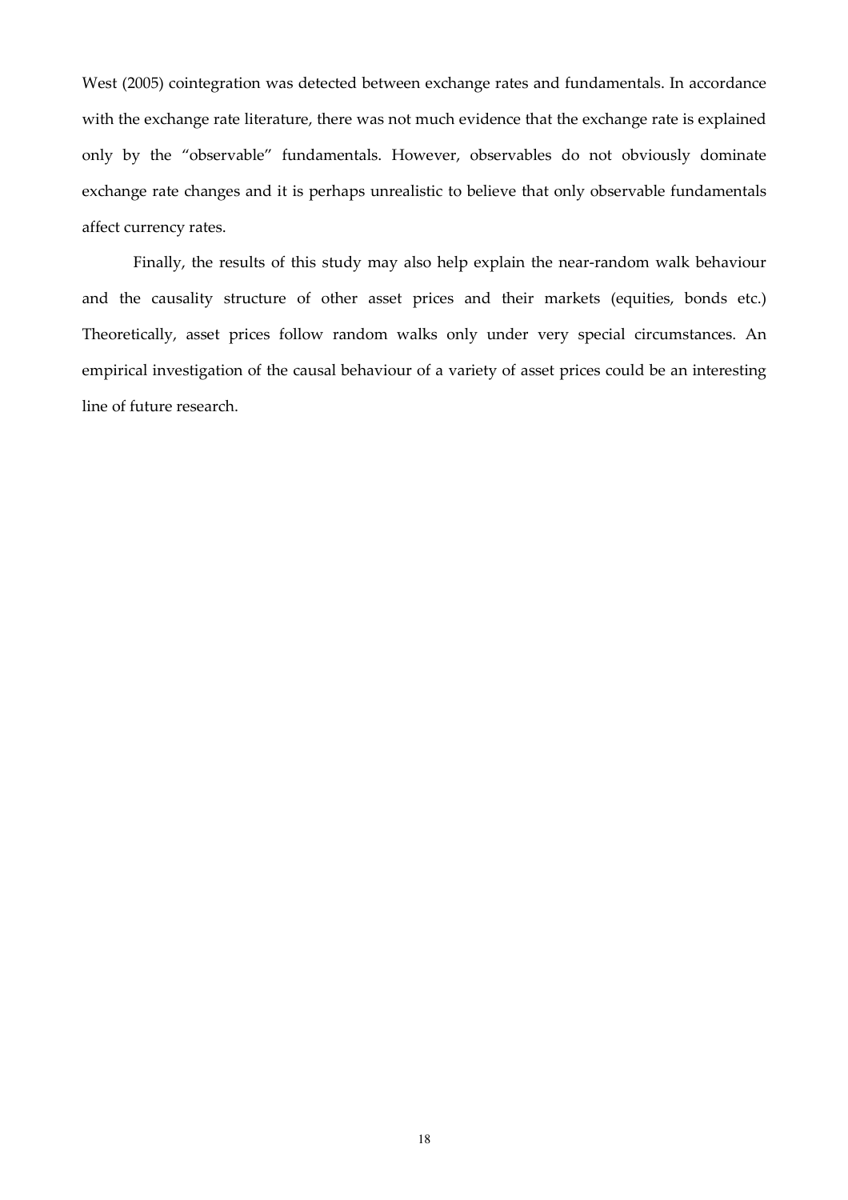West (2005) cointegration was detected between exchange rates and fundamentals. In accordance with the exchange rate literature, there was not much evidence that the exchange rate is explained only by the "observable" fundamentals. However, observables do not obviously dominate exchange rate changes and it is perhaps unrealistic to believe that only observable fundamentals affect currency rates.

Finally, the results of this study may also help explain the near-random walk behaviour and the causality structure of other asset prices and their markets (equities, bonds etc.) Theoretically, asset prices follow random walks only under very special circumstances. An empirical investigation of the causal behaviour of a variety of asset prices could be an interesting line of future research.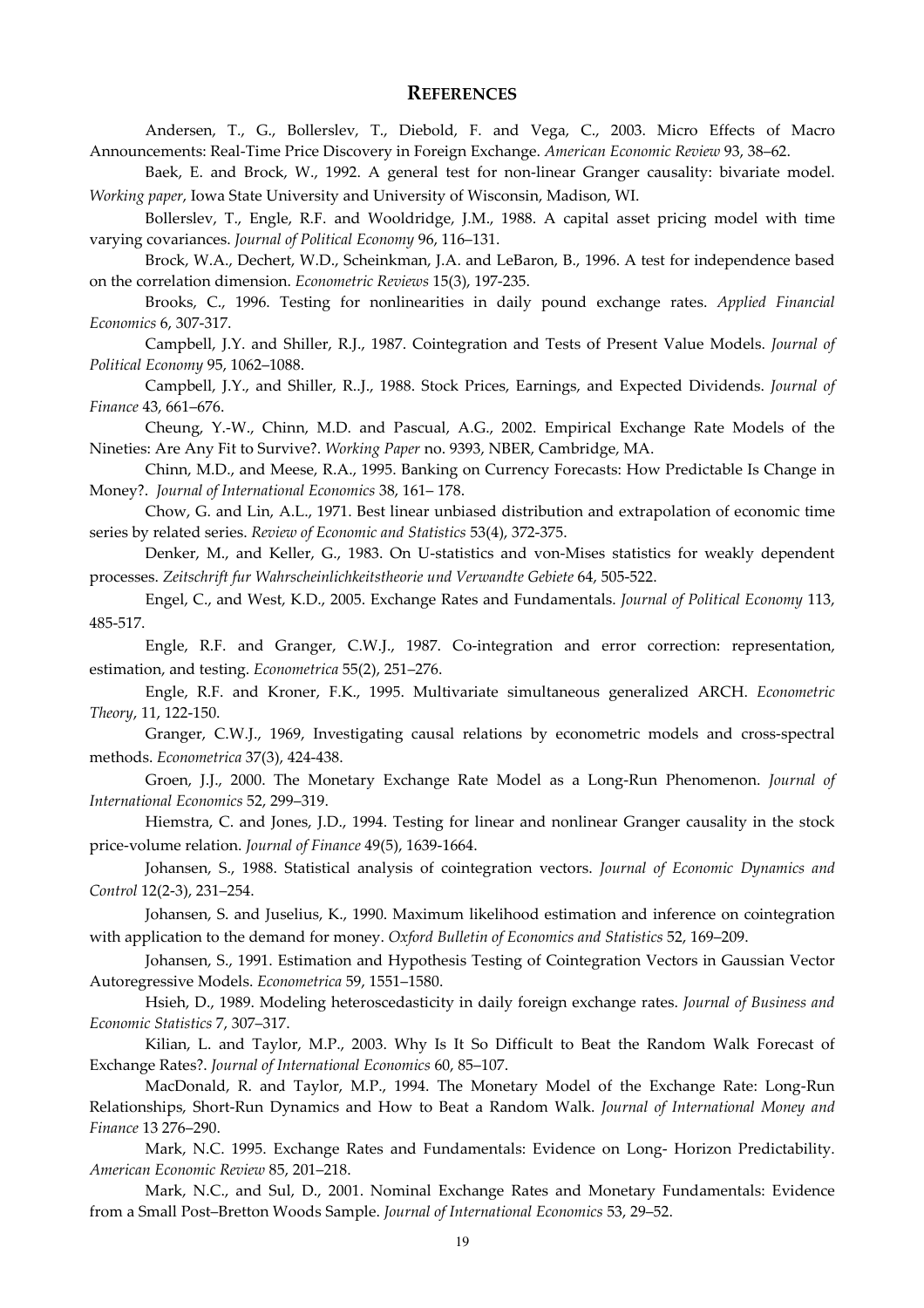## REFERENCES

Andersen, T., G., Bollerslev, T., Diebold, F. and Vega, C., 2003. Micro Effects of Macro Announcements: Real-Time Price Discovery in Foreign Exchange. *American Economic Review* 93, 38–62.

Baek, E. and Brock, W., 1992. A general test for non-linear Granger causality: bivariate model. *Working paper*, Iowa State University and University of Wisconsin, Madison, WI.

Bollerslev, T., Engle, R.F. and Wooldridge, J.M., 1988. A capital asset pricing model with time varying covariances. *Journal of Political Economy* 96, 116–131.

Brock, W.A., Dechert, W.D., Scheinkman, J.A. and LeBaron, B., 1996. A test for independence based on the correlation dimension. *Econometric Reviews* 15(3), 197-235.

Brooks, C., 1996. Testing for nonlinearities in daily pound exchange rates. *Applied Financial Economics* 6, 307-317.

Campbell, J.Y. and Shiller, R.J., 1987. Cointegration and Tests of Present Value Models. *Journal of Political Economy* 95, 1062–1088.

Campbell, J.Y., and Shiller, R..J., 1988. Stock Prices, Earnings, and Expected Dividends. *Journal of Finance* 43, 661–676.

Cheung, Y.-W., Chinn, M.D. and Pascual, A.G., 2002. Empirical Exchange Rate Models of the Nineties: Are Any Fit to Survive?. *Working Paper* no. 9393, NBER, Cambridge, MA.

Chinn, M.D., and Meese, R.A., 1995. Banking on Currency Forecasts: How Predictable Is Change in Money?. *Journal of International Economics* 38, 161– 178.

Chow, G. and Lin, A.L., 1971. Best linear unbiased distribution and extrapolation of economic time series by related series. *Review of Economic and Statistics* 53(4), 372-375.

Denker, M., and Keller, G., 1983. On U-statistics and von-Mises statistics for weakly dependent processes. *Zeitschrift fur Wahrscheinlichkeitstheorie und Verwandte Gebiete* 64, 505-522.

Engel, C., and West, K.D., 2005. Exchange Rates and Fundamentals. *Journal of Political Economy* 113, 485-517.

Engle, R.F. and Granger, C.W.J., 1987. Co-integration and error correction: representation, estimation, and testing. *Econometrica* 55(2), 251–276.

Engle, R.F. and Kroner, F.K., 1995. Multivariate simultaneous generalized ARCH. *Econometric Theory*, 11, 122-150.

Granger, C.W.J., 1969, Investigating causal relations by econometric models and cross-spectral methods. *Econometrica* 37(3), 424-438.

Groen, J.J., 2000. The Monetary Exchange Rate Model as a Long-Run Phenomenon. *Journal of International Economics* 52, 299–319.

Hiemstra, C. and Jones, J.D., 1994. Testing for linear and nonlinear Granger causality in the stock price-volume relation. *Journal of Finance* 49(5), 1639-1664.

Johansen, S., 1988. Statistical analysis of cointegration vectors. *Journal of Economic Dynamics and Control* 12(2-3), 231–254.

Johansen, S. and Juselius, K., 1990. Maximum likelihood estimation and inference on cointegration with application to the demand for money. *Oxford Bulletin of Economics and Statistics* 52, 169–209.

Johansen, S., 1991. Estimation and Hypothesis Testing of Cointegration Vectors in Gaussian Vector Autoregressive Models. *Econometrica* 59, 1551–1580.

Hsieh, D., 1989. Modeling heteroscedasticity in daily foreign exchange rates. *Journal of Business and Economic Statistics* 7, 307–317.

Kilian, L. and Taylor, M.P., 2003. Why Is It So Difficult to Beat the Random Walk Forecast of Exchange Rates?. *Journal of International Economics* 60, 85–107.

MacDonald, R. and Taylor, M.P., 1994. The Monetary Model of the Exchange Rate: Long-Run Relationships, Short-Run Dynamics and How to Beat a Random Walk. *Journal of International Money and Finance* 13 276–290.

Mark, N.C. 1995. Exchange Rates and Fundamentals: Evidence on Long- Horizon Predictability. *American Economic Review* 85, 201–218.

Mark, N.C., and Sul, D., 2001. Nominal Exchange Rates and Monetary Fundamentals: Evidence from a Small Post–Bretton Woods Sample. *Journal of International Economics* 53, 29–52.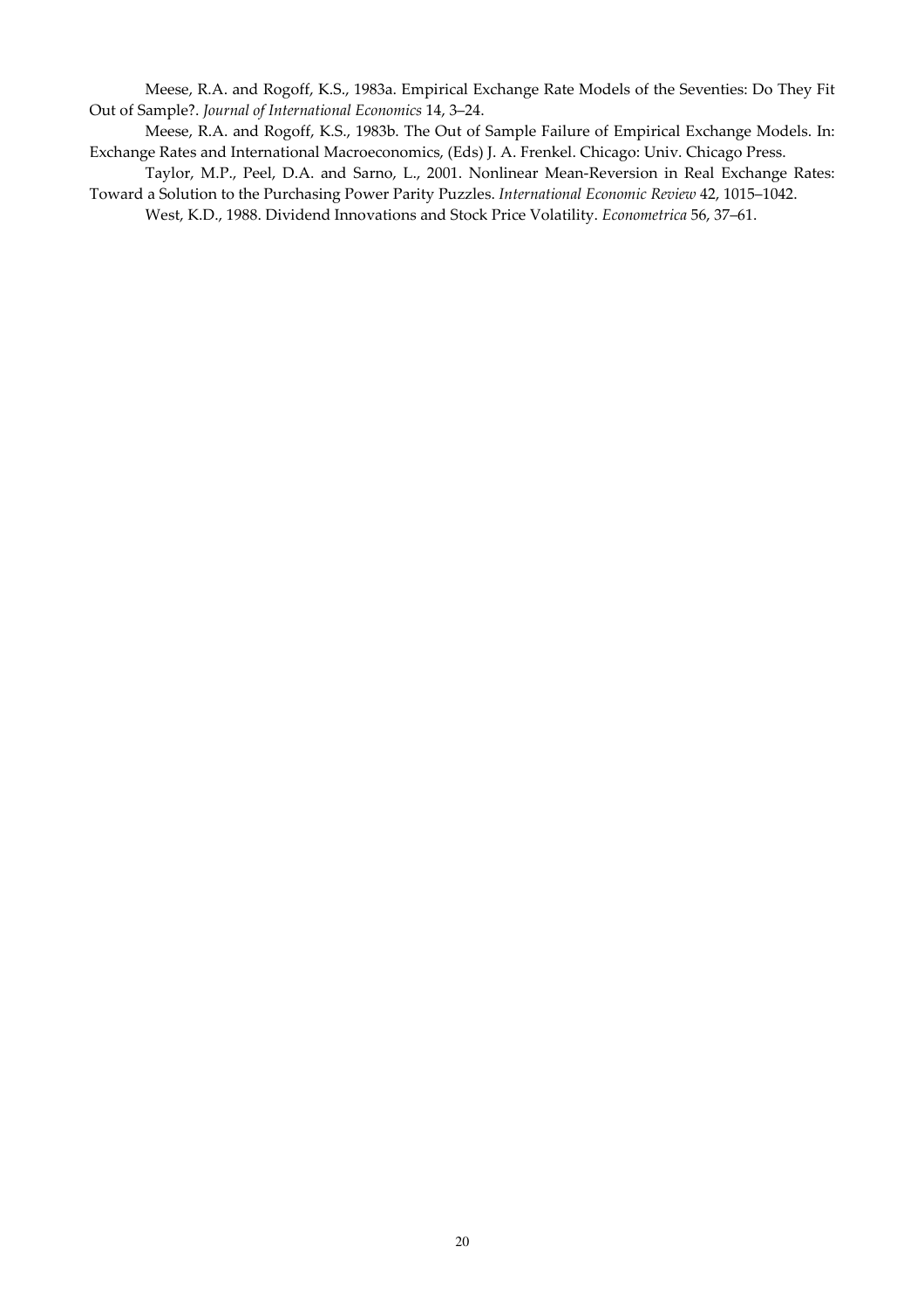Meese, R.A. and Rogoff, K.S., 1983a. Empirical Exchange Rate Models of the Seventies: Do They Fit Out of Sample?. *Journal of International Economics* 14, 3–24.

Meese, R.A. and Rogoff, K.S., 1983b. The Out of Sample Failure of Empirical Exchange Models. In: Exchange Rates and International Macroeconomics, (Eds) J. A. Frenkel. Chicago: Univ. Chicago Press.

Taylor, M.P., Peel, D.A. and Sarno, L., 2001. Nonlinear Mean-Reversion in Real Exchange Rates: Toward a Solution to the Purchasing Power Parity Puzzles. *International Economic Review* 42, 1015–1042.

West, K.D., 1988. Dividend Innovations and Stock Price Volatility. *Econometrica* 56, 37–61.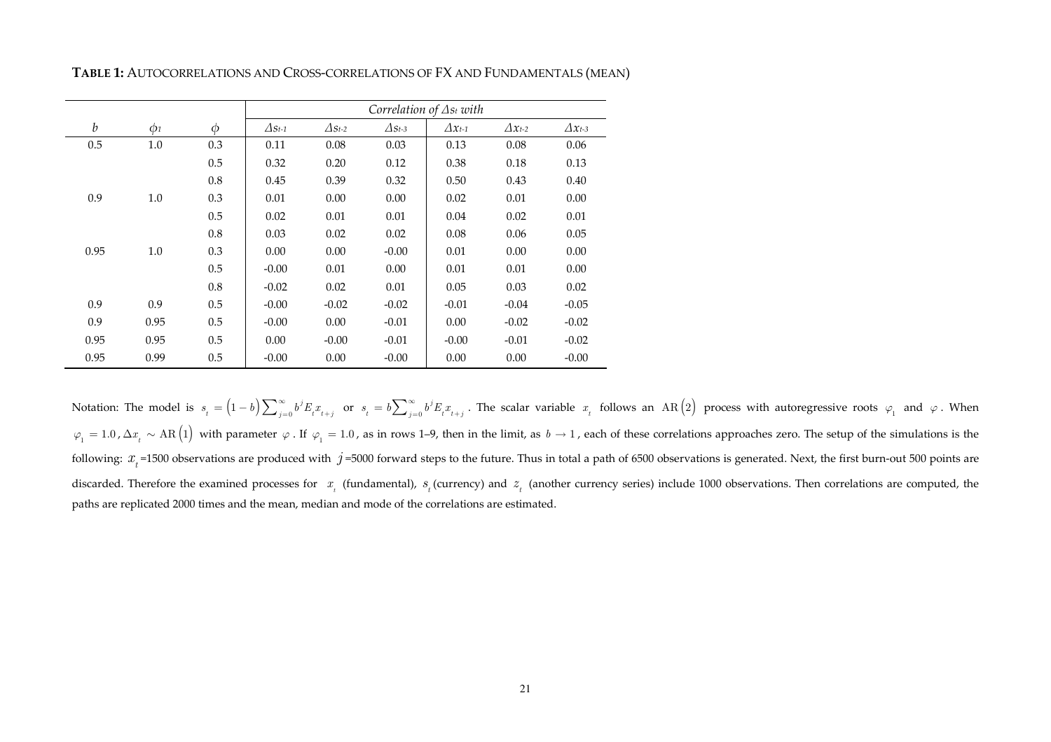**TABLE 1:** AUTOCORRELATIONS AND CROSS-CORRELATIONS OF FX AND FUNDAMENTALS (MEAN)

| | | | *Correlation of $\Delta s_t$ with* | | | | | |
|---|---|---|---|---|---|---|---|---|
| $b$ | $\phi_1$ | $\phi$ | $\Delta s_{t-1}$ | $\Delta s_{t-2}$ | $\Delta s_{t-3}$ | $\Delta x_{t-1}$ | $\Delta x_{t-2}$ | $\Delta x_{t-3}$ |
| 0.5 | 1.0 | 0.3 | 0.11 | 0.08 | 0.03 | 0.13 | 0.08 | 0.06 |
| | | 0.5 | 0.32 | 0.20 | 0.12 | 0.38 | 0.18 | 0.13 |
| | | 0.8 | 0.45 | 0.39 | 0.32 | 0.50 | 0.43 | 0.40 |
| 0.9 | 1.0 | 0.3 | 0.01 | 0.00 | 0.00 | 0.02 | 0.01 | 0.00 |
| | | 0.5 | 0.02 | 0.01 | 0.01 | 0.04 | 0.02 | 0.01 |
| | | 0.8 | 0.03 | 0.02 | 0.02 | 0.08 | 0.06 | 0.05 |
| 0.95 | 1.0 | 0.3 | 0.00 | 0.00 | -0.00 | 0.01 | 0.00 | 0.00 |
| | | 0.5 | -0.00 | 0.01 | 0.00 | 0.01 | 0.01 | 0.00 |
| | | 0.8 | -0.02 | 0.02 | 0.01 | 0.05 | 0.03 | 0.02 |
| 0.9 | 0.9 | 0.5 | -0.00 | -0.02 | -0.02 | -0.01 | -0.04 | -0.05 |
| 0.9 | 0.95 | 0.5 | -0.00 | 0.00 | -0.01 | 0.00 | -0.02 | -0.02 |
| 0.95 | 0.95 | 0.5 | 0.00 | -0.00 | -0.01 | -0.00 | -0.01 | -0.02 |
| 0.95 | 0.99 | 0.5 | -0.00 | 0.00 | -0.00 | 0.00 | 0.00 | -0.00 |

Notation: The model is $s_t = (1-b)\sum_{j=0}^{\infty} b^j E_t x_{t+j}$ or $s_t = b\sum_{j=0}^{\infty} b^j E_t x_{t+j}$. The scalar variable $x_t$ follows an $\mathrm{AR}(2)$ process with autoregressive roots $\varphi_1$ and $\varphi$. When $\varphi_1 = 1.0$, $\Delta x_t \sim \mathrm{AR}(1)$ with parameter $\varphi$. If $\varphi_1 = 1.0$, as in rows 1–9, then in the limit, as $b \to 1$, each of these correlations approaches zero. The setup of the simulations is the following: $x_t$=1500 observations are produced with $j$=5000 forward steps to the future. Thus in total a path of 6500 observations is generated. Next, the first burn-out 500 points are discarded. Therefore the examined processes for $x_t$ (fundamental), $s_t$ (currency) and $z_t$ (another currency series) include 1000 observations. Then correlations are computed, the paths are replicated 2000 times and the mean, median and mode of the correlations are estimated.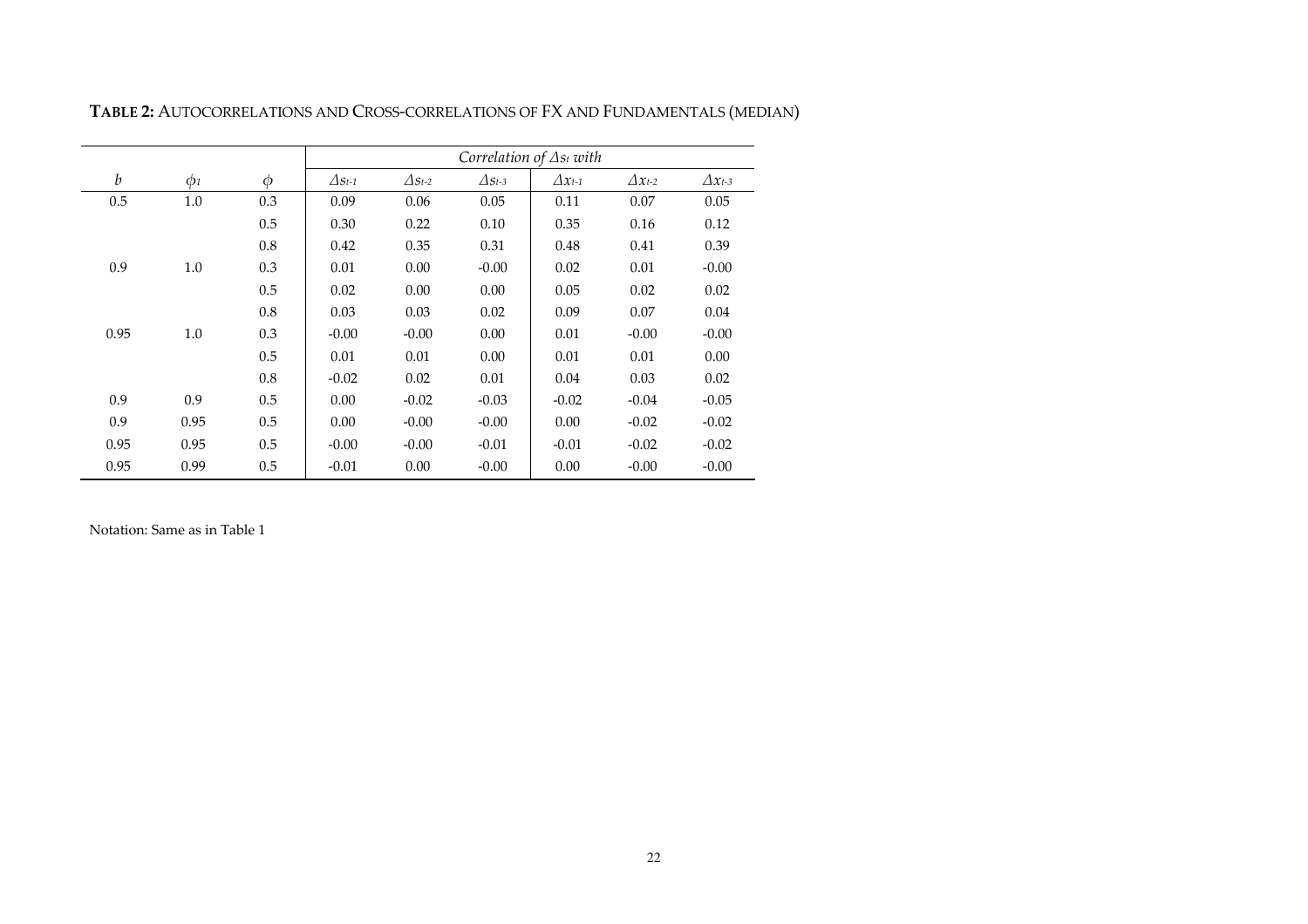**TABLE 2:** AUTOCORRELATIONS AND CROSS-CORRELATIONS OF FX AND FUNDAMENTALS (MEDIAN)

| | | | *Correlation of $\Delta s_t$ with* | | | | | |
|---|---|---|---|---|---|---|---|---|
| $b$ | $\phi_1$ | $\phi$ | $\Delta s_{t-1}$ | $\Delta s_{t-2}$ | $\Delta s_{t-3}$ | $\Delta x_{t-1}$ | $\Delta x_{t-2}$ | $\Delta x_{t-3}$ |
| 0.5 | 1.0 | 0.3 | 0.09 | 0.06 | 0.05 | 0.11 | 0.07 | 0.05 |
| | | 0.5 | 0.30 | 0.22 | 0.10 | 0.35 | 0.16 | 0.12 |
| | | 0.8 | 0.42 | 0.35 | 0.31 | 0.48 | 0.41 | 0.39 |
| 0.9 | 1.0 | 0.3 | 0.01 | 0.00 | -0.00 | 0.02 | 0.01 | -0.00 |
| | | 0.5 | 0.02 | 0.00 | 0.00 | 0.05 | 0.02 | 0.02 |
| | | 0.8 | 0.03 | 0.03 | 0.02 | 0.09 | 0.07 | 0.04 |
| 0.95 | 1.0 | 0.3 | -0.00 | -0.00 | 0.00 | 0.01 | -0.00 | -0.00 |
| | | 0.5 | 0.01 | 0.01 | 0.00 | 0.01 | 0.01 | 0.00 |
| | | 0.8 | -0.02 | 0.02 | 0.01 | 0.04 | 0.03 | 0.02 |
| 0.9 | 0.9 | 0.5 | 0.00 | -0.02 | -0.03 | -0.02 | -0.04 | -0.05 |
| 0.9 | 0.95 | 0.5 | 0.00 | -0.00 | -0.00 | 0.00 | -0.02 | -0.02 |
| 0.95 | 0.95 | 0.5 | -0.00 | -0.00 | -0.01 | -0.01 | -0.02 | -0.02 |
| 0.95 | 0.99 | 0.5 | -0.01 | 0.00 | -0.00 | 0.00 | -0.00 | -0.00 |

Notation: Same as in Table 1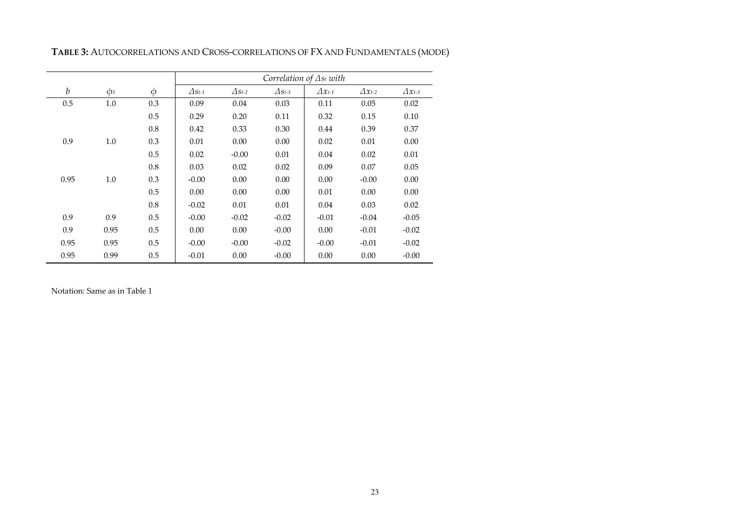**TABLE 3:** AUTOCORRELATIONS AND CROSS-CORRELATIONS OF FX AND FUNDAMENTALS (MODE)

| $b$ | $\phi_1$ | $\phi$ | *Correlation of $\Delta s_t$ with* | | | | | |
|---|---|---|---|---|---|---|---|---|
| | | | $\Delta s_{t-1}$ | $\Delta s_{t-2}$ | $\Delta s_{t-3}$ | $\Delta x_{t-1}$ | $\Delta x_{t-2}$ | $\Delta x_{t-3}$ |
| 0.5 | 1.0 | 0.3 | 0.09 | 0.04 | 0.03 | 0.11 | 0.05 | 0.02 |
| | | 0.5 | 0.29 | 0.20 | 0.11 | 0.32 | 0.15 | 0.10 |
| | | 0.8 | 0.42 | 0.33 | 0.30 | 0.44 | 0.39 | 0.37 |
| 0.9 | 1.0 | 0.3 | 0.01 | 0.00 | 0.00 | 0.02 | 0.01 | 0.00 |
| | | 0.5 | 0.02 | -0.00 | 0.01 | 0.04 | 0.02 | 0.01 |
| | | 0.8 | 0.03 | 0.02 | 0.02 | 0.09 | 0.07 | 0.05 |
| 0.95 | 1.0 | 0.3 | -0.00 | 0.00 | 0.00 | 0.00 | -0.00 | 0.00 |
| | | 0.5 | 0.00 | 0.00 | 0.00 | 0.01 | 0.00 | 0.00 |
| | | 0.8 | -0.02 | 0.01 | 0.01 | 0.04 | 0.03 | 0.02 |
| 0.9 | 0.9 | 0.5 | -0.00 | -0.02 | -0.02 | -0.01 | -0.04 | -0.05 |
| 0.9 | 0.95 | 0.5 | 0.00 | 0.00 | -0.00 | 0.00 | -0.01 | -0.02 |
| 0.95 | 0.95 | 0.5 | -0.00 | -0.00 | -0.02 | -0.00 | -0.01 | -0.02 |
| 0.95 | 0.99 | 0.5 | -0.01 | 0.00 | -0.00 | 0.00 | 0.00 | -0.00 |

Notation: Same as in Table 1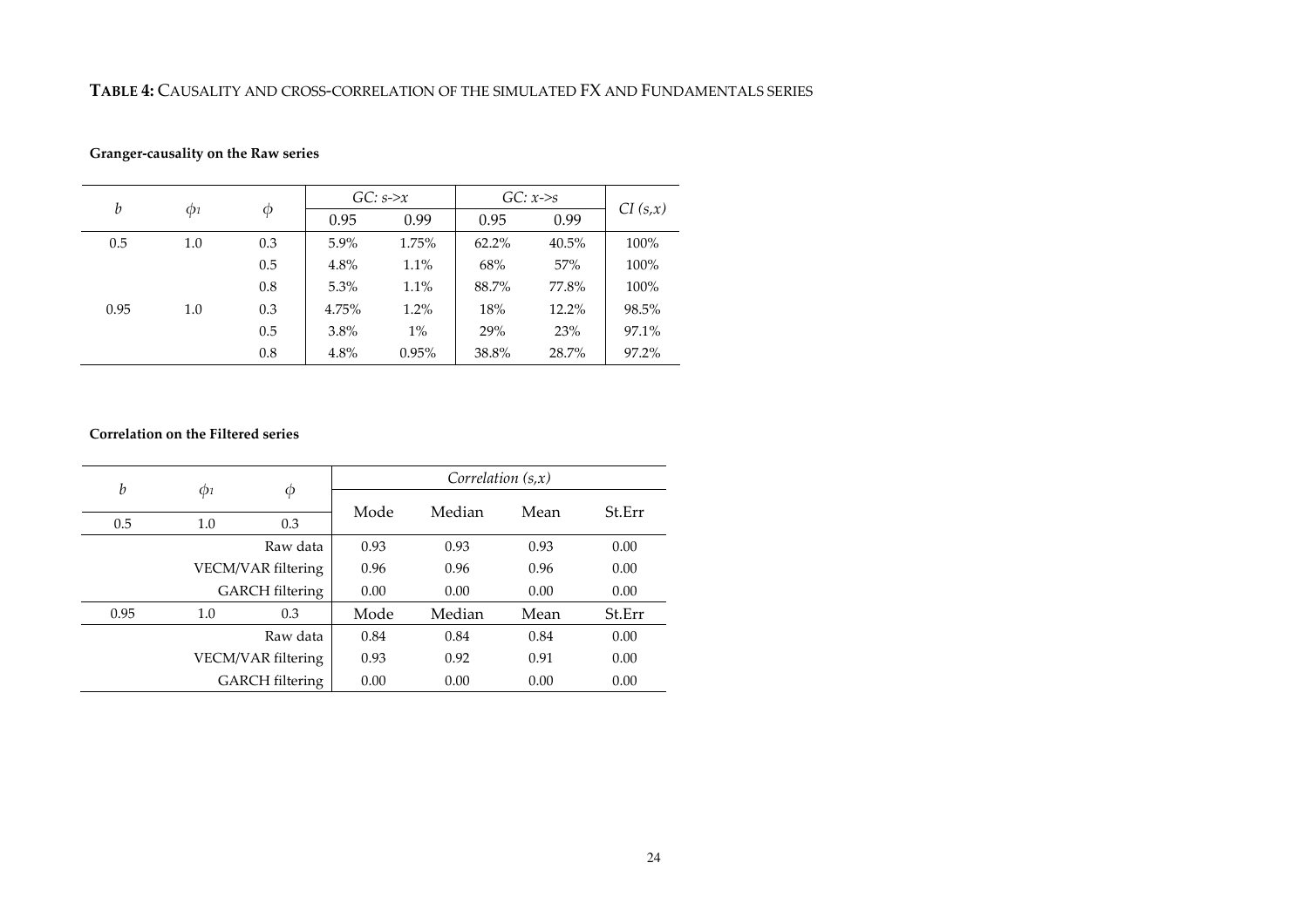**TABLE 4:** CAUSALITY AND CROSS-CORRELATION OF THE SIMULATED FX AND FUNDAMENTALS SERIES

**Granger-causality on the Raw series**

| $b$ | $\phi_1$ | $\phi$ | *GC: s->x* | | *GC: x->s* | | *CI (s,x)* |
|---|---|---|---|---|---|---|---|
| | | | 0.95 | 0.99 | 0.95 | 0.99 | |
| 0.5 | 1.0 | 0.3 | 5.9% | 1.75% | 62.2% | 40.5% | 100% |
| | | 0.5 | 4.8% | 1.1% | 68% | 57% | 100% |
| | | 0.8 | 5.3% | 1.1% | 88.7% | 77.8% | 100% |
| 0.95 | 1.0 | 0.3 | 4.75% | 1.2% | 18% | 12.2% | 98.5% |
| | | 0.5 | 3.8% | 1% | 29% | 23% | 97.1% |
| | | 0.8 | 4.8% | 0.95% | 38.8% | 28.7% | 97.2% |

**Correlation on the Filtered series**

| $b$ | $\phi_1$ | $\phi$ | *Correlation (s,x)* | | | |
|---|---|---|---|---|---|---|
| | | | Mode | Median | Mean | St.Err |
| 0.5 | 1.0 | 0.3 | | | | |
| | | Raw data | 0.93 | 0.93 | 0.93 | 0.00 |
| | | VECM/VAR filtering | 0.96 | 0.96 | 0.96 | 0.00 |
| | | GARCH filtering | 0.00 | 0.00 | 0.00 | 0.00 |
| 0.95 | 1.0 | 0.3 | Mode | Median | Mean | St.Err |
| | | Raw data | 0.84 | 0.84 | 0.84 | 0.00 |
| | | VECM/VAR filtering | 0.93 | 0.92 | 0.91 | 0.00 |
| | | GARCH filtering | 0.00 | 0.00 | 0.00 | 0.00 |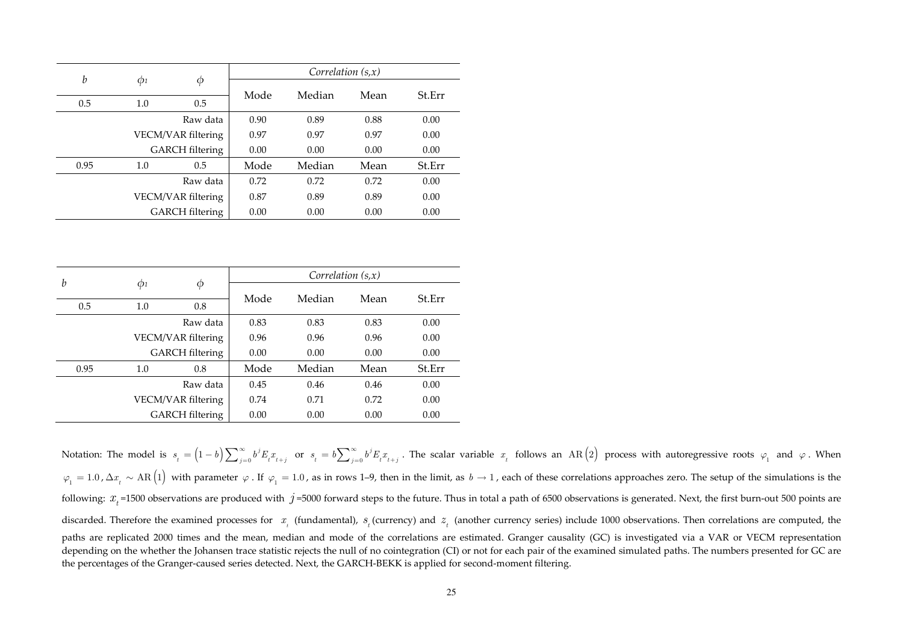| $b$ | $\phi_1$ | $\phi$ | *Correlation (s,x)* | | | |
|---|---|---|---|---|---|---|
| | | | Mode | Median | Mean | St.Err |
| 0.5 | 1.0 | 0.5 | | | | |
| | | Raw data | 0.90 | 0.89 | 0.88 | 0.00 |
| | | VECM/VAR filtering | 0.97 | 0.97 | 0.97 | 0.00 |
| | | GARCH filtering | 0.00 | 0.00 | 0.00 | 0.00 |
| 0.95 | 1.0 | 0.5 | Mode | Median | Mean | St.Err |
| | | Raw data | 0.72 | 0.72 | 0.72 | 0.00 |
| | | VECM/VAR filtering | 0.87 | 0.89 | 0.89 | 0.00 |
| | | GARCH filtering | 0.00 | 0.00 | 0.00 | 0.00 |

| $b$ | $\phi_1$ | $\phi$ | *Correlation (s,x)* | | | |
|---|---|---|---|---|---|---|
| | | | Mode | Median | Mean | St.Err |
| 0.5 | 1.0 | 0.8 | | | | |
| | | Raw data | 0.83 | 0.83 | 0.83 | 0.00 |
| | | VECM/VAR filtering | 0.96 | 0.96 | 0.96 | 0.00 |
| | | GARCH filtering | 0.00 | 0.00 | 0.00 | 0.00 |
| 0.95 | 1.0 | 0.8 | Mode | Median | Mean | St.Err |
| | | Raw data | 0.45 | 0.46 | 0.46 | 0.00 |
| | | VECM/VAR filtering | 0.74 | 0.71 | 0.72 | 0.00 |
| | | GARCH filtering | 0.00 | 0.00 | 0.00 | 0.00 |

Notation: The model is $s_t = (1-b)\sum_{j=0}^{\infty} b^j E_t x_{t+j}$ or $s_t = b\sum_{j=0}^{\infty} b^j E_t x_{t+j}$. The scalar variable $x_t$ follows an $\mathrm{AR}(2)$ process with autoregressive roots $\varphi_1$ and $\varphi$. When $\varphi_1 = 1.0$, $\Delta x_t \sim \mathrm{AR}(1)$ with parameter $\varphi$. If $\varphi_1 = 1.0$, as in rows 1–9, then in the limit, as $b \to 1$, each of these correlations approaches zero. The setup of the simulations is the following: $x_t$=1500 observations are produced with $j$=5000 forward steps to the future. Thus in total a path of 6500 observations is generated. Next, the first burn-out 500 points are discarded. Therefore the examined processes for $x_t$ (fundamental), $s_t$ (currency) and $z_t$ (another currency series) include 1000 observations. Then correlations are computed, the paths are replicated 2000 times and the mean, median and mode of the correlations are estimated. Granger causality (GC) is investigated via a VAR or VECM representation depending on the whether the Johansen trace statistic rejects the null of no cointegration (CI) or not for each pair of the examined simulated paths. The numbers presented for GC are the percentages of the Granger-caused series detected. Next, the GARCH-BEKK is applied for second-moment filtering.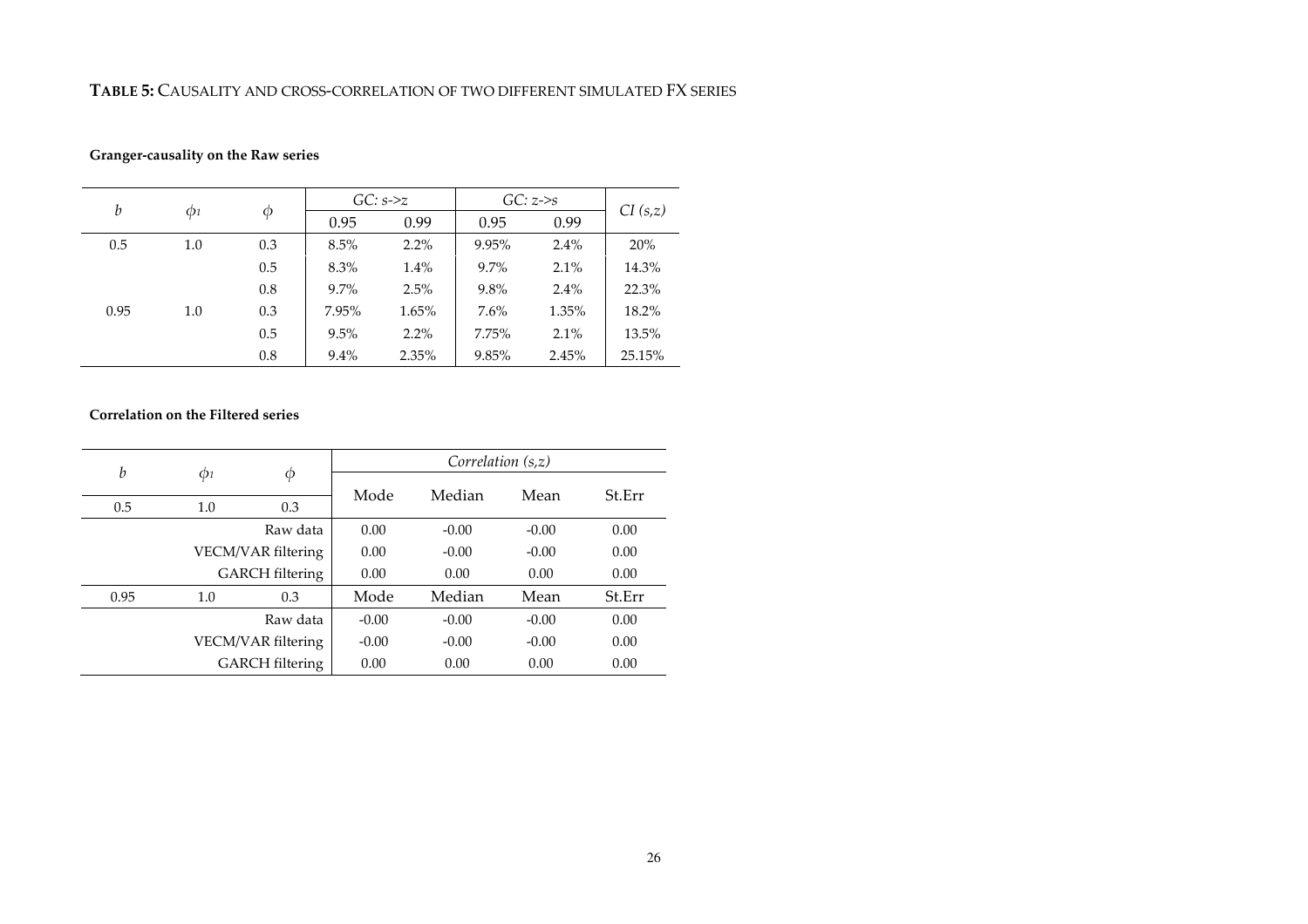**TABLE 5:** CAUSALITY AND CROSS-CORRELATION OF TWO DIFFERENT SIMULATED FX SERIES

**Granger-causality on the Raw series**

| $b$ | $\phi_1$ | $\phi$ | *GC: s->z* | | *GC: z->s* | | *CI (s,z)* |
|---|---|---|---|---|---|---|---|
| | | | 0.95 | 0.99 | 0.95 | 0.99 | |
| 0.5 | 1.0 | 0.3 | 8.5% | 2.2% | 9.95% | 2.4% | 20% |
| | | 0.5 | 8.3% | 1.4% | 9.7% | 2.1% | 14.3% |
| | | 0.8 | 9.7% | 2.5% | 9.8% | 2.4% | 22.3% |
| 0.95 | 1.0 | 0.3 | 7.95% | 1.65% | 7.6% | 1.35% | 18.2% |
| | | 0.5 | 9.5% | 2.2% | 7.75% | 2.1% | 13.5% |
| | | 0.8 | 9.4% | 2.35% | 9.85% | 2.45% | 25.15% |

**Correlation on the Filtered series**

| $b$ | $\phi_1$ | $\phi$ | *Correlation (s,z)* | | | |
|---|---|---|---|---|---|---|
| | | | Mode | Median | Mean | St.Err |
| 0.5 | 1.0 | 0.3 | | | | |
| | | Raw data | 0.00 | -0.00 | -0.00 | 0.00 |
| | | VECM/VAR filtering | 0.00 | -0.00 | -0.00 | 0.00 |
| | | GARCH filtering | 0.00 | 0.00 | 0.00 | 0.00 |
| 0.95 | 1.0 | 0.3 | Mode | Median | Mean | St.Err |
| | | Raw data | -0.00 | -0.00 | -0.00 | 0.00 |
| | | VECM/VAR filtering | -0.00 | -0.00 | -0.00 | 0.00 |
| | | GARCH filtering | 0.00 | 0.00 | 0.00 | 0.00 |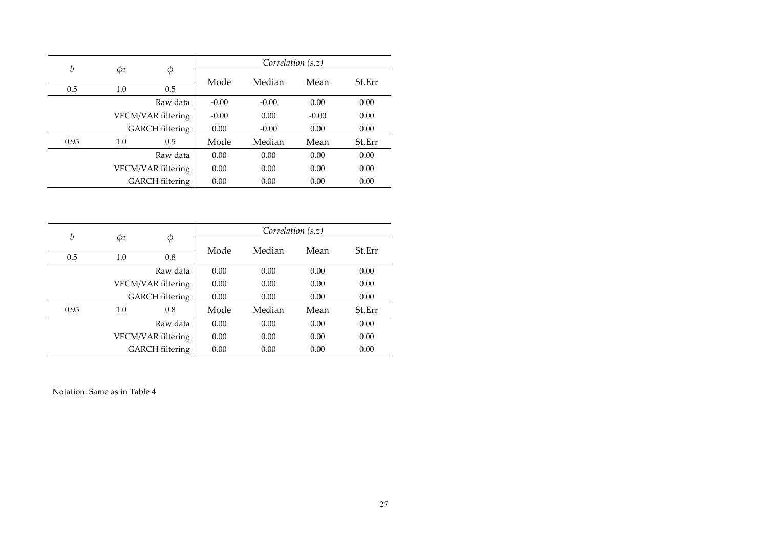| $b$ | $\phi_1$ | $\phi$ | *Correlation (s,z)* | | | |
|---|---|---|---|---|---|---|
| 0.5 | 1.0 | 0.5 | Mode | Median | Mean | St.Err |
| | | Raw data | -0.00 | -0.00 | 0.00 | 0.00 |
| | | VECM/VAR filtering | -0.00 | 0.00 | -0.00 | 0.00 |
| | | GARCH filtering | 0.00 | -0.00 | 0.00 | 0.00 |
| 0.95 | 1.0 | 0.5 | Mode | Median | Mean | St.Err |
| | | Raw data | 0.00 | 0.00 | 0.00 | 0.00 |
| | | VECM/VAR filtering | 0.00 | 0.00 | 0.00 | 0.00 |
| | | GARCH filtering | 0.00 | 0.00 | 0.00 | 0.00 |

| $b$ | $\phi_1$ | $\phi$ | *Correlation (s,z)* | | | |
|---|---|---|---|---|---|---|
| 0.5 | 1.0 | 0.8 | Mode | Median | Mean | St.Err |
| | | Raw data | 0.00 | 0.00 | 0.00 | 0.00 |
| | | VECM/VAR filtering | 0.00 | 0.00 | 0.00 | 0.00 |
| | | GARCH filtering | 0.00 | 0.00 | 0.00 | 0.00 |
| 0.95 | 1.0 | 0.8 | Mode | Median | Mean | St.Err |
| | | Raw data | 0.00 | 0.00 | 0.00 | 0.00 |
| | | VECM/VAR filtering | 0.00 | 0.00 | 0.00 | 0.00 |
| | | GARCH filtering | 0.00 | 0.00 | 0.00 | 0.00 |

Notation: Same as in Table 4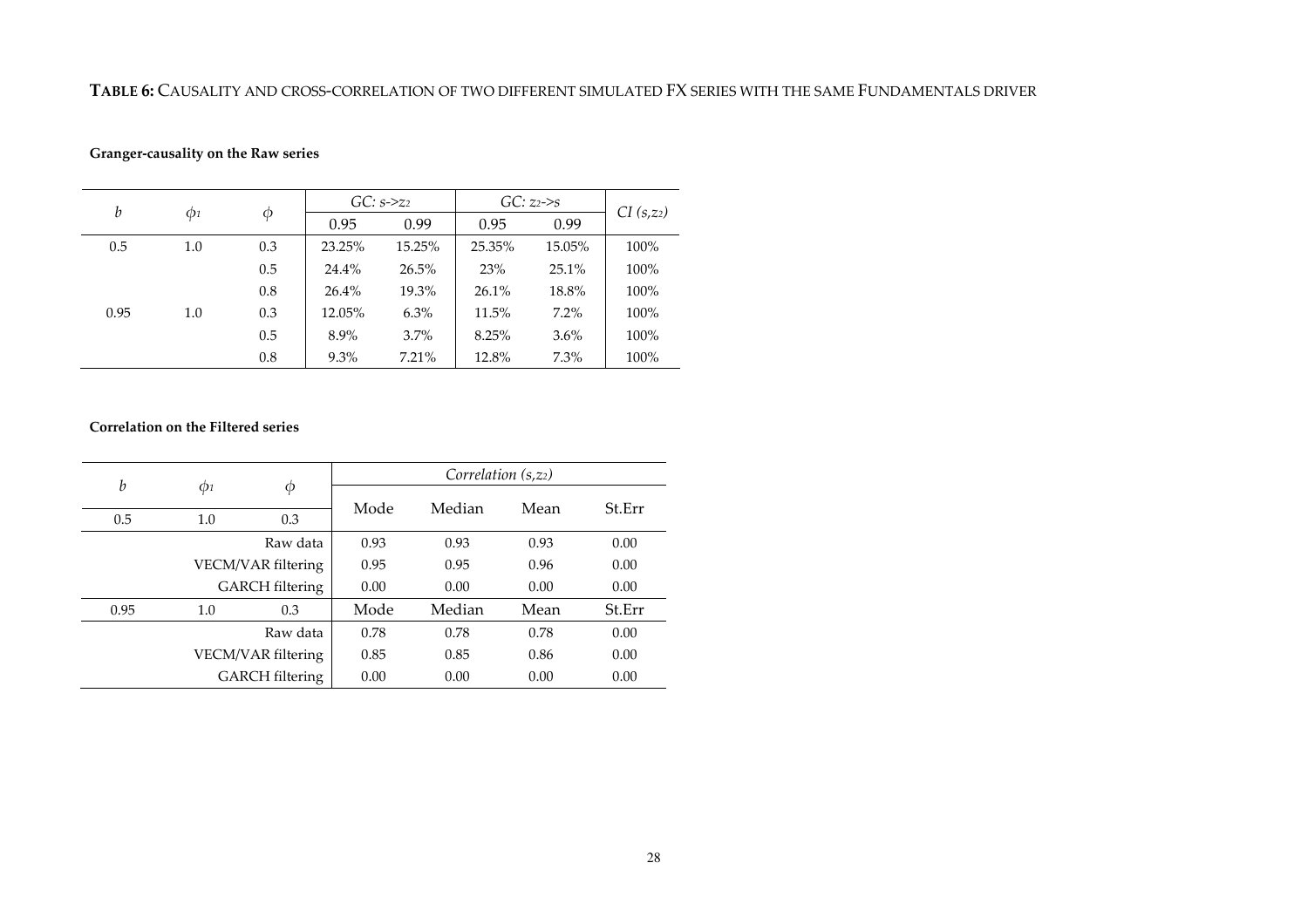**TABLE 6:** CAUSALITY AND CROSS-CORRELATION OF TWO DIFFERENT SIMULATED FX SERIES WITH THE SAME FUNDAMENTALS DRIVER

**Granger-causality on the Raw series**

| $b$ | $\phi_1$ | $\phi$ | *GC: s->z$_2$* | | *GC: z$_2$->s* | | *CI (s,z$_2$)* |
|---|---|---|---|---|---|---|---|
| | | | 0.95 | 0.99 | 0.95 | 0.99 | |
| 0.5 | 1.0 | 0.3 | 23.25% | 15.25% | 25.35% | 15.05% | 100% |
| | | 0.5 | 24.4% | 26.5% | 23% | 25.1% | 100% |
| | | 0.8 | 26.4% | 19.3% | 26.1% | 18.8% | 100% |
| 0.95 | 1.0 | 0.3 | 12.05% | 6.3% | 11.5% | 7.2% | 100% |
| | | 0.5 | 8.9% | 3.7% | 8.25% | 3.6% | 100% |
| | | 0.8 | 9.3% | 7.21% | 12.8% | 7.3% | 100% |

**Correlation on the Filtered series**

| $b$ | $\phi_1$ | $\phi$ | *Correlation (s,z$_2$)* | | | |
|---|---|---|---|---|---|---|
| | | | Mode | Median | Mean | St.Err |
| 0.5 | 1.0 | 0.3 | | | | |
| | | Raw data | 0.93 | 0.93 | 0.93 | 0.00 |
| | | VECM/VAR filtering | 0.95 | 0.95 | 0.96 | 0.00 |
| | | GARCH filtering | 0.00 | 0.00 | 0.00 | 0.00 |
| 0.95 | 1.0 | 0.3 | Mode | Median | Mean | St.Err |
| | | Raw data | 0.78 | 0.78 | 0.78 | 0.00 |
| | | VECM/VAR filtering | 0.85 | 0.85 | 0.86 | 0.00 |
| | | GARCH filtering | 0.00 | 0.00 | 0.00 | 0.00 |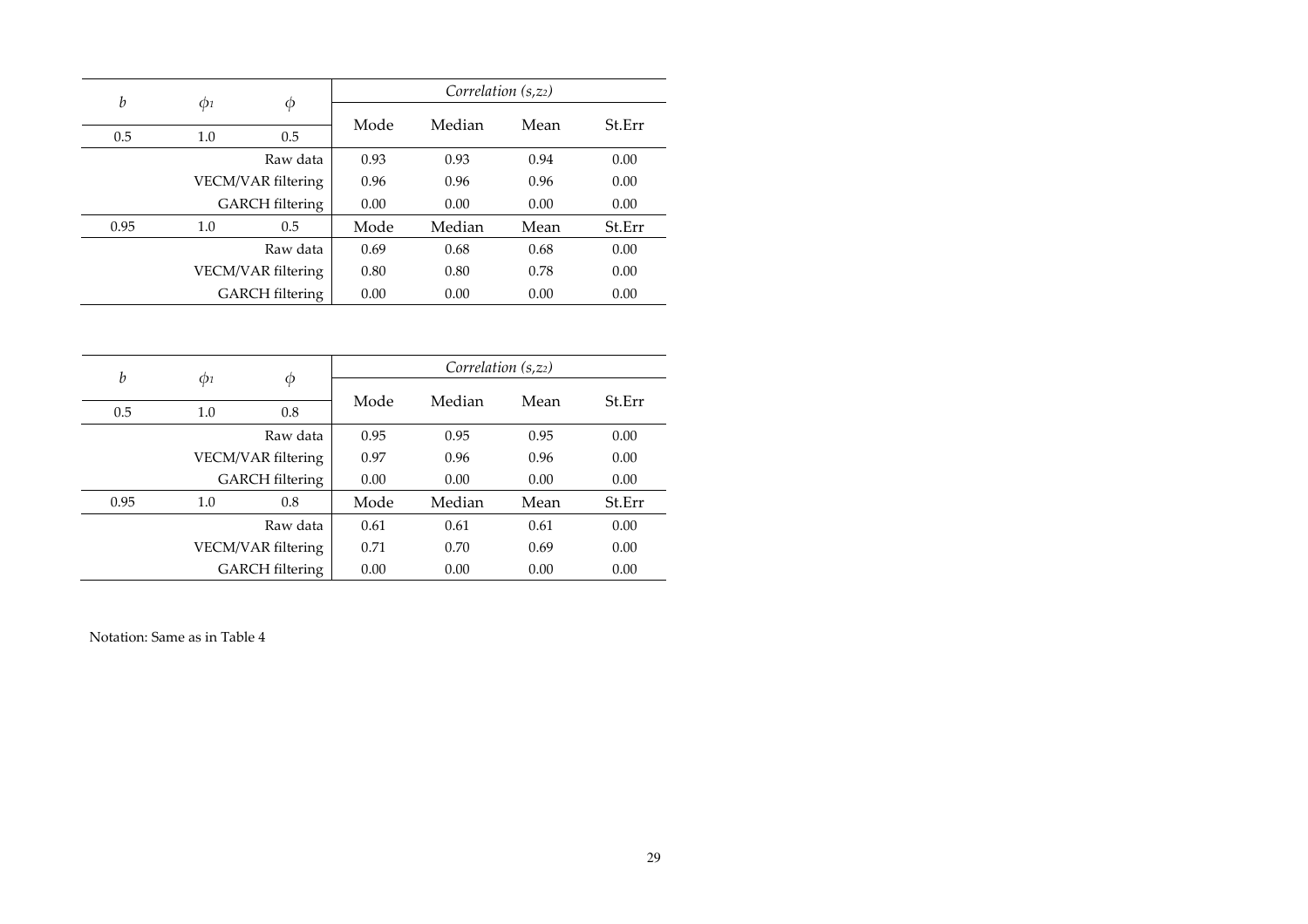| $b$ | $\phi_1$ | $\phi$ | *Correlation ($s,z_2$)* | | | |
|---|---|---|---|---|---|---|
| 0.5 | 1.0 | 0.5 | Mode | Median | Mean | St.Err |
| | | Raw data | 0.93 | 0.93 | 0.94 | 0.00 |
| | | VECM/VAR filtering | 0.96 | 0.96 | 0.96 | 0.00 |
| | | GARCH filtering | 0.00 | 0.00 | 0.00 | 0.00 |
| 0.95 | 1.0 | 0.5 | Mode | Median | Mean | St.Err |
| | | Raw data | 0.69 | 0.68 | 0.68 | 0.00 |
| | | VECM/VAR filtering | 0.80 | 0.80 | 0.78 | 0.00 |
| | | GARCH filtering | 0.00 | 0.00 | 0.00 | 0.00 |

| $b$ | $\phi_1$ | $\phi$ | *Correlation ($s,z_2$)* | | | |
|---|---|---|---|---|---|---|
| 0.5 | 1.0 | 0.8 | Mode | Median | Mean | St.Err |
| | | Raw data | 0.95 | 0.95 | 0.95 | 0.00 |
| | | VECM/VAR filtering | 0.97 | 0.96 | 0.96 | 0.00 |
| | | GARCH filtering | 0.00 | 0.00 | 0.00 | 0.00 |
| 0.95 | 1.0 | 0.8 | Mode | Median | Mean | St.Err |
| | | Raw data | 0.61 | 0.61 | 0.61 | 0.00 |
| | | VECM/VAR filtering | 0.71 | 0.70 | 0.69 | 0.00 |
| | | GARCH filtering | 0.00 | 0.00 | 0.00 | 0.00 |

Notation: Same as in Table 4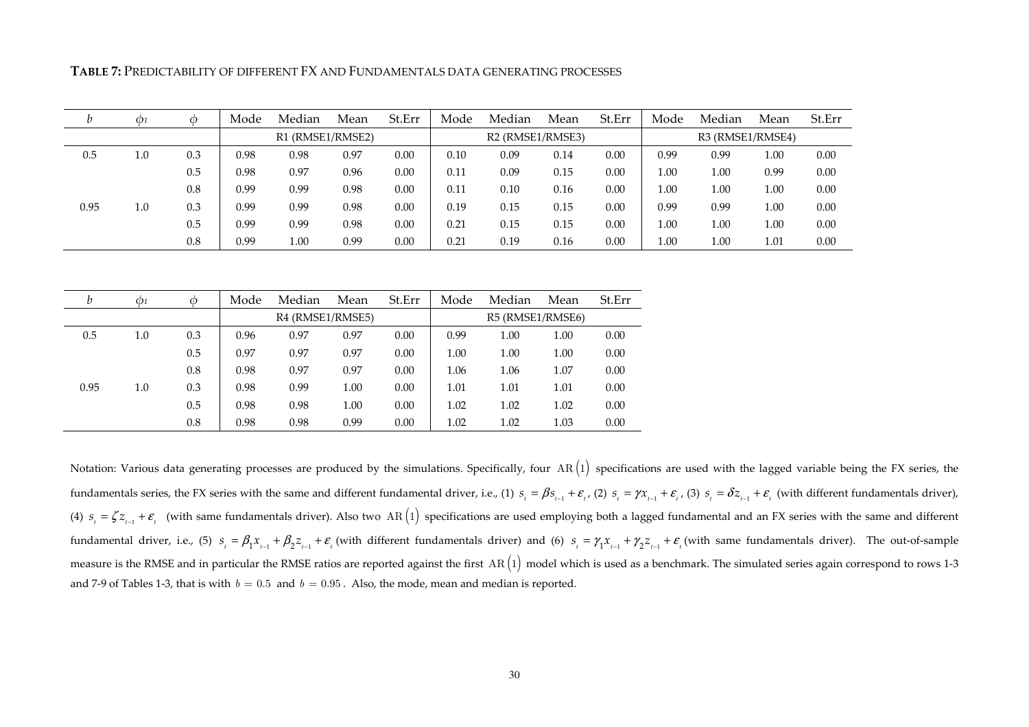**TABLE 7:** PREDICTABILITY OF DIFFERENT FX AND FUNDAMENTALS DATA GENERATING PROCESSES

| $b$ | $\phi_1$ | $\phi$ | Mode | Median | Mean | St.Err | Mode | Median | Mean | St.Err | Mode | Median | Mean | St.Err |
|---|---|---|---|---|---|---|---|---|---|---|---|---|---|---|
| | | | R1 (RMSE1/RMSE2) | | | | R2 (RMSE1/RMSE3) | | | | R3 (RMSE1/RMSE4) | | | |
| 0.5 | 1.0 | 0.3 | 0.98 | 0.98 | 0.97 | 0.00 | 0.10 | 0.09 | 0.14 | 0.00 | 0.99 | 0.99 | 1.00 | 0.00 |
| | | 0.5 | 0.98 | 0.97 | 0.96 | 0.00 | 0.11 | 0.09 | 0.15 | 0.00 | 1.00 | 1.00 | 0.99 | 0.00 |
| | | 0.8 | 0.99 | 0.99 | 0.98 | 0.00 | 0.11 | 0.10 | 0.16 | 0.00 | 1.00 | 1.00 | 1.00 | 0.00 |
| 0.95 | 1.0 | 0.3 | 0.99 | 0.99 | 0.98 | 0.00 | 0.19 | 0.15 | 0.15 | 0.00 | 0.99 | 0.99 | 1.00 | 0.00 |
| | | 0.5 | 0.99 | 0.99 | 0.98 | 0.00 | 0.21 | 0.15 | 0.15 | 0.00 | 1.00 | 1.00 | 1.00 | 0.00 |
| | | 0.8 | 0.99 | 1.00 | 0.99 | 0.00 | 0.21 | 0.19 | 0.16 | 0.00 | 1.00 | 1.00 | 1.01 | 0.00 |

| $b$ | $\phi_1$ | $\phi$ | Mode | Median | Mean | St.Err | Mode | Median | Mean | St.Err |
|---|---|---|---|---|---|---|---|---|---|---|
| | | | R4 (RMSE1/RMSE5) | | | | R5 (RMSE1/RMSE6) | | | |
| 0.5 | 1.0 | 0.3 | 0.96 | 0.97 | 0.97 | 0.00 | 0.99 | 1.00 | 1.00 | 0.00 |
| | | 0.5 | 0.97 | 0.97 | 0.97 | 0.00 | 1.00 | 1.00 | 1.00 | 0.00 |
| | | 0.8 | 0.98 | 0.97 | 0.97 | 0.00 | 1.06 | 1.06 | 1.07 | 0.00 |
| 0.95 | 1.0 | 0.3 | 0.98 | 0.99 | 1.00 | 0.00 | 1.01 | 1.01 | 1.01 | 0.00 |
| | | 0.5 | 0.98 | 0.98 | 1.00 | 0.00 | 1.02 | 1.02 | 1.02 | 0.00 |
| | | 0.8 | 0.98 | 0.98 | 0.99 | 0.00 | 1.02 | 1.02 | 1.03 | 0.00 |

Notation: Various data generating processes are produced by the simulations. Specifically, four $\mathrm{AR}(1)$ specifications are used with the lagged variable being the FX series, the fundamentals series, the FX series with the same and different fundamental driver, i.e., (1) $s_t = \beta s_{t-1} + \varepsilon_t$, (2) $s_t = \gamma x_{t-1} + \varepsilon_t$, (3) $s_t = \delta z_{t-1} + \varepsilon_t$ (with different fundamentals driver), (4) $s_t = \zeta z_{t-1} + \varepsilon_t$ (with same fundamentals driver). Also two $\mathrm{AR}(1)$ specifications are used employing both a lagged fundamental and an FX series with the same and different fundamental driver, i.e., (5) $s_t = \beta_1 x_{t-1} + \beta_2 z_{t-1} + \varepsilon_t$ (with different fundamentals driver) and (6) $s_t = \gamma_1 x_{t-1} + \gamma_2 z_{t-1} + \varepsilon_t$ (with same fundamentals driver). The out-of-sample measure is the RMSE and in particular the RMSE ratios are reported against the first $\mathrm{AR}(1)$ model which is used as a benchmark. The simulated series again correspond to rows 1-3 and 7-9 of Tables 1-3, that is with $b = 0.5$ and $b = 0.95$. Also, the mode, mean and median is reported.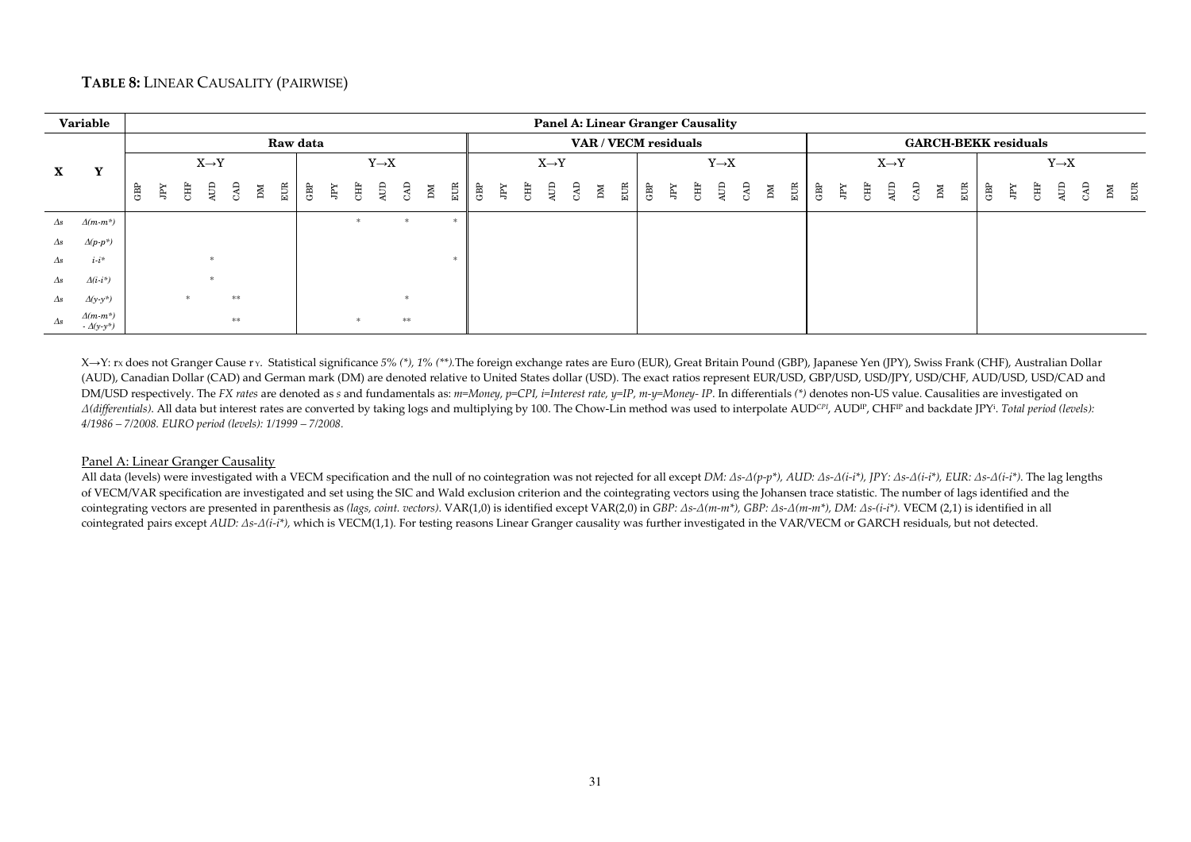**TABLE 8:** LINEAR CAUSALITY (PAIRWISE)

| Variable | | Panel A: Linear Granger Causality | | | | | | | | | | | | | | | | | | | | | | | | | | | | | | | | | | | | | | | | | |
|---|---|---|---|---|---|---|---|---|---|---|---|---|---|---|---|---|---|---|---|---|---|---|---|---|---|---|---|---|---|---|---|---|---|---|---|---|---|---|---|---|---|---|---|
| **X** | **Y** | Raw data | | | | | | | | | | | | | | VAR / VECM residuals | | | | | | | | | | | | | | GARCH-BEKK residuals | | | | | | | | | | | | | |
| | | X→Y | | | | | | | Y→X | | | | | | | X→Y | | | | | | | Y→X | | | | | | | X→Y | | | | | | | Y→X | | | | | | |
| | | GBP | JPY | CHF | AUD | CAD | DM | EUR | GBP | JPY | CHF | AUD | CAD | DM | EUR | GBP | JPY | CHF | AUD | CAD | DM | EUR | GBP | JPY | CHF | AUD | CAD | DM | EUR | GBP | JPY | CHF | AUD | CAD | DM | EUR | GBP | JPY | CHF | AUD | CAD | DM | EUR |
| $\Delta s$ | $\Delta(m\text{-}m^*)$ | | | | | | | | | | * | | * | | * | | | | | | | | | | | | | | | | | | | | | | | | | | | | |
| $\Delta s$ | $\Delta(p\text{-}p^*)$ | | | | | | | | | | | | | | | | | | | | | | | | | | | | | | | | | | | | | | | | | | |
| $\Delta s$ | $i\text{-}i^*$ | | | | * | | | | | | | | | | * | | | | | | | | | | | | | | | | | | | | | | | | | | | | |
| $\Delta s$ | $\Delta(i\text{-}i^*)$ | | | | * | | | | | | | | | | | | | | | | | | | | | | | | | | | | | | | | | | | | | | |
| $\Delta s$ | $\Delta(y\text{-}y^*)$ | | | * | | ** | | | | | | | * | | | | | | | | | | | | | | | | | | | | | | | | | | | | | | |
| $\Delta s$ | $\Delta(m\text{-}m^*) - \Delta(y\text{-}y^*)$ | | | | | ** | | | | | * | | ** | | | | | | | | | | | | | | | | | | | | | | | | | | | | | | |

X→Y: $r_X$ does not Granger Cause $r_Y$. Statistical significance *5% (\*), 1% (\*\*)*.The foreign exchange rates are Euro (EUR), Great Britain Pound (GBP), Japanese Yen (JPY), Swiss Frank (CHF), Australian Dollar (AUD), Canadian Dollar (CAD) and German mark (DM) are denoted relative to United States dollar (USD). The exact ratios represent EUR/USD, GBP/USD, USD/JPY, USD/CHF, AUD/USD, USD/CAD and DM/USD respectively. The *FX rates* are denoted as *s* and fundamentals as: *m=Money, p=CPI, i=Interest rate, y=IP, m-y=Money- IP*. In differentials *(\*)* denotes non-US value. Causalities are investigated on *Δ(differentials)*. All data but interest rates are converted by taking logs and multiplying by 100. The Chow-Lin method was used to interpolate $AUD^{CPI}$, $AUD^{IP}$, $CHF^{IP}$ and backdate $JPY^{i}$. *Total period (levels): 4/1986 – 7/2008. EURO period (levels): 1/1999 – 7/2008*.

Panel A: Linear Granger Causality

All data (levels) were investigated with a VECM specification and the null of no cointegration was not rejected for all except *DM: Δs-Δ(p-p\*), AUD: Δs-Δ(i-i\*), JPY: Δs-Δ(i-i\*), EUR: Δs-Δ(i-i\*)*. The lag lengths of VECM/VAR specification are investigated and set using the SIC and Wald exclusion criterion and the cointegrating vectors using the Johansen trace statistic. The number of lags identified and the cointegrating vectors are presented in parenthesis as *(lags, coint. vectors)*. VAR(1,0) is identified except VAR(2,0) in *GBP: Δs-Δ(m-m\*), GBP: Δs-Δ(m-m\*), DM: Δs-(i-i\*)*. VECM (2,1) is identified in all cointegrated pairs except *AUD: Δs-Δ(i-i\*)*, which is VECM(1,1). For testing reasons Linear Granger causality was further investigated in the VAR/VECM or GARCH residuals, but not detected.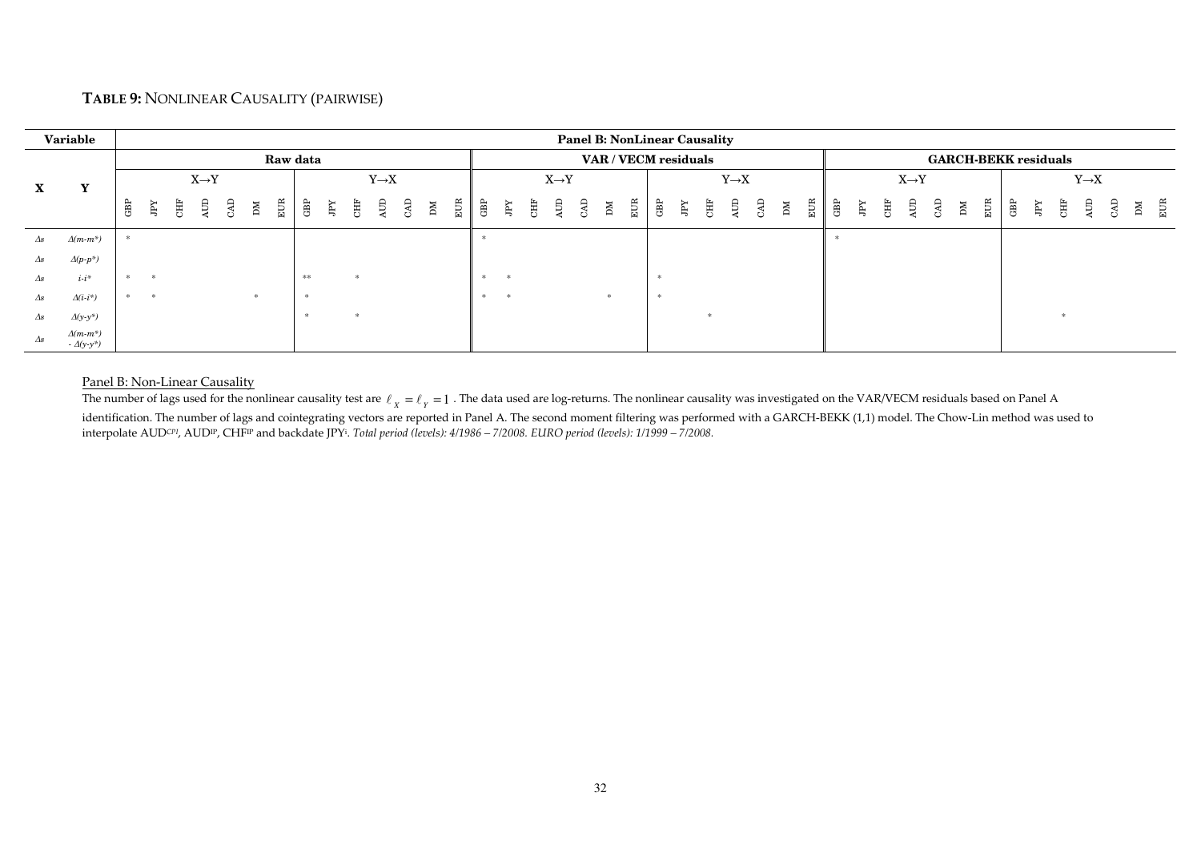**TABLE 9:** NONLINEAR CAUSALITY (PAIRWISE)

| Variable | | Panel B: NonLinear Causality | | | | | | | | | | | | | | | | | | | | | | | | | | | | | | | | | | | | | | | | | |
|---|---|---|---|---|---|---|---|---|---|---|---|---|---|---|---|---|---|---|---|---|---|---|---|---|---|---|---|---|---|---|---|---|---|---|---|---|---|---|---|---|---|---|---|
| | | Raw data | | | | | | | | | | | | | | VAR / VECM residuals | | | | | | | | | | | | | | GARCH-BEKK residuals | | | | | | | | | | | | | |
| X | Y | X→Y | | | | | | | Y→X | | | | | | | X→Y | | | | | | | Y→X | | | | | | | X→Y | | | | | | | Y→X | | | | | | |
| | | GBP | JPY | CHF | AUD | CAD | DM | EUR | GBP | JPY | CHF | AUD | CAD | DM | EUR | GBP | JPY | CHF | AUD | CAD | DM | EUR | GBP | JPY | CHF | AUD | CAD | DM | EUR | GBP | JPY | CHF | AUD | CAD | DM | EUR | GBP | JPY | CHF | AUD | CAD | DM | EUR |
| Δs | Δ(m-m*) | * | | | | | | | | | | | | | | * | | | | | | | | | | | | | | * | | | | | | | | | | | | | |
| Δs | Δ(p-p*) | | | | | | | | | | | | | | | | | | | | | | | | | | | | | | | | | | | | | | | | | | |
| Δs | i-i* | * | * | | | | | | ** | | * | | | | | * | * | | | | | | * | | | | | | | | | | | | | | | | | | | | |
| Δs | Δ(i-i*) | * | * | | | | * | | * | | | | | | | * | * | | | | * | | * | | | | | | | | | | | | | | | | | | | | |
| Δs | Δ(y-y*) | | | | | | | | * | | * | | | | | | | | | | | | | | * | | | | | | | | | | | | | | * | | | | |
| Δs | Δ(m-m*) - Δ(y-y*) | | | | | | | | | | | | | | | | | | | | | | | | | | | | | | | | | | | | | | | | | | |

Panel B: Non-Linear Causality

The number of lags used for the nonlinear causality test are $\ell_X = \ell_Y = 1$. The data used are log-returns. The nonlinear causality was investigated on the VAR/VECM residuals based on Panel A identification. The number of lags and cointegrating vectors are reported in Panel A. The second moment filtering was performed with a GARCH-BEKK (1,1) model. The Chow-Lin method was used to interpolate $AUD^{CPI}$, $AUD^{IP}$, $CHF^{IP}$ and backdate $JPY^{i}$. *Total period (levels): 4/1986 – 7/2008. EURO period (levels): 1/1999 – 7/2008.*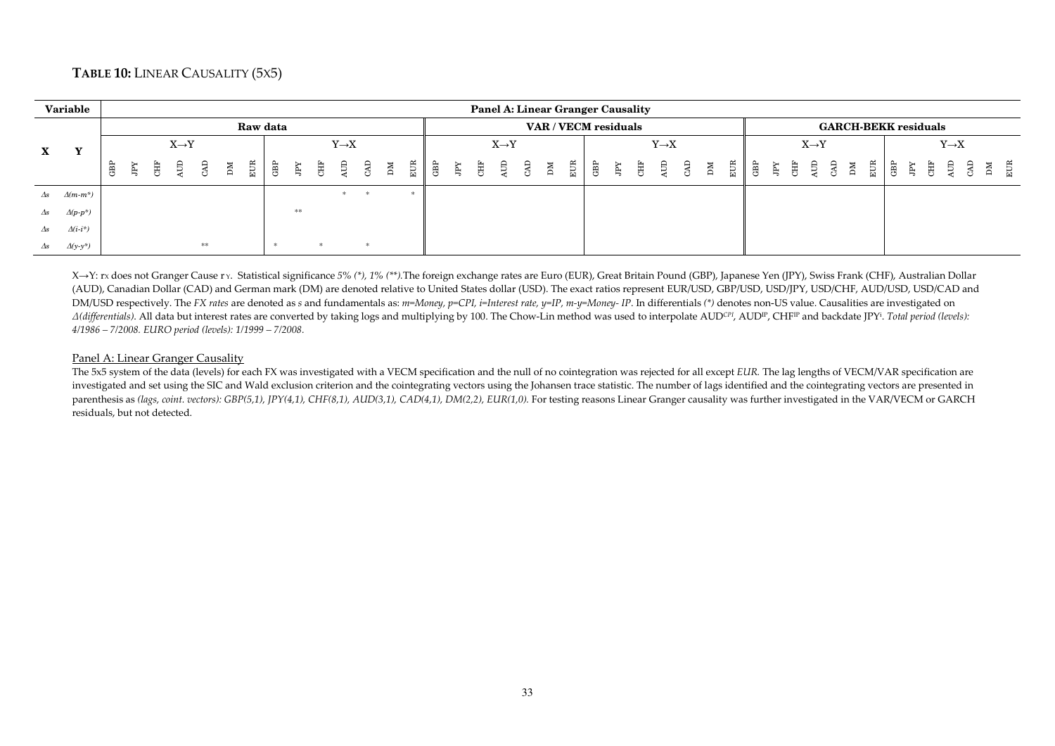**TABLE 10:** LINEAR CAUSALITY (5X5)

| Variable | | Panel A: Linear Granger Causality | | | | | | | | | | | | | | | | | | | | | | | | | | | | | | | | | | | | | | | | | |
|---|---|---|---|---|---|---|---|---|---|---|---|---|---|---|---|---|---|---|---|---|---|---|---|---|---|---|---|---|---|---|---|---|---|---|---|---|---|---|---|---|---|---|---|
| | | Raw data | | | | | | | | | | | | | | VAR / VECM residuals | | | | | | | | | | | | | | GARCH-BEKK residuals | | | | | | | | | | | | | |
| X | Y | X→Y | | | | | | | Y→X | | | | | | | X→Y | | | | | | | Y→X | | | | | | | X→Y | | | | | | | Y→X | | | | | | |
| | | GBP | JPY | CHF | AUD | CAD | DM | EUR | GBP | JPY | CHF | AUD | CAD | DM | EUR | GBP | JPY | CHF | AUD | CAD | DM | EUR | GBP | JPY | CHF | AUD | CAD | DM | EUR | GBP | JPY | CHF | AUD | CAD | DM | EUR | GBP | JPY | CHF | AUD | CAD | DM | EUR |
| *Δs* | *Δ(m-m\*)* | | | | | | | | | | | * | * | | * | | | | | | | | | | | | | | | | | | | | | | | | | | | | |
| *Δs* | *Δ(p-p\*)* | | | | | | | | | ** | | | | | | | | | | | | | | | | | | | | | | | | | | | | | | | | | |
| *Δs* | *Δ(i-i\*)* | | | | | | | | | | | | | | | | | | | | | | | | | | | | | | | | | | | | | | | | | | |
| *Δs* | *Δ(y-y\*)* | | | | | ** | | | * | | * | | * | | | | | | | | | | | | | | | | | | | | | | | | | | | | | | |

X→Y: $r_X$ does not Granger Cause $r_Y$. Statistical significance *5% (\*), 1% (\*\*).* The foreign exchange rates are Euro (EUR), Great Britain Pound (GBP), Japanese Yen (JPY), Swiss Frank (CHF), Australian Dollar (AUD), Canadian Dollar (CAD) and German mark (DM) are denoted relative to United States dollar (USD). The exact ratios represent EUR/USD, GBP/USD, USD/JPY, USD/CHF, AUD/USD, USD/CAD and DM/USD respectively. The *FX rates* are denoted as *s* and fundamentals as: *m=Money, p=CPI, i=Interest rate, y=IP, m-y=Money- IP*. In differentials *(\*)* denotes non-US value. Causalities are investigated on *Δ(differentials)*. All data but interest rates are converted by taking logs and multiplying by 100. The Chow-Lin method was used to interpolate $AUD^{CPI}$, $AUD^{IP}$, $CHF^{IP}$ and backdate $JPY^{i}$. *Total period (levels): 4/1986 – 7/2008. EURO period (levels): 1/1999 – 7/2008.*

Panel A: Linear Granger Causality

The 5x5 system of the data (levels) for each FX was investigated with a VECM specification and the null of no cointegration was rejected for all except *EUR.* The lag lengths of VECM/VAR specification are investigated and set using the SIC and Wald exclusion criterion and the cointegrating vectors using the Johansen trace statistic. The number of lags identified and the cointegrating vectors are presented in parenthesis as *(lags, coint. vectors): GBP(5,1), JPY(4,1), CHF(8,1), AUD(3,1), CAD(4,1), DM(2,2), EUR(1,0).* For testing reasons Linear Granger causality was further investigated in the VAR/VECM or GARCH residuals, but not detected.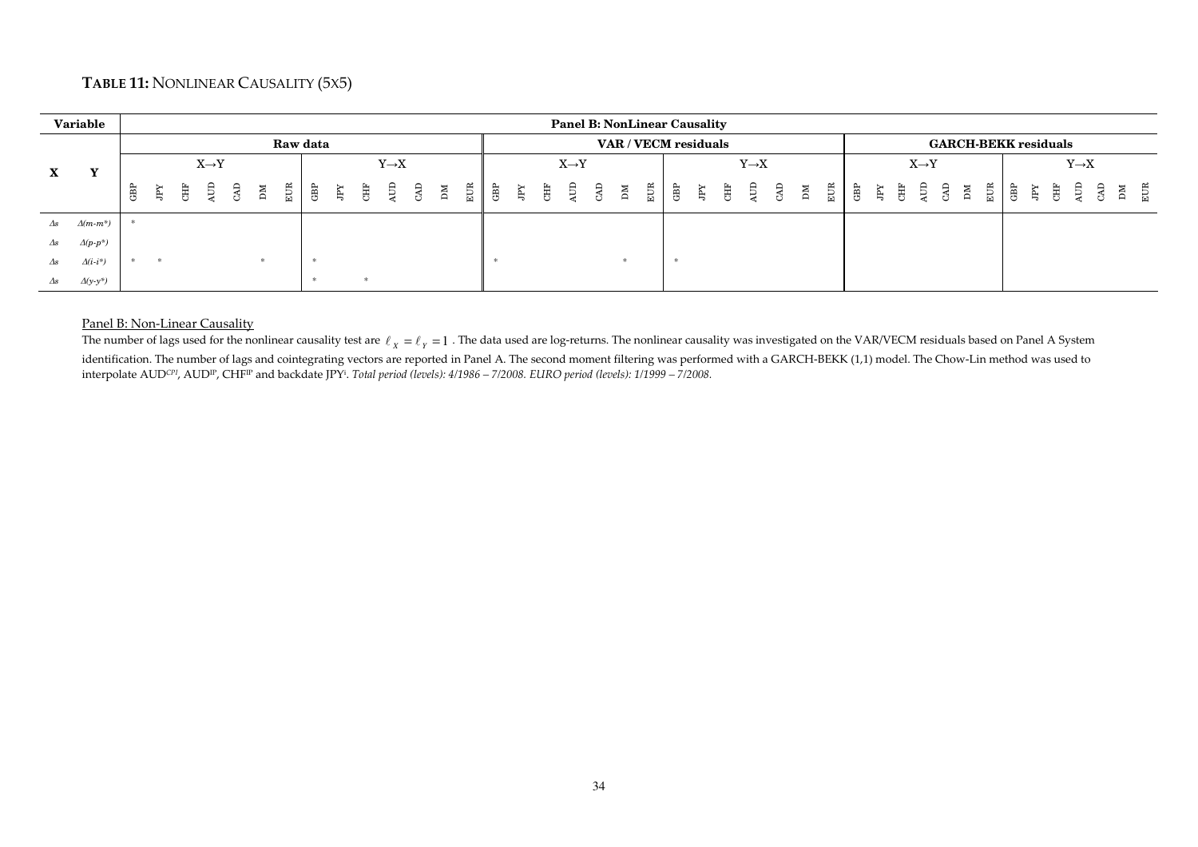**TABLE 11:** NONLINEAR CAUSALITY (5X5)

| Variable | | Panel B: NonLinear Causality | | | | | | | | | | | | | | | | | | | | | | | | | | | | | | | | | | | | | | | | | |
|---|---|---|---|---|---|---|---|---|---|---|---|---|---|---|---|---|---|---|---|---|---|---|---|---|---|---|---|---|---|---|---|---|---|---|---|---|---|---|---|---|---|---|---|
| | | Raw data | | | | | | | | | | | | | | VAR / VECM residuals | | | | | | | | | | | | | | GARCH-BEKK residuals | | | | | | | | | | | | | |
| X | Y | X→Y | | | | | | | Y→X | | | | | | | X→Y | | | | | | | Y→X | | | | | | | X→Y | | | | | | | Y→X | | | | | | |
| | | GBP | JPY | CHF | AUD | CAD | DM | EUR | GBP | JPY | CHF | AUD | CAD | DM | EUR | GBP | JPY | CHF | AUD | CAD | DM | EUR | GBP | JPY | CHF | AUD | CAD | DM | EUR | GBP | JPY | CHF | AUD | CAD | DM | EUR | GBP | JPY | CHF | AUD | CAD | DM | EUR |
| $\Delta s$ | $\Delta(m-m^*)$ | * | | | | | | | | | | | | | | | | | | | | | | | | | | | | | | | | | | | | | | | | | |
| $\Delta s$ | $\Delta(p-p^*)$ | | | | | | | | | | | | | | | | | | | | | | | | | | | | | | | | | | | | | | | | | | |
| $\Delta s$ | $\Delta(i-i^*)$ | * | * | | | | * | | * | | | | | | | * | | | | | * | | * | | | | | | | | | | | | | | | | | | | | |
| $\Delta s$ | $\Delta(y-y^*)$ | | | | | | | | * | | * | | | | | | | | | | | | | | | | | | | | | | | | | | | | | | | | |

Panel B: Non-Linear Causality

The number of lags used for the nonlinear causality test are $\ell_X = \ell_Y = 1$ . The data used are log-returns. The nonlinear causality was investigated on the VAR/VECM residuals based on Panel A System identification. The number of lags and cointegrating vectors are reported in Panel A. The second moment filtering was performed with a GARCH-BEKK (1,1) model. The Chow-Lin method was used to interpolate AUD[CPI], AUD[IP], CHF[IP] and backdate JPY[i]. *Total period (levels): 4/1986 – 7/2008. EURO period (levels): 1/1999 – 7/2008.*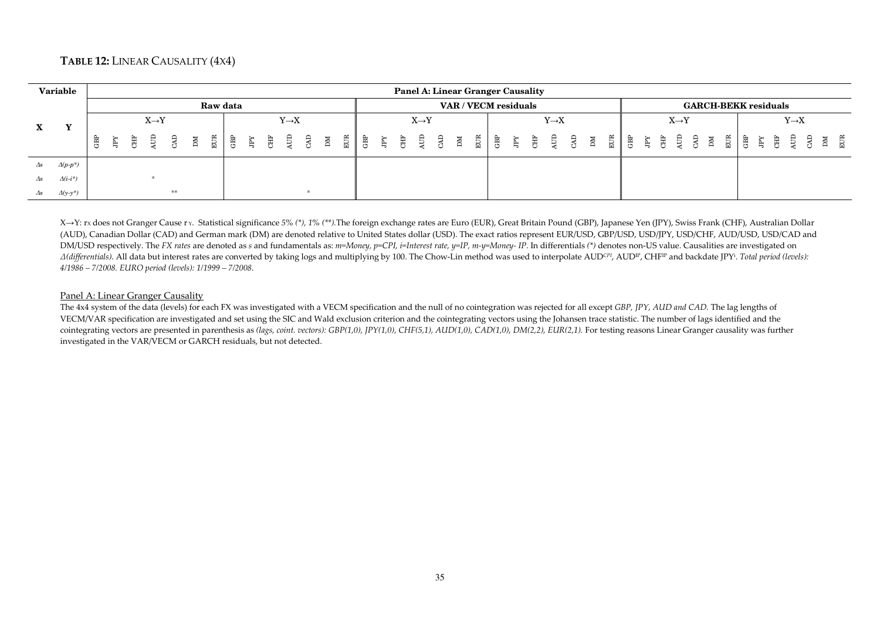**TABLE 12:** LINEAR CAUSALITY (4X4)

| Variable | | Panel A: Linear Granger Causality | | | | | | | | | | | | | | | | | | | | | | | | | | | | | | | | | | | | | | | |
|---|---|---|---|---|---|---|---|---|---|---|---|---|---|---|---|---|---|---|---|---|---|---|---|---|---|---|---|---|---|---|---|---|---|---|---|---|---|---|---|---|---|---|---|
| | | Raw data | | | | | | | | | | | | | | VAR / VECM residuals | | | | | | | | | | | | | | GARCH-BEKK residuals | | | | | | | | | | | | | |
| X | Y | X→Y | | | | | | | Y→X | | | | | | | X→Y | | | | | | | Y→X | | | | | | | X→Y | | | | | | | Y→X | | | | | | |
| | | GBP | JPY | CHF | AUD | CAD | DM | EUR | GBP | JPY | CHF | AUD | CAD | DM | EUR | GBP | JPY | CHF | AUD | CAD | DM | EUR | GBP | JPY | CHF | AUD | CAD | DM | EUR | GBP | JPY | CHF | AUD | CAD | DM | EUR | GBP | JPY | CHF | AUD | CAD | DM | EUR |
| $\Delta s$ | $\Delta(p-p^*)$ | | | | | | | | | | | | | | | | | | | | | | | | | | | | | | | | | | | | | | | | | | |
| $\Delta s$ | $\Delta(i-i^*)$ | | | | * | | | | | | | | | | | | | | | | | | | | | | | | | | | | | | | | | | | | | | |
| $\Delta s$ | $\Delta(y-y^*)$ | | | | | ** | | | | | | | * | | | | | | | | | | | | | | | | | | | | | | | | | | | | | | |

X→Y: $r_X$ does not Granger Cause $r_Y$. Statistical significance *5% (\*), 1% (\*\*).* The foreign exchange rates are Euro (EUR), Great Britain Pound (GBP), Japanese Yen (JPY), Swiss Frank (CHF), Australian Dollar (AUD), Canadian Dollar (CAD) and German mark (DM) are denoted relative to United States dollar (USD). The exact ratios represent EUR/USD, GBP/USD, USD/JPY, USD/CHF, AUD/USD, USD/CAD and DM/USD respectively. The *FX rates* are denoted as *s* and fundamentals as: *m=Money, p=CPI, i=Interest rate, y=IP, m-y=Money- IP*. In differentials *(\*)* denotes non-US value. Causalities are investigated on *Δ(differentials)*. All data but interest rates are converted by taking logs and multiplying by 100. The Chow-Lin method was used to interpolate $AUD^{CPI}$, $AUD^{IP}$, $CHF^{IP}$ and backdate $JPY^{i}$. *Total period (levels): 4/1986 – 7/2008. EURO period (levels): 1/1999 – 7/2008.*

Panel A: Linear Granger Causality

The 4x4 system of the data (levels) for each FX was investigated with a VECM specification and the null of no cointegration was rejected for all except *GBP, JPY, AUD and CAD.* The lag lengths of VECM/VAR specification are investigated and set using the SIC and Wald exclusion criterion and the cointegrating vectors using the Johansen trace statistic. The number of lags identified and the cointegrating vectors are presented in parenthesis as *(lags, coint. vectors): GBP(1,0), JPY(1,0), CHF(5,1), AUD(1,0), CAD(1,0), DM(2,2), EUR(2,1).* For testing reasons Linear Granger causality was further investigated in the VAR/VECM or GARCH residuals, but not detected.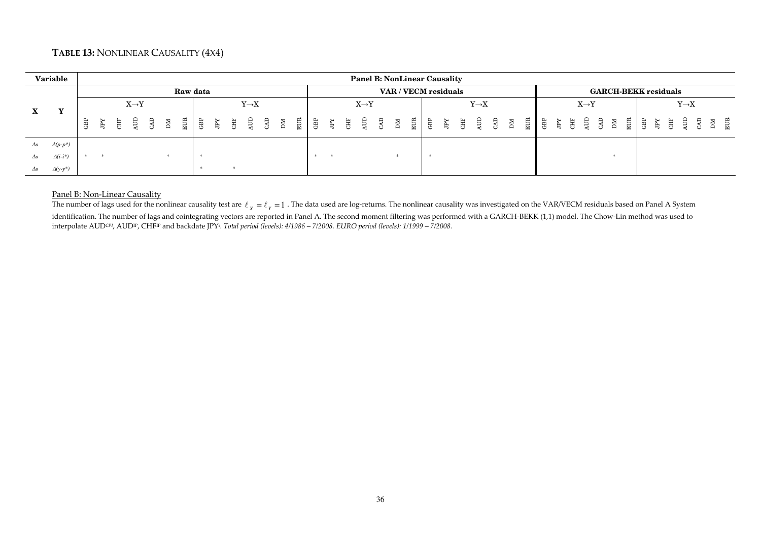**TABLE 13:** NONLINEAR CAUSALITY (4X4)

| Variable | | Panel B: NonLinear Causality | | | | | | | | | | | | | | | | | | | | | | | | | | | | | | | | | | | | | | | | | |
|---|---|---|---|---|---|---|---|---|---|---|---|---|---|---|---|---|---|---|---|---|---|---|---|---|---|---|---|---|---|---|---|---|---|---|---|---|---|---|---|---|---|---|---|
| X | Y | Raw data | | | | | | | | | | | | | | VAR / VECM residuals | | | | | | | | | | | | | | GARCH-BEKK residuals | | | | | | | | | | | | | |
| | | X→Y | | | | | | | Y→X | | | | | | | X→Y | | | | | | | Y→X | | | | | | | X→Y | | | | | | | Y→X | | | | | | |
| | | GBP | JPY | CHF | AUD | CAD | DM | EUR | GBP | JPY | CHF | AUD | CAD | DM | EUR | GBP | JPY | CHF | AUD | CAD | DM | EUR | GBP | JPY | CHF | AUD | CAD | DM | EUR | GBP | JPY | CHF | AUD | CAD | DM | EUR | GBP | JPY | CHF | AUD | CAD | DM | EUR |
| *Δs* | *Δ(p-p\*)* | | | | | | | | | | | | | | | | | | | | | | | | | | | | | | | | | | | | | | | | | | |
| *Δs* | *Δ(i-i\*)* | * | * | | | | * | | * | | | | | | | * | * | | | | * | | * | | | | | | | | | | | | * | | | | | | | | |
| *Δs* | *Δ(y-y\*)* | | | | | | | | * | | * | | | | | | | | | | | | | | | | | | | | | | | | | | | | | | | | |

Panel B: Non-Linear Causality

The number of lags used for the nonlinear causality test are $\ell_X = \ell_Y = 1$. The data used are log-returns. The nonlinear causality was investigated on the VAR/VECM residuals based on Panel A System identification. The number of lags and cointegrating vectors are reported in Panel A. The second moment filtering was performed with a GARCH-BEKK (1,1) model. The Chow-Lin method was used to interpolate $AUD^{CPI}$, $AUD^{IP}$, $CHF^{IP}$ and backdate $JPY^{i}$. *Total period (levels): 4/1986 – 7/2008. EURO period (levels): 1/1999 – 7/2008.*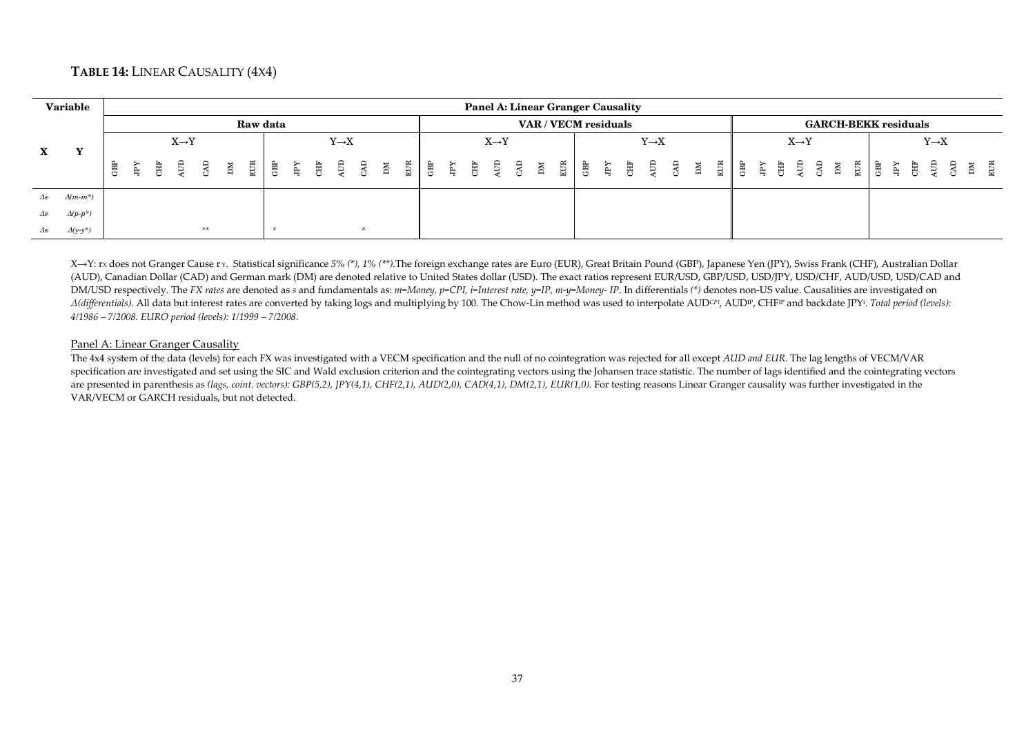**TABLE 14:** LINEAR CAUSALITY (4X4)

| Variable | | Panel A: Linear Granger Causality | | | | | | | | | | | | | | | | | | | | | | | | | | | | | | | | | | | | | | | | | |
|---|---|---|---|---|---|---|---|---|---|---|---|---|---|---|---|---|---|---|---|---|---|---|---|---|---|---|---|---|---|---|---|---|---|---|---|---|---|---|---|---|---|---|---|
| | | Raw data | | | | | | | | | | | | | | VAR / VECM residuals | | | | | | | | | | | | | | GARCH-BEKK residuals | | | | | | | | | | | | | |
| | | X→Y | | | | | | | Y→X | | | | | | | X→Y | | | | | | | Y→X | | | | | | | X→Y | | | | | | | Y→X | | | | | | |
| X | Y | GBP | JPY | CHF | AUD | CAD | DM | EUR | GBP | JPY | CHF | AUD | CAD | DM | EUR | GBP | JPY | CHF | AUD | CAD | DM | EUR | GBP | JPY | CHF | AUD | CAD | DM | EUR | GBP | JPY | CHF | AUD | CAD | DM | EUR | GBP | JPY | CHF | AUD | CAD | DM | EUR |
| Δs | Δ(m-m*) | | | | | | | | | | | | | | | | | | | | | | | | | | | | | | | | | | | | | | | | | | |
| Δs | Δ(p-p*) | | | | | | | | | | | | | | | | | | | | | | | | | | | | | | | | | | | | | | | | | | |
| Δs | Δ(y-y*) | | | | | ** | | | * | | | | * | | | | | | | | | | | | | | | | | | | | | | | | | | | | | | |

X→Y: $r_X$ does not Granger Cause $r_Y$. Statistical significance *5% (\*), 1% (\*\*)*. The foreign exchange rates are Euro (EUR), Great Britain Pound (GBP), Japanese Yen (JPY), Swiss Frank (CHF), Australian Dollar (AUD), Canadian Dollar (CAD) and German mark (DM) are denoted relative to United States dollar (USD). The exact ratios represent EUR/USD, GBP/USD, USD/JPY, USD/CHF, AUD/USD, USD/CAD and DM/USD respectively. The *FX rates* are denoted as *s* and fundamentals as: *m=Money, p=CPI, i=Interest rate, y=IP, m-y=Money- IP*. In differentials *(\*)* denotes non-US value. Causalities are investigated on *Δ(differentials)*. All data but interest rates are converted by taking logs and multiplying by 100. The Chow-Lin method was used to interpolate $AUD^{CPI}$, $AUD^{IP}$, $CHF^{IP}$ and backdate $JPY^{i}$. *Total period (levels): 4/1986 – 7/2008. EURO period (levels): 1/1999 – 7/2008.*

Panel A: Linear Granger Causality

The 4x4 system of the data (levels) for each FX was investigated with a VECM specification and the null of no cointegration was rejected for all except *AUD and EUR*. The lag lengths of VECM/VAR specification are investigated and set using the SIC and Wald exclusion criterion and the cointegrating vectors using the Johansen trace statistic. The number of lags identified and the cointegrating vectors are presented in parenthesis as *(lags, coint. vectors): GBP(5,2), JPY(4,1), CHF(2,1), AUD(2,0), CAD(4,1), DM(2,1), EUR(1,0).* For testing reasons Linear Granger causality was further investigated in the VAR/VECM or GARCH residuals, but not detected.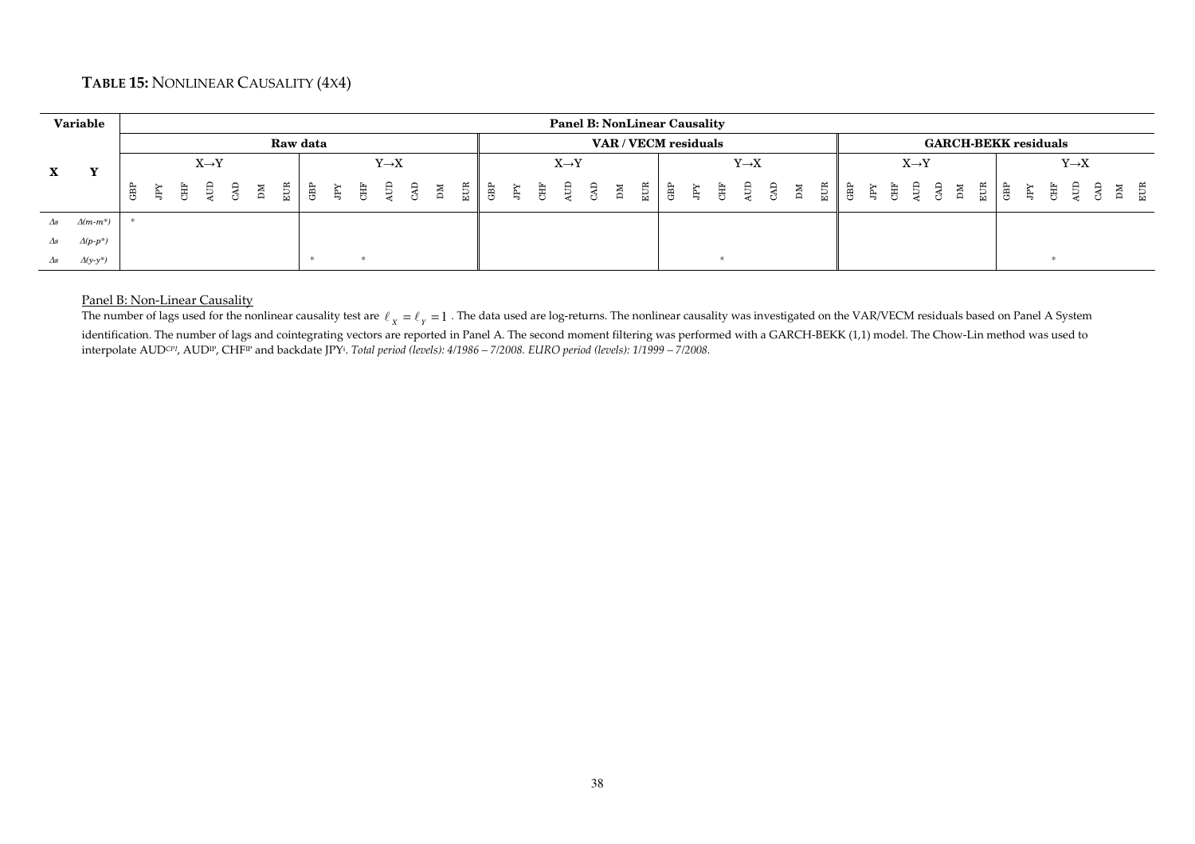**TABLE 15:** NONLINEAR CAUSALITY (4X4)

| Variable | | Panel B: NonLinear Causality | | | | | | | | | | | | | | | | | | | | | | | | | | | | | | | | | | | | | | | | | |
|---|---|---|---|---|---|---|---|---|---|---|---|---|---|---|---|---|---|---|---|---|---|---|---|---|---|---|---|---|---|---|---|---|---|---|---|---|---|---|---|---|---|---|---|
| | | Raw data | | | | | | | | | | | | | | VAR / VECM residuals | | | | | | | | | | | | | | GARCH-BEKK residuals | | | | | | | | | | | | | |
| X | Y | X→Y | | | | | | | Y→X | | | | | | | X→Y | | | | | | | Y→X | | | | | | | X→Y | | | | | | | Y→X | | | | | | |
| | | GBP | JPY | CHF | AUD | CAD | DM | EUR | GBP | JPY | CHF | AUD | CAD | DM | EUR | GBP | JPY | CHF | AUD | CAD | DM | EUR | GBP | JPY | CHF | AUD | CAD | DM | EUR | GBP | JPY | CHF | AUD | CAD | DM | EUR | GBP | JPY | CHF | AUD | CAD | DM | EUR |
| $\Delta s$ | $\Delta(m\text{-}m^*)$ | * | | | | | | | | | | | | | | | | | | | | | | | | | | | | | | | | | | | | | | | | | |
| $\Delta s$ | $\Delta(p\text{-}p^*)$ | | | | | | | | | | | | | | | | | | | | | | | | | | | | | | | | | | | | | | | | | | |
| $\Delta s$ | $\Delta(y\text{-}y^*)$ | | | | | | | | * | | * | | | | | | | | | | | | | | * | | | | | | | | | | | | | | * | | | | |

Panel B: Non-Linear Causality

The number of lags used for the nonlinear causality test are $\ell_X = \ell_Y = 1$. The data used are log-returns. The nonlinear causality was investigated on the VAR/VECM residuals based on Panel A System identification. The number of lags and cointegrating vectors are reported in Panel A. The second moment filtering was performed with a GARCH-BEKK (1,1) model. The Chow-Lin method was used to interpolate AUD$^{CPI}$, AUD$^{IP}$, CHF$^{IP}$ and backdate JPY$^{i}$. *Total period (levels): 4/1986 – 7/2008. EURO period (levels): 1/1999 – 7/2008.*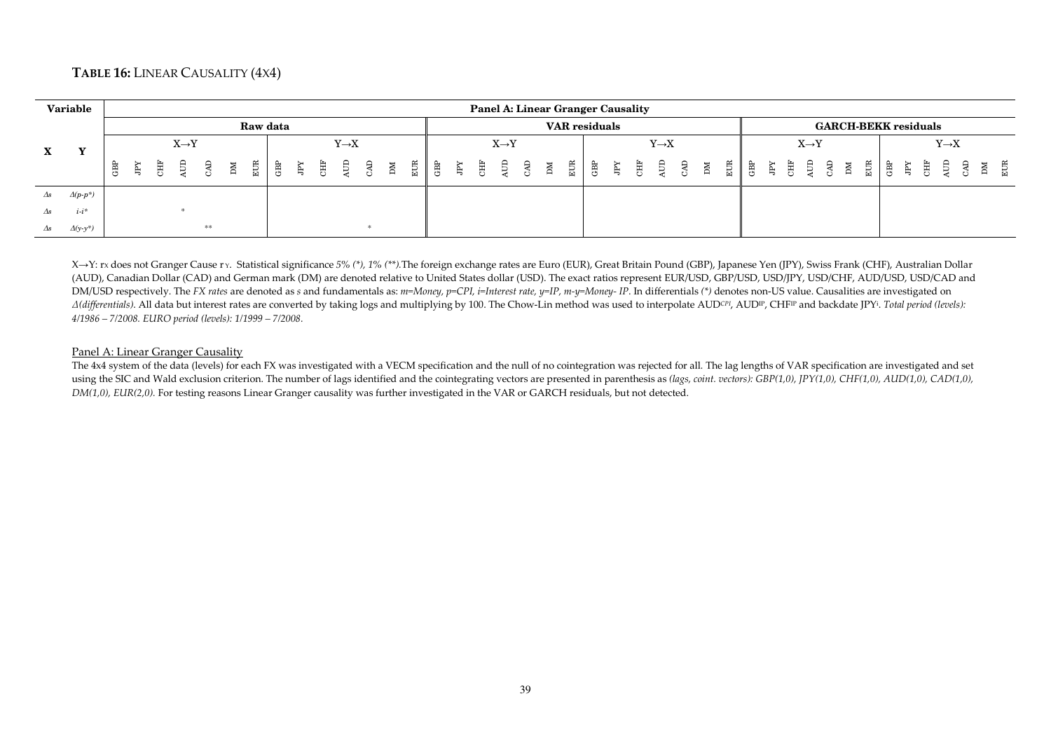**TABLE 16:** LINEAR CAUSALITY (4X4)

| Variable | | Panel A: Linear Granger Causality | | | | | | | | | | | | | | | | | | | | | | | | | | | | | | | | | | | | | | | | | |
|---|---|---|---|---|---|---|---|---|---|---|---|---|---|---|---|---|---|---|---|---|---|---|---|---|---|---|---|---|---|---|---|---|---|---|---|---|---|---|---|---|---|---|---|
| | | Raw data | | | | | | | | | | | | | | VAR residuals | | | | | | | | | | | | | | GARCH-BEKK residuals | | | | | | | | | | | | | |
| X | Y | X→Y | | | | | | | Y→X | | | | | | | X→Y | | | | | | | Y→X | | | | | | | X→Y | | | | | | | Y→X | | | | | | |
| | | GBP | JPY | CHF | AUD | CAD | DM | EUR | GBP | JPY | CHF | AUD | CAD | DM | EUR | GBP | JPY | CHF | AUD | CAD | DM | EUR | GBP | JPY | CHF | AUD | CAD | DM | EUR | GBP | JPY | CHF | AUD | CAD | DM | EUR | GBP | JPY | CHF | AUD | CAD | DM | EUR |
| *Δs* | *Δ(p-p\*)* | | | | | | | | | | | | | | | | | | | | | | | | | | | | | | | | | | | | | | | | | | |
| *Δs* | *i-i\** | | | | * | | | | | | | | | | | | | | | | | | | | | | | | | | | | | | | | | | | | | | |
| *Δs* | *Δ(y-y\*)* | | | | | ** | | | | | | | * | | | | | | | | | | | | | | | | | | | | | | | | | | | | | | |

X→Y: $r_X$ does not Granger Cause $r_Y$. Statistical significance *5% (\*), 1% (\*\*).* The foreign exchange rates are Euro (EUR), Great Britain Pound (GBP), Japanese Yen (JPY), Swiss Frank (CHF), Australian Dollar (AUD), Canadian Dollar (CAD) and German mark (DM) are denoted relative to United States dollar (USD). The exact ratios represent EUR/USD, GBP/USD, USD/JPY, USD/CHF, AUD/USD, USD/CAD and DM/USD respectively. The *FX rates* are denoted as *s* and fundamentals as: *m=Money, p=CPI, i=Interest rate, y=IP, m-y=Money- IP*. In differentials *(\*)* denotes non-US value. Causalities are investigated on *Δ(differentials)*. All data but interest rates are converted by taking logs and multiplying by 100. The Chow-Lin method was used to interpolate $AUD^{CPI}$, $AUD^{IP}$, $CHF^{IP}$ and backdate $JPY^{i}$. *Total period (levels): 4/1986 – 7/2008. EURO period (levels): 1/1999 – 7/2008*.

Panel A: Linear Granger Causality

The 4x4 system of the data (levels) for each FX was investigated with a VECM specification and the null of no cointegration was rejected for all. The lag lengths of VAR specification are investigated and set using the SIC and Wald exclusion criterion. The number of lags identified and the cointegrating vectors are presented in parenthesis as *(lags, coint. vectors): GBP(1,0), JPY(1,0), CHF(1,0), AUD(1,0), CAD(1,0), DM(1,0), EUR(2,0).* For testing reasons Linear Granger causality was further investigated in the VAR or GARCH residuals, but not detected.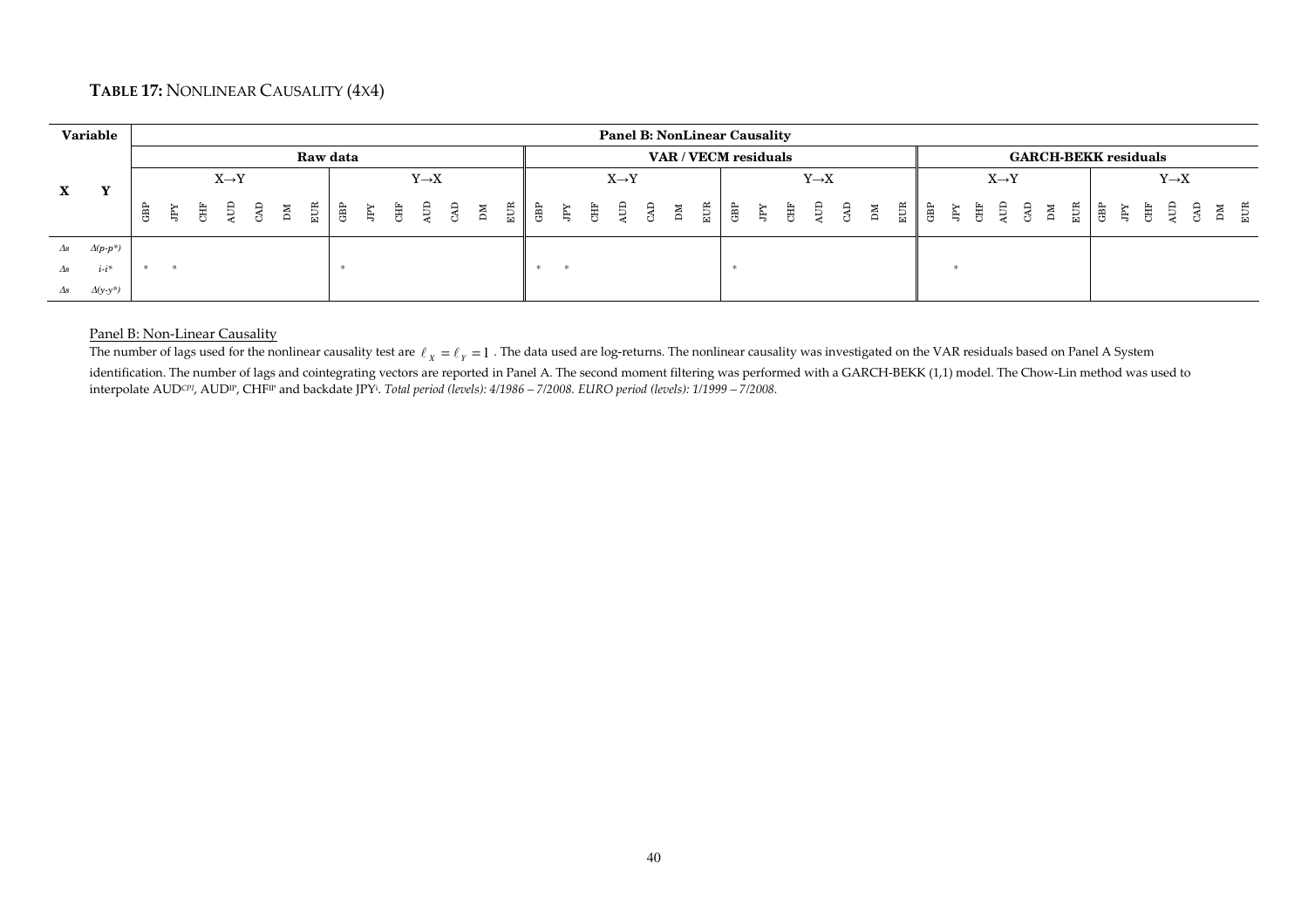**TABLE 17:** NONLINEAR CAUSALITY (4X4)

| Variable | | Panel B: NonLinear Causality | | | | | | | | | | | | | | | | | | | | | | | | | | | | | | | | | | | | | | | | | |
|---|---|---|---|---|---|---|---|---|---|---|---|---|---|---|---|---|---|---|---|---|---|---|---|---|---|---|---|---|---|---|---|---|---|---|---|---|---|---|---|---|---|---|---|
| | | Raw data | | | | | | | | | | | | | | VAR / VECM residuals | | | | | | | | | | | | | | GARCH-BEKK residuals | | | | | | | | | | | | | |
| X | Y | X→Y | | | | | | | Y→X | | | | | | | X→Y | | | | | | | Y→X | | | | | | | X→Y | | | | | | | Y→X | | | | | | |
| | | GBP | JPY | CHF | AUD | CAD | DM | EUR | GBP | JPY | CHF | AUD | CAD | DM | EUR | GBP | JPY | CHF | AUD | CAD | DM | EUR | GBP | JPY | CHF | AUD | CAD | DM | EUR | GBP | JPY | CHF | AUD | CAD | DM | EUR | GBP | JPY | CHF | AUD | CAD | DM | EUR |
| $\Delta s$ | $\Delta(p-p^*)$ | | | | | | | | | | | | | | | | | | | | | | | | | | | | | | | | | | | | | | | | | | |
| $\Delta s$ | $i-i^*$ | * | * | | | | | | * | | | | | | | * | * | | | | | | * | | | | | | | | * | | | | | | | | | | | | |
| $\Delta s$ | $\Delta(y-y^*)$ | | | | | | | | | | | | | | | | | | | | | | | | | | | | | | | | | | | | | | | | | | |

Panel B: Non-Linear Causality

The number of lags used for the nonlinear causality test are $\ell_X = \ell_Y = 1$ . The data used are log-returns. The nonlinear causality was investigated on the VAR residuals based on Panel A System identification. The number of lags and cointegrating vectors are reported in Panel A. The second moment filtering was performed with a GARCH-BEKK (1,1) model. The Chow-Lin method was used to interpolate AUD[CPI], AUD[IP], CHF[IP] and backdate JPY[i]. *Total period (levels): 4/1986 – 7/2008. EURO period (levels): 1/1999 – 7/2008.*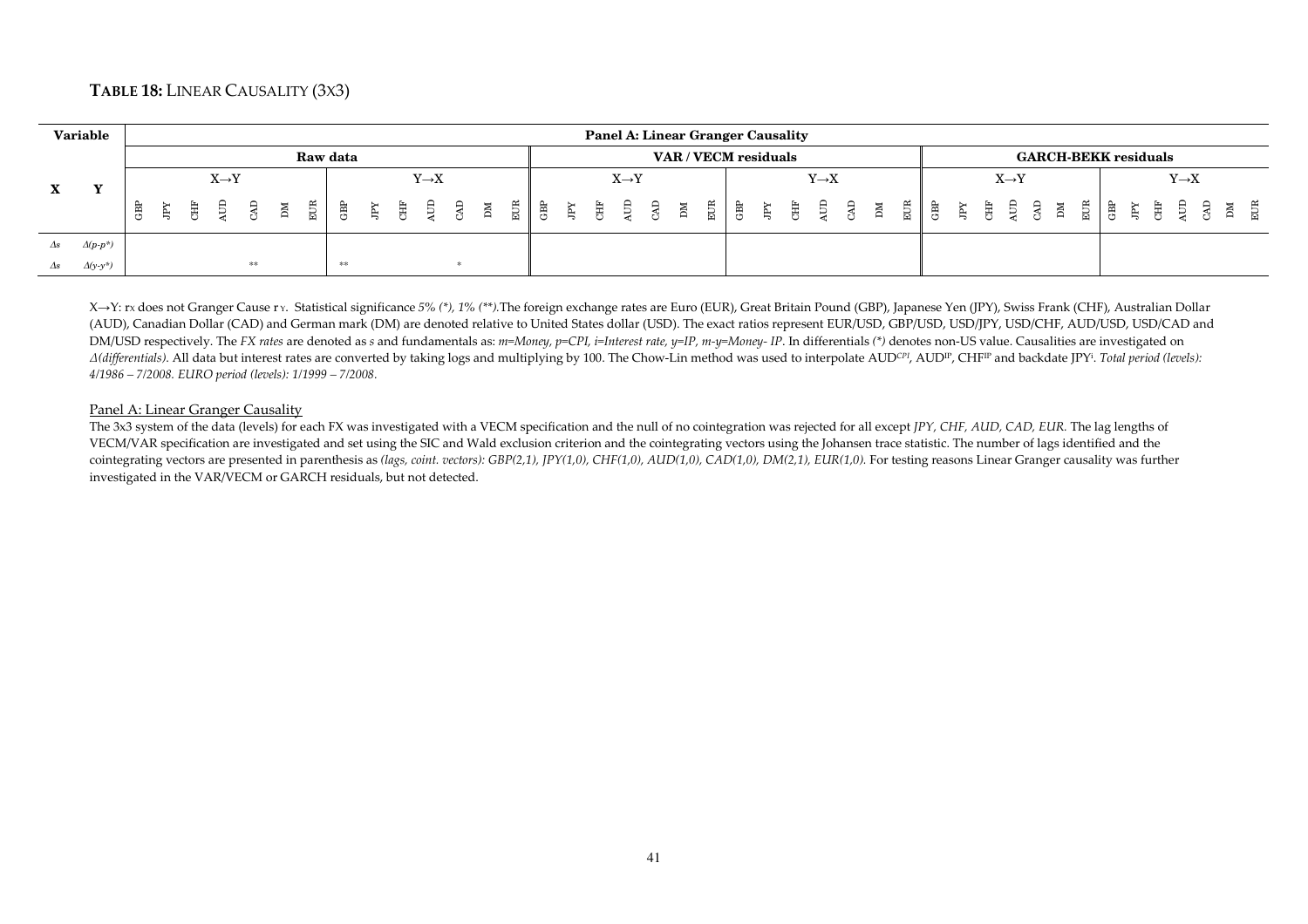**TABLE 18:** LINEAR CAUSALITY (3X3)

| Variable | | Panel A: Linear Granger Causality | | | | | | | | | | | | | | | | | | | | | | | | | | | | | | | | | | | | | | | | | |
|---|---|---|---|---|---|---|---|---|---|---|---|---|---|---|---|---|---|---|---|---|---|---|---|---|---|---|---|---|---|---|---|---|---|---|---|---|---|---|---|---|---|---|---|
| | | Raw data | | | | | | | | | | | | | | VAR / VECM residuals | | | | | | | | | | | | | | GARCH-BEKK residuals | | | | | | | | | | | | | |
| X | Y | X→Y | | | | | | | Y→X | | | | | | | X→Y | | | | | | | Y→X | | | | | | | X→Y | | | | | | | Y→X | | | | | | |
| | | GBP | JPY | CHF | AUD | CAD | DM | EUR | GBP | JPY | CHF | AUD | CAD | DM | EUR | GBP | JPY | CHF | AUD | CAD | DM | EUR | GBP | JPY | CHF | AUD | CAD | DM | EUR | GBP | JPY | CHF | AUD | CAD | DM | EUR | GBP | JPY | CHF | AUD | CAD | DM | EUR |
| *Δs* | *Δ(p-p\*)* | | | | | | | | | | | | | | | | | | | | | | | | | | | | | | | | | | | | | | | | | | |
| *Δs* | *Δ(y-y\*)* | | | | | ** | | | ** | | | | * | | | | | | | | | | | | | | | | | | | | | | | | | | | | | | |

X→Y: $r_X$ does not Granger Cause $r_Y$. Statistical significance *5% (\*), 1% (\*\*).*The foreign exchange rates are Euro (EUR), Great Britain Pound (GBP), Japanese Yen (JPY), Swiss Frank (CHF), Australian Dollar (AUD), Canadian Dollar (CAD) and German mark (DM) are denoted relative to United States dollar (USD). The exact ratios represent EUR/USD, GBP/USD, USD/JPY, USD/CHF, AUD/USD, USD/CAD and DM/USD respectively. The *FX rates* are denoted as *s* and fundamentals as: *m=Money, p=CPI, i=Interest rate, y=IP, m-y=Money- IP*. In differentials *(\*)* denotes non-US value. Causalities are investigated on *Δ(differentials)*. All data but interest rates are converted by taking logs and multiplying by 100. The Chow-Lin method was used to interpolate $AUD^{CPI}$, $AUD^{IP}$, $CHF^{IP}$ and backdate $JPY^{i}$. *Total period (levels): 4/1986 – 7/2008. EURO period (levels): 1/1999 – 7/2008*.

Panel A: Linear Granger Causality

The 3x3 system of the data (levels) for each FX was investigated with a VECM specification and the null of no cointegration was rejected for all except *JPY, CHF, AUD, CAD, EUR.* The lag lengths of VECM/VAR specification are investigated and set using the SIC and Wald exclusion criterion and the cointegrating vectors using the Johansen trace statistic. The number of lags identified and the cointegrating vectors are presented in parenthesis as *(lags, coint. vectors): GBP(2,1), JPY(1,0), CHF(1,0), AUD(1,0), CAD(1,0), DM(2,1), EUR(1,0).* For testing reasons Linear Granger causality was further investigated in the VAR/VECM or GARCH residuals, but not detected.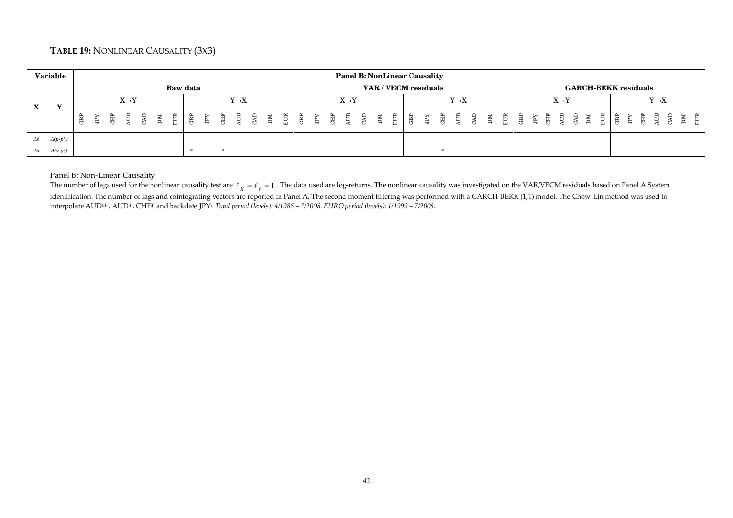**TABLE 19:** NONLINEAR CAUSALITY (3X3)

| Variable | | Panel B: NonLinear Causality | | | | | | | | | | | | | | | | | | | | | | | | | | | | | | | | | | | | | | | | | |
|---|---|---|---|---|---|---|---|---|---|---|---|---|---|---|---|---|---|---|---|---|---|---|---|---|---|---|---|---|---|---|---|---|---|---|---|---|---|---|---|---|---|---|---|
| | | Raw data | | | | | | | | | | | | | | VAR / VECM residuals | | | | | | | | | | | | | | GARCH-BEKK residuals | | | | | | | | | | | | | |
| **X** | **Y** | X→Y | | | | | | | Y→X | | | | | | | X→Y | | | | | | | Y→X | | | | | | | X→Y | | | | | | | Y→X | | | | | | |
| | | GBP | JPY | CHF | AUD | CAD | DM | EUR | GBP | JPY | CHF | AUD | CAD | DM | EUR | GBP | JPY | CHF | AUD | CAD | DM | EUR | GBP | JPY | CHF | AUD | CAD | DM | EUR | GBP | JPY | CHF | AUD | CAD | DM | EUR | GBP | JPY | CHF | AUD | CAD | DM | EUR |
| $\Delta s$ | $\Delta(p\text{-}p^*)$ | | | | | | | | | | | | | | | | | | | | | | | | | | | | | | | | | | | | | | | | | | |
| $\Delta s$ | $\Delta(y\text{-}y^*)$ | | | | | | | | * | | * | | | | | | | | | | | | | | * | | | | | | | | | | | | | | | | | | |

Panel B: Non-Linear Causality

The number of lags used for the nonlinear causality test are $\ell_X = \ell_Y = 1$. The data used are log-returns. The nonlinear causality was investigated on the VAR/VECM residuals based on Panel A System identification. The number of lags and cointegrating vectors are reported in Panel A. The second moment filtering was performed with a GARCH-BEKK (1,1) model. The Chow-Lin method was used to interpolate $AUD^{CPI}$, $AUD^{IP}$, $CHF^{IP}$ and backdate $JPY^{i}$. *Total period (levels): 4/1986 – 7/2008. EURO period (levels): 1/1999 – 7/2008.*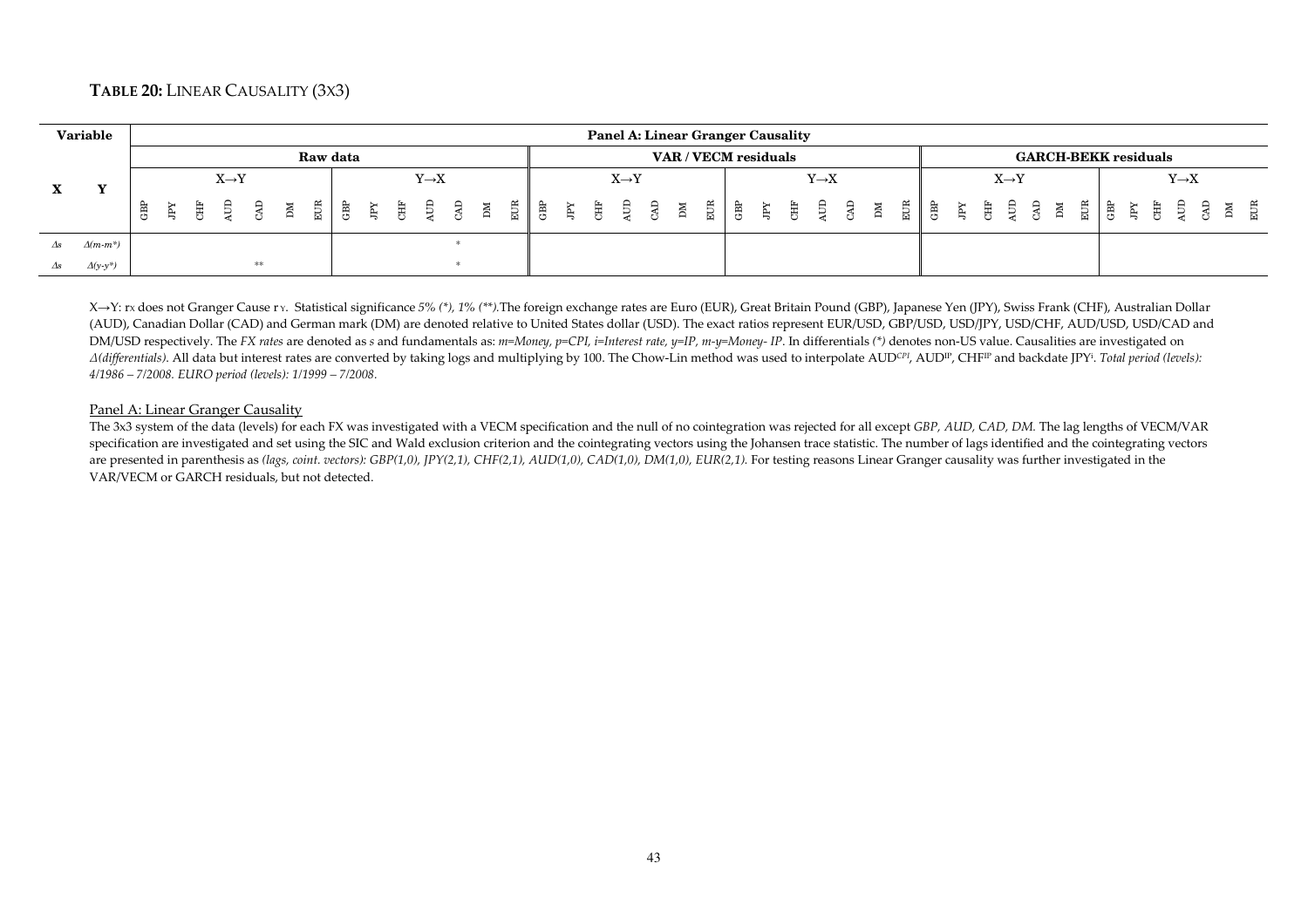**TABLE 20:** LINEAR CAUSALITY (3X3)

| Variable | | Panel A: Linear Granger Causality | | | | | | | | | | | | | | | | | | | | | | | | | | | | | | | | | | | | | | | | | |
|---|---|---|---|---|---|---|---|---|---|---|---|---|---|---|---|---|---|---|---|---|---|---|---|---|---|---|---|---|---|---|---|---|---|---|---|---|---|---|---|---|---|---|---|
| | | Raw data | | | | | | | | | | | | | | VAR / VECM residuals | | | | | | | | | | | | | | GARCH-BEKK residuals | | | | | | | | | | | | | | |
| X | Y | X→Y | | | | | | | Y→X | | | | | | | X→Y | | | | | | | Y→X | | | | | | | X→Y | | | | | | | Y→X | | | | | | |
| | | GBP | JPY | CHF | AUD | CAD | DM | EUR | GBP | JPY | CHF | AUD | CAD | DM | EUR | GBP | JPY | CHF | AUD | CAD | DM | EUR | GBP | JPY | CHF | AUD | CAD | DM | EUR | GBP | JPY | CHF | AUD | CAD | DM | EUR | GBP | JPY | CHF | AUD | CAD | DM | EUR |
| $\Delta s$ | $\Delta(m\text{-}m^*)$ | | | | | | | | | | | | * | | | | | | | | | | | | | | | | | | | | | | | | | | | | | | |
| $\Delta s$ | $\Delta(y\text{-}y^*)$ | | | | | ** | | | | | | | * | | | | | | | | | | | | | | | | | | | | | | | | | | | | | | |

X→Y: $r_X$ does not Granger Cause $r_Y$. Statistical significance *5% (\*), 1% (\*\*)*.The foreign exchange rates are Euro (EUR), Great Britain Pound (GBP), Japanese Yen (JPY), Swiss Frank (CHF), Australian Dollar (AUD), Canadian Dollar (CAD) and German mark (DM) are denoted relative to United States dollar (USD). The exact ratios represent EUR/USD, GBP/USD, USD/JPY, USD/CHF, AUD/USD, USD/CAD and DM/USD respectively. The *FX rates* are denoted as *s* and fundamentals as: *m=Money, p=CPI, i=Interest rate, y=IP, m-y=Money- IP*. In differentials *(\*)* denotes non-US value. Causalities are investigated on *Δ(differentials)*. All data but interest rates are converted by taking logs and multiplying by 100. The Chow-Lin method was used to interpolate $AUD^{CPI}$, $AUD^{IP}$, $CHF^{IP}$ and backdate $JPY^{i}$. *Total period (levels): 4/1986 – 7/2008. EURO period (levels): 1/1999 – 7/2008*.

Panel A: Linear Granger Causality

The 3x3 system of the data (levels) for each FX was investigated with a VECM specification and the null of no cointegration was rejected for all except *GBP, AUD, CAD, DM.* The lag lengths of VECM/VAR specification are investigated and set using the SIC and Wald exclusion criterion and the cointegrating vectors using the Johansen trace statistic. The number of lags identified and the cointegrating vectors are presented in parenthesis as *(lags, coint. vectors): GBP(1,0), JPY(2,1), CHF(2,1), AUD(1,0), CAD(1,0), DM(1,0), EUR(2,1).* For testing reasons Linear Granger causality was further investigated in the VAR/VECM or GARCH residuals, but not detected.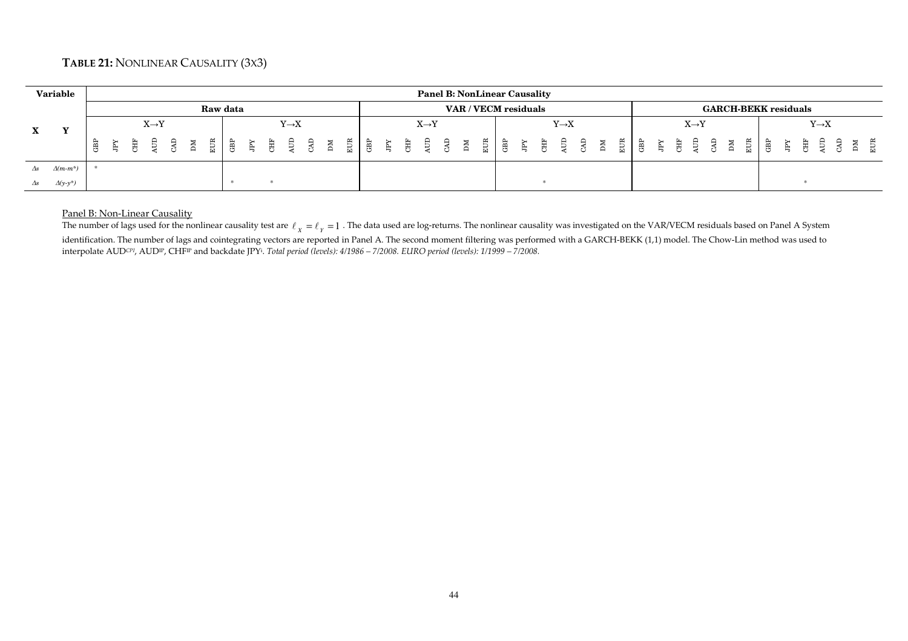## TABLE 21: NONLINEAR CAUSALITY (3X3)

| Variable | | Panel B: NonLinear Causality | | | | | | | | | | | | | | | | | | | | | | | | | | | | | | | | | | | | | | | | | |
|---|---|---|---|---|---|---|---|---|---|---|---|---|---|---|---|---|---|---|---|---|---|---|---|---|---|---|---|---|---|---|---|---|---|---|---|---|---|---|---|---|---|---|---|
| | | Raw data | | | | | | | | | | | | | | VAR / VECM residuals | | | | | | | | | | | | | | GARCH-BEKK residuals | | | | | | | | | | | | | |
| X | Y | X→Y | | | | | | | Y→X | | | | | | | X→Y | | | | | | | Y→X | | | | | | | X→Y | | | | | | | Y→X | | | | | | |
| | | GBP | JPY | CHF | AUD | CAD | DM | EUR | GBP | JPY | CHF | AUD | CAD | DM | EUR | GBP | JPY | CHF | AUD | CAD | DM | EUR | GBP | JPY | CHF | AUD | CAD | DM | EUR | GBP | JPY | CHF | AUD | CAD | DM | EUR | GBP | JPY | CHF | AUD | CAD | DM | EUR |
| $\Delta s$ | $\Delta(m-m^*)$ | * | | | | | | | | | | | | | | | | | | | | | | | | | | | | | | | | | | | | | | | | | |
| $\Delta s$ | $\Delta(y-y^*)$ | | | | | | | | * | | * | | | | | | | | | | | | | | * | | | | | | | | | | | | | | * | | | | |

Panel B: Non-Linear Causality

The number of lags used for the nonlinear causality test are $\ell_X = \ell_Y = 1$. The data used are log-returns. The nonlinear causality was investigated on the VAR/VECM residuals based on Panel A System identification. The number of lags and cointegrating vectors are reported in Panel A. The second moment filtering was performed with a GARCH-BEKK (1,1) model. The Chow-Lin method was used to interpolate $AUD^{CPI}$, $AUD^{IP}$, $CHF^{IP}$ and backdate $JPY^{i}$. *Total period (levels): 4/1986 – 7/2008. EURO period (levels): 1/1999 – 7/2008.*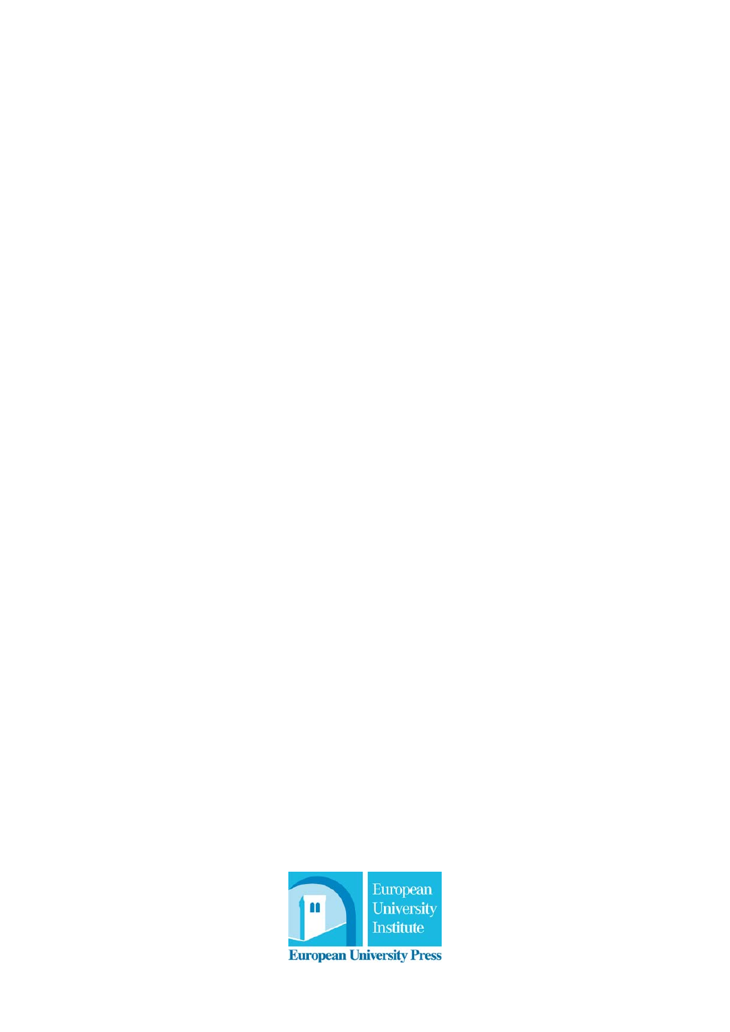European University Institute

European University Press